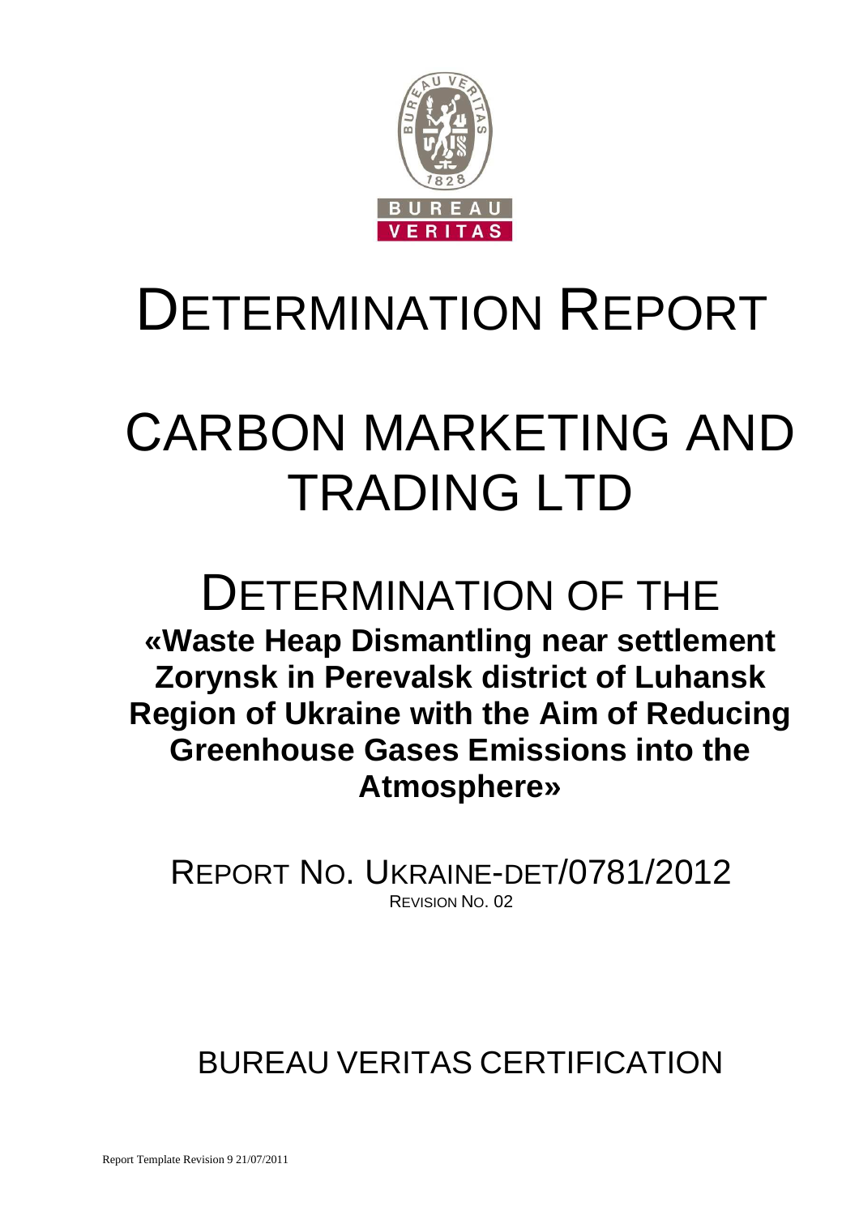# DETERMINATION REPORT

# CARBON MARKETING AND TRADING LTD

## DETERMINATION OF THE

**«Waste Heap Dismantling near settlement Zorynsk in Perevalsk district of Luhansk Region of Ukraine with the Aim of Reducing Greenhouse Gases Emissions into the Atmosphere»**

REPORT NO. UKRAINE-DET/0781/2012

REVISION NO. 02

BUREAU VERITAS CERTIFICATION

Report Template Revision 9 21/07/2011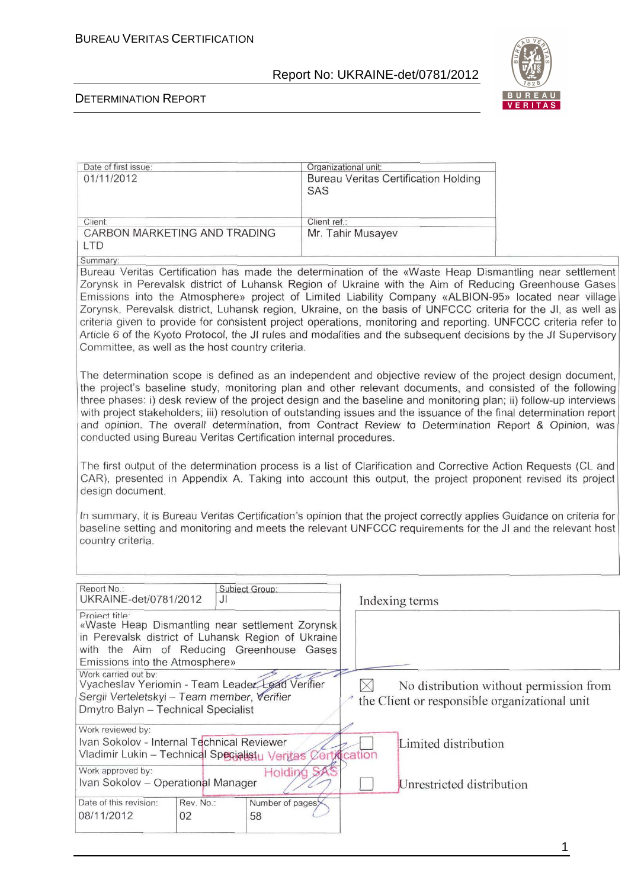| Date of first issue: | Organizational unit: |
| --- | --- |
| 01/11/2012 | Bureau Veritas Certification Holding SAS |
| Client: | Client ref.: |
| CARBON MARKETING AND TRADING LTD | Mr. Tahir Musayev |

Summary:

Bureau Veritas Certification has made the determination of the «Waste Heap Dismantling near settlement Zorynsk in Perevalsk district of Luhansk Region of Ukraine with the Aim of Reducing Greenhouse Gases Emissions into the Atmosphere» project of Limited Liability Company «ALBION-95» located near village Zorynsk, Perevalsk district, Luhansk region, Ukraine, on the basis of UNFCCC criteria for the JI, as well as criteria given to provide for consistent project operations, monitoring and reporting. UNFCCC criteria refer to Article 6 of the Kyoto Protocol, the JI rules and modalities and the subsequent decisions by the JI Supervisory Committee, as well as the host country criteria.

The determination scope is defined as an independent and objective review of the project design document, the project's baseline study, monitoring plan and other relevant documents, and consisted of the following three phases: i) desk review of the project design and the baseline and monitoring plan; ii) follow-up interviews with project stakeholders; iii) resolution of outstanding issues and the issuance of the final determination report and opinion. The overall determination, from Contract Review to Determination Report & Opinion, was conducted using Bureau Veritas Certification internal procedures.

The first output of the determination process is a list of Clarification and Corrective Action Requests (CL and CAR), presented in Appendix A. Taking into account this output, the project proponent revised its project design document.

In summary, it is Bureau Veritas Certification's opinion that the project correctly applies Guidance on criteria for baseline setting and monitoring and meets the relevant UNFCCC requirements for the JI and the relevant host country criteria.

| Report No.: UKRAINE-det/0781/2012 | Subject Group: JI | Indexing terms |
| --- | --- | --- |
| Project title: «Waste Heap Dismantling near settlement Zorynsk in Perevalsk district of Luhansk Region of Ukraine with the Aim of Reducing Greenhouse Gases Emissions into the Atmosphere» | | |
| Work carried out by: Vyacheslav Yeriomin - Team Leader, Lead Verifier; *Sergii Verteletskyi – Team member, Verifier*; Dmytro Balyn – Technical Specialist | | ☒ No distribution without permission from the Client or responsible organizational unit |
| Work reviewed by: Ivan Sokolov - Internal Technical Reviewer; Vladimir Lukin – Technical Specialist | | ☐ Limited distribution |
| Work approved by: Ivan Sokolov – Operational Manager | | ☐ Unrestricted distribution |
| Date of this revision: 08/11/2012 | Rev. No.: 02 | Number of pages: 58 |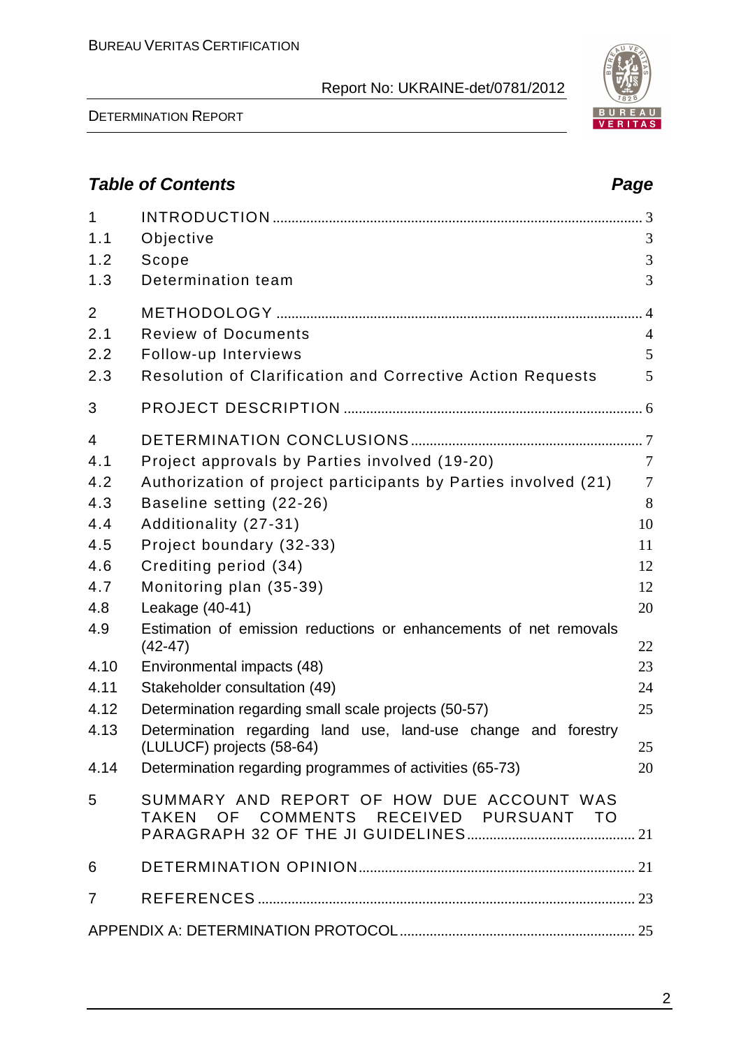## Table of Contents

| | | Page |
|---|---|---|
| 1 | INTRODUCTION | 3 |
| 1.1 | Objective | 3 |
| 1.2 | Scope | 3 |
| 1.3 | Determination team | 3 |
| 2 | METHODOLOGY | 4 |
| 2.1 | Review of Documents | 4 |
| 2.2 | Follow-up Interviews | 5 |
| 2.3 | Resolution of Clarification and Corrective Action Requests | 5 |
| 3 | PROJECT DESCRIPTION | 6 |
| 4 | DETERMINATION CONCLUSIONS | 7 |
| 4.1 | Project approvals by Parties involved (19-20) | 7 |
| 4.2 | Authorization of project participants by Parties involved (21) | 7 |
| 4.3 | Baseline setting (22-26) | 8 |
| 4.4 | Additionality (27-31) | 10 |
| 4.5 | Project boundary (32-33) | 11 |
| 4.6 | Crediting period (34) | 12 |
| 4.7 | Monitoring plan (35-39) | 12 |
| 4.8 | Leakage (40-41) | 20 |
| 4.9 | Estimation of emission reductions or enhancements of net removals (42-47) | 22 |
| 4.10 | Environmental impacts (48) | 23 |
| 4.11 | Stakeholder consultation (49) | 24 |
| 4.12 | Determination regarding small scale projects (50-57) | 25 |
| 4.13 | Determination regarding land use, land-use change and forestry (LULUCF) projects (58-64) | 25 |
| 4.14 | Determination regarding programmes of activities (65-73) | 20 |
| 5 | SUMMARY AND REPORT OF HOW DUE ACCOUNT WAS TAKEN OF COMMENTS RECEIVED PURSUANT TO PARAGRAPH 32 OF THE JI GUIDELINES | 21 |
| 6 | DETERMINATION OPINION | 21 |
| 7 | REFERENCES | 23 |
| | APPENDIX A: DETERMINATION PROTOCOL | 25 |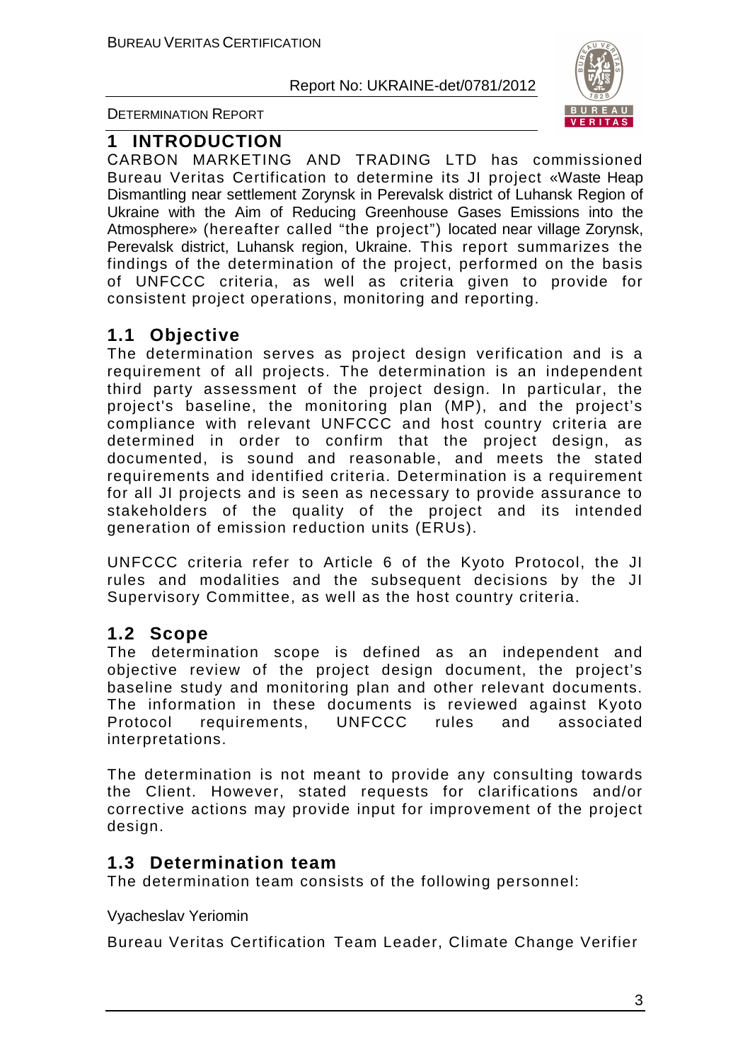# 1 INTRODUCTION

CARBON MARKETING AND TRADING LTD has commissioned Bureau Veritas Certification to determine its JI project «Waste Heap Dismantling near settlement Zorynsk in Perevalsk district of Luhansk Region of Ukraine with the Aim of Reducing Greenhouse Gases Emissions into the Atmosphere» (hereafter called "the project") located near village Zorynsk, Perevalsk district, Luhansk region, Ukraine. This report summarizes the findings of the determination of the project, performed on the basis of UNFCCC criteria, as well as criteria given to provide for consistent project operations, monitoring and reporting.

## 1.1 Objective

The determination serves as project design verification and is a requirement of all projects. The determination is an independent third party assessment of the project design. In particular, the project's baseline, the monitoring plan (MP), and the project's compliance with relevant UNFCCC and host country criteria are determined in order to confirm that the project design, as documented, is sound and reasonable, and meets the stated requirements and identified criteria. Determination is a requirement for all JI projects and is seen as necessary to provide assurance to stakeholders of the quality of the project and its intended generation of emission reduction units (ERUs).

UNFCCC criteria refer to Article 6 of the Kyoto Protocol, the JI rules and modalities and the subsequent decisions by the JI Supervisory Committee, as well as the host country criteria.

## 1.2 Scope

The determination scope is defined as an independent and objective review of the project design document, the project's baseline study and monitoring plan and other relevant documents. The information in these documents is reviewed against Kyoto Protocol requirements, UNFCCC rules and associated interpretations.

The determination is not meant to provide any consulting towards the Client. However, stated requests for clarifications and/or corrective actions may provide input for improvement of the project design.

## 1.3 Determination team

The determination team consists of the following personnel:

Vyacheslav Yeriomin

Bureau Veritas Certification Team Leader, Climate Change Verifier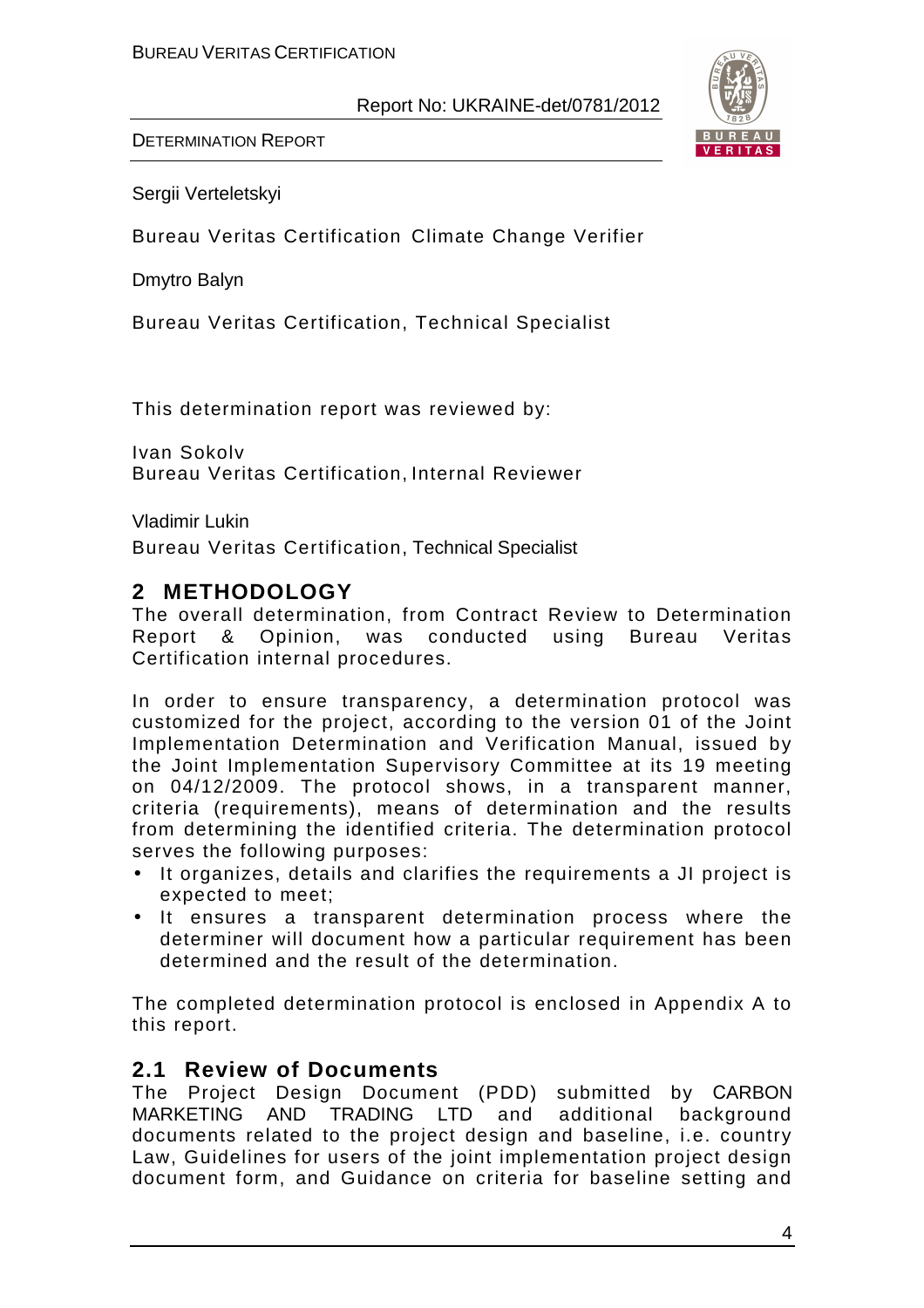Sergii Verteletskyi

Bureau Veritas Certification Climate Change Verifier

Dmytro Balyn

Bureau Veritas Certification, Technical Specialist

This determination report was reviewed by:

Ivan Sokolv
Bureau Veritas Certification, Internal Reviewer

Vladimir Lukin
Bureau Veritas Certification, Technical Specialist

## 2 METHODOLOGY

The overall determination, from Contract Review to Determination Report & Opinion, was conducted using Bureau Veritas Certification internal procedures.

In order to ensure transparency, a determination protocol was customized for the project, according to the version 01 of the Joint Implementation Determination and Verification Manual, issued by the Joint Implementation Supervisory Committee at its 19 meeting on 04/12/2009. The protocol shows, in a transparent manner, criteria (requirements), means of determination and the results from determining the identified criteria. The determination protocol serves the following purposes:

- It organizes, details and clarifies the requirements a JI project is expected to meet;
- It ensures a transparent determination process where the determiner will document how a particular requirement has been determined and the result of the determination.

The completed determination protocol is enclosed in Appendix A to this report.

### 2.1 Review of Documents

The Project Design Document (PDD) submitted by CARBON MARKETING AND TRADING LTD and additional background documents related to the project design and baseline, i.e. country Law, Guidelines for users of the joint implementation project design document form, and Guidance on criteria for baseline setting and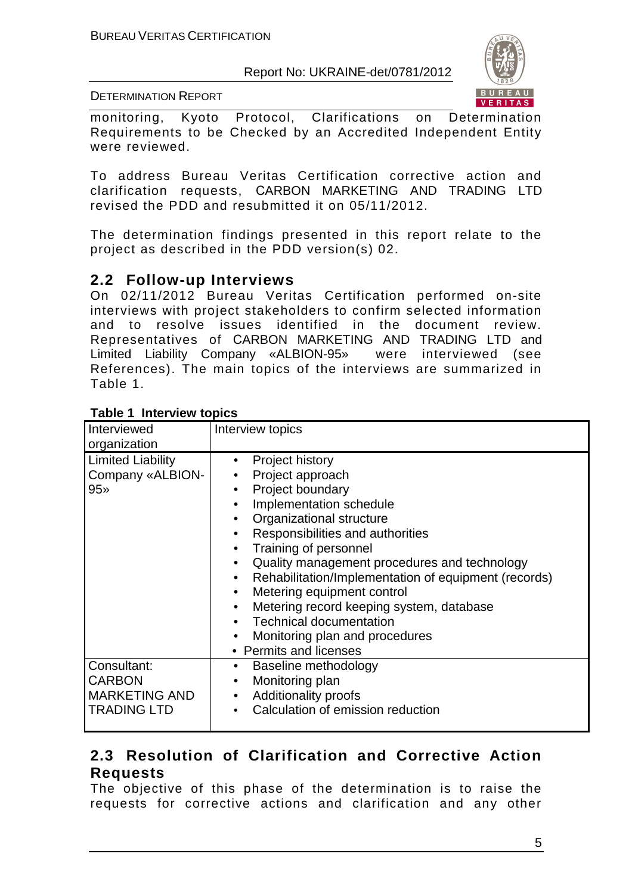monitoring, Kyoto Protocol, Clarifications on Determination Requirements to be Checked by an Accredited Independent Entity were reviewed.

To address Bureau Veritas Certification corrective action and clarification requests, CARBON MARKETING AND TRADING LTD revised the PDD and resubmitted it on 05/11/2012.

The determination findings presented in this report relate to the project as described in the PDD version(s) 02.

## 2.2 Follow-up Interviews

On 02/11/2012 Bureau Veritas Certification performed on-site interviews with project stakeholders to confirm selected information and to resolve issues identified in the document review. Representatives of CARBON MARKETING AND TRADING LTD and Limited Liability Company «ALBION-95» were interviewed (see References). The main topics of the interviews are summarized in Table 1.

**Table 1 Interview topics**

| Interviewed organization | Interview topics |
|---|---|
| Limited Liability Company «ALBION-95» | • Project history<br>• Project approach<br>• Project boundary<br>• Implementation schedule<br>• Organizational structure<br>• Responsibilities and authorities<br>• Training of personnel<br>• Quality management procedures and technology<br>• Rehabilitation/Implementation of equipment (records)<br>• Metering equipment control<br>• Metering record keeping system, database<br>• Technical documentation<br>• Monitoring plan and procedures<br>• Permits and licenses |
| Consultant: CARBON MARKETING AND TRADING LTD | • Baseline methodology<br>• Monitoring plan<br>• Additionality proofs<br>• Calculation of emission reduction |

## 2.3 Resolution of Clarification and Corrective Action Requests

The objective of this phase of the determination is to raise the requests for corrective actions and clarification and any other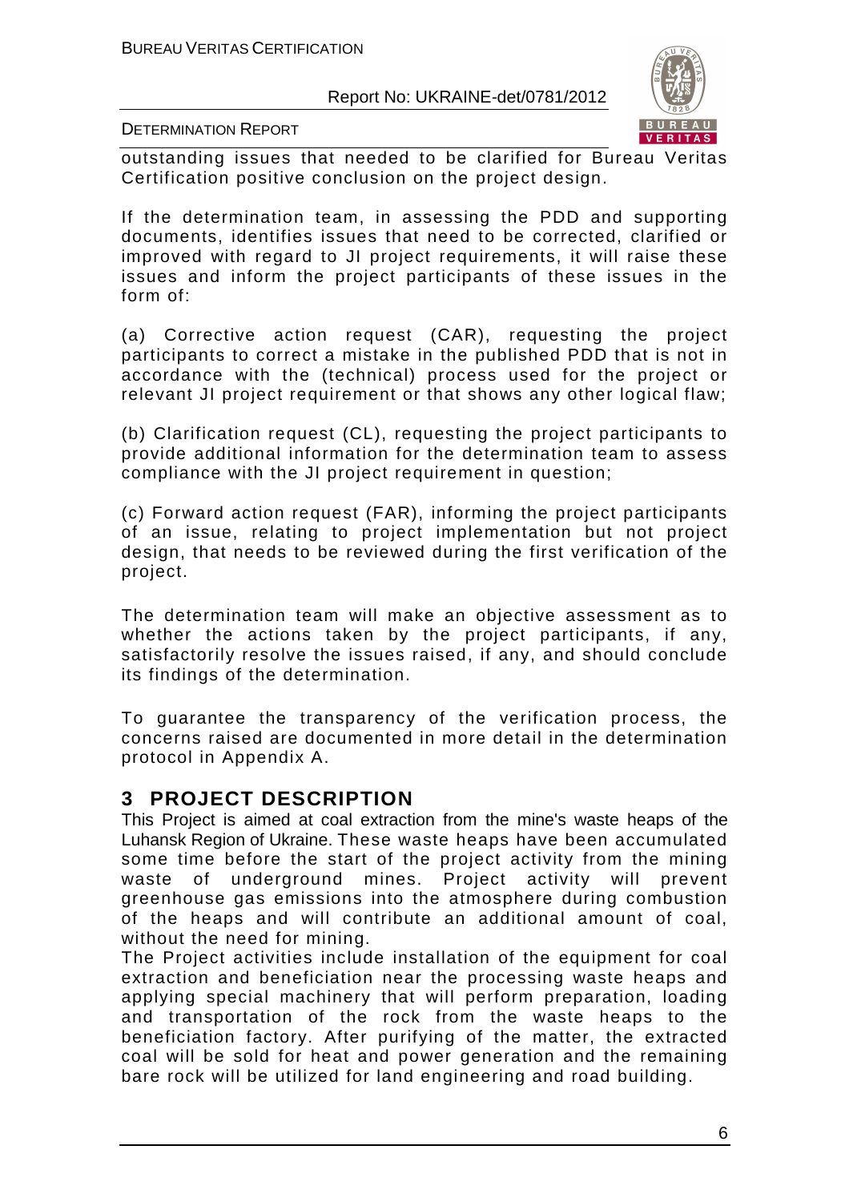outstanding issues that needed to be clarified for Bureau Veritas Certification positive conclusion on the project design.

If the determination team, in assessing the PDD and supporting documents, identifies issues that need to be corrected, clarified or improved with regard to JI project requirements, it will raise these issues and inform the project participants of these issues in the form of:

(a) Corrective action request (CAR), requesting the project participants to correct a mistake in the published PDD that is not in accordance with the (technical) process used for the project or relevant JI project requirement or that shows any other logical flaw;

(b) Clarification request (CL), requesting the project participants to provide additional information for the determination team to assess compliance with the JI project requirement in question;

(c) Forward action request (FAR), informing the project participants of an issue, relating to project implementation but not project design, that needs to be reviewed during the first verification of the project.

The determination team will make an objective assessment as to whether the actions taken by the project participants, if any, satisfactorily resolve the issues raised, if any, and should conclude its findings of the determination.

To guarantee the transparency of the verification process, the concerns raised are documented in more detail in the determination protocol in Appendix A.

# 3 PROJECT DESCRIPTION

This Project is aimed at coal extraction from the mine's waste heaps of the Luhansk Region of Ukraine. These waste heaps have been accumulated some time before the start of the project activity from the mining waste of underground mines. Project activity will prevent greenhouse gas emissions into the atmosphere during combustion of the heaps and will contribute an additional amount of coal, without the need for mining.
The Project activities include installation of the equipment for coal extraction and beneficiation near the processing waste heaps and applying special machinery that will perform preparation, loading and transportation of the rock from the waste heaps to the beneficiation factory. After purifying of the matter, the extracted coal will be sold for heat and power generation and the remaining bare rock will be utilized for land engineering and road building.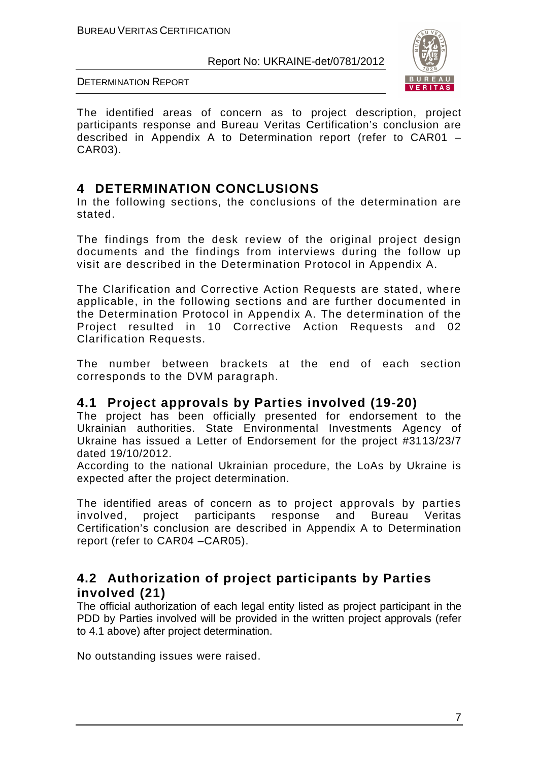The identified areas of concern as to project description, project participants response and Bureau Veritas Certification's conclusion are described in Appendix A to Determination report (refer to CAR01 – CAR03).

# 4 DETERMINATION CONCLUSIONS

In the following sections, the conclusions of the determination are stated.

The findings from the desk review of the original project design documents and the findings from interviews during the follow up visit are described in the Determination Protocol in Appendix A.

The Clarification and Corrective Action Requests are stated, where applicable, in the following sections and are further documented in the Determination Protocol in Appendix A. The determination of the Project resulted in 10 Corrective Action Requests and 02 Clarification Requests.

The number between brackets at the end of each section corresponds to the DVM paragraph.

## 4.1 Project approvals by Parties involved (19-20)

The project has been officially presented for endorsement to the Ukrainian authorities. State Environmental Investments Agency of Ukraine has issued a Letter of Endorsement for the project #3113/23/7 dated 19/10/2012.
According to the national Ukrainian procedure, the LoAs by Ukraine is expected after the project determination.

The identified areas of concern as to project approvals by parties involved, project participants response and Bureau Veritas Certification's conclusion are described in Appendix A to Determination report (refer to CAR04 –CAR05).

## 4.2 Authorization of project participants by Parties involved (21)

The official authorization of each legal entity listed as project participant in the PDD by Parties involved will be provided in the written project approvals (refer to 4.1 above) after project determination.

No outstanding issues were raised.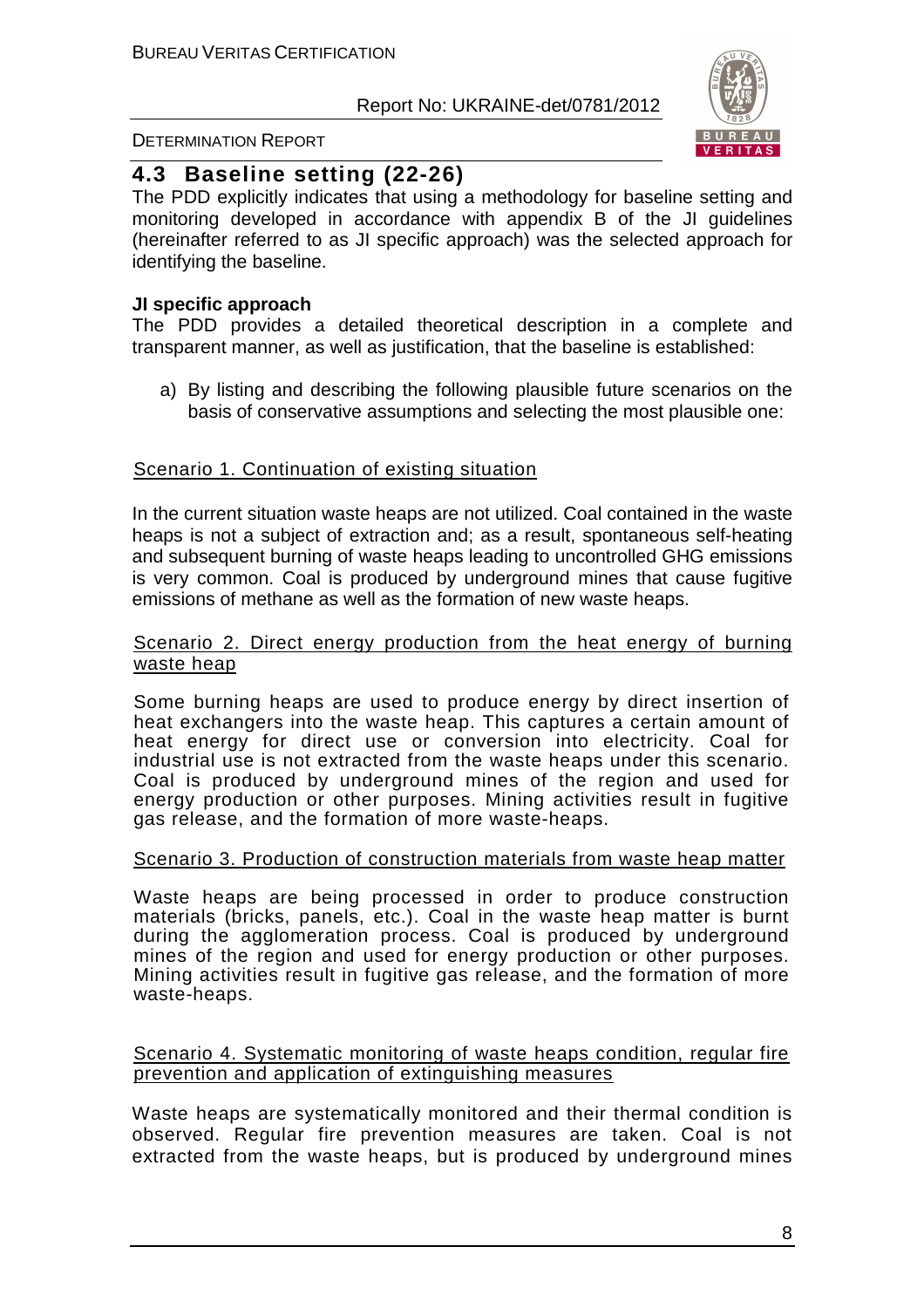## 4.3 Baseline setting (22-26)

The PDD explicitly indicates that using a methodology for baseline setting and monitoring developed in accordance with appendix B of the JI guidelines (hereinafter referred to as JI specific approach) was the selected approach for identifying the baseline.

**JI specific approach**

The PDD provides a detailed theoretical description in a complete and transparent manner, as well as justification, that the baseline is established:

a) By listing and describing the following plausible future scenarios on the basis of conservative assumptions and selecting the most plausible one:

Scenario 1. Continuation of existing situation

In the current situation waste heaps are not utilized. Coal contained in the waste heaps is not a subject of extraction and; as a result, spontaneous self-heating and subsequent burning of waste heaps leading to uncontrolled GHG emissions is very common. Coal is produced by underground mines that cause fugitive emissions of methane as well as the formation of new waste heaps.

Scenario 2. Direct energy production from the heat energy of burning waste heap

Some burning heaps are used to produce energy by direct insertion of heat exchangers into the waste heap. This captures a certain amount of heat energy for direct use or conversion into electricity. Coal for industrial use is not extracted from the waste heaps under this scenario. Coal is produced by underground mines of the region and used for energy production or other purposes. Mining activities result in fugitive gas release, and the formation of more waste-heaps.

Scenario 3. Production of construction materials from waste heap matter

Waste heaps are being processed in order to produce construction materials (bricks, panels, etc.). Coal in the waste heap matter is burnt during the agglomeration process. Coal is produced by underground mines of the region and used for energy production or other purposes. Mining activities result in fugitive gas release, and the formation of more waste-heaps.

Scenario 4. Systematic monitoring of waste heaps condition, regular fire prevention and application of extinguishing measures

Waste heaps are systematically monitored and their thermal condition is observed. Regular fire prevention measures are taken. Coal is not extracted from the waste heaps, but is produced by underground mines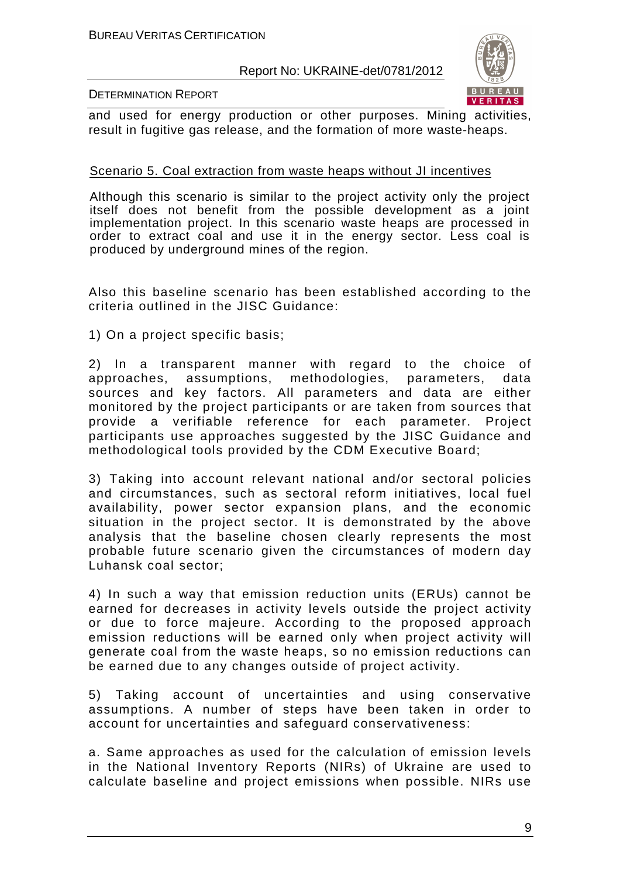and used for energy production or other purposes. Mining activities, result in fugitive gas release, and the formation of more waste-heaps.

Scenario 5. Coal extraction from waste heaps without JI incentives

Although this scenario is similar to the project activity only the project itself does not benefit from the possible development as a joint implementation project. In this scenario waste heaps are processed in order to extract coal and use it in the energy sector. Less coal is produced by underground mines of the region.

Also this baseline scenario has been established according to the criteria outlined in the JISC Guidance:

1) On a project specific basis;

2) In a transparent manner with regard to the choice of approaches, assumptions, methodologies, parameters, data sources and key factors. All parameters and data are either monitored by the project participants or are taken from sources that provide a verifiable reference for each parameter. Project participants use approaches suggested by the JISC Guidance and methodological tools provided by the CDM Executive Board;

3) Taking into account relevant national and/or sectoral policies and circumstances, such as sectoral reform initiatives, local fuel availability, power sector expansion plans, and the economic situation in the project sector. It is demonstrated by the above analysis that the baseline chosen clearly represents the most probable future scenario given the circumstances of modern day Luhansk coal sector;

4) In such a way that emission reduction units (ERUs) cannot be earned for decreases in activity levels outside the project activity or due to force majeure. According to the proposed approach emission reductions will be earned only when project activity will generate coal from the waste heaps, so no emission reductions can be earned due to any changes outside of project activity.

5) Taking account of uncertainties and using conservative assumptions. A number of steps have been taken in order to account for uncertainties and safeguard conservativeness:

a. Same approaches as used for the calculation of emission levels in the National Inventory Reports (NIRs) of Ukraine are used to calculate baseline and project emissions when possible. NIRs use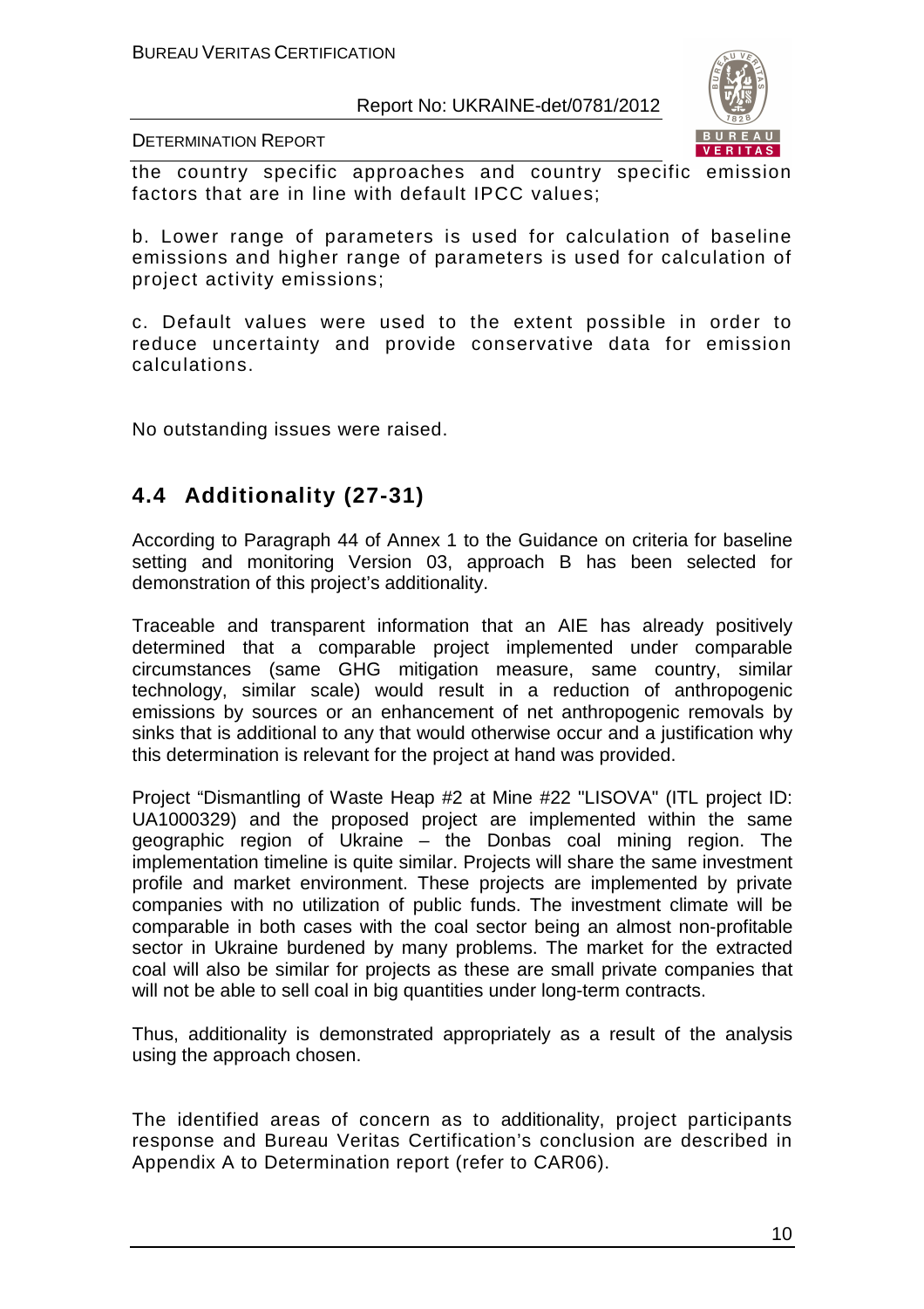the country specific approaches and country specific emission factors that are in line with default IPCC values;

b. Lower range of parameters is used for calculation of baseline emissions and higher range of parameters is used for calculation of project activity emissions;

c. Default values were used to the extent possible in order to reduce uncertainty and provide conservative data for emission calculations.

No outstanding issues were raised.

## 4.4 Additionality (27-31)

According to Paragraph 44 of Annex 1 to the Guidance on criteria for baseline setting and monitoring Version 03, approach B has been selected for demonstration of this project's additionality.

Traceable and transparent information that an AIE has already positively determined that a comparable project implemented under comparable circumstances (same GHG mitigation measure, same country, similar technology, similar scale) would result in a reduction of anthropogenic emissions by sources or an enhancement of net anthropogenic removals by sinks that is additional to any that would otherwise occur and a justification why this determination is relevant for the project at hand was provided.

Project "Dismantling of Waste Heap #2 at Mine #22 "LISOVA" (ITL project ID: UA1000329) and the proposed project are implemented within the same geographic region of Ukraine – the Donbas coal mining region. The implementation timeline is quite similar. Projects will share the same investment profile and market environment. These projects are implemented by private companies with no utilization of public funds. The investment climate will be comparable in both cases with the coal sector being an almost non-profitable sector in Ukraine burdened by many problems. The market for the extracted coal will also be similar for projects as these are small private companies that will not be able to sell coal in big quantities under long-term contracts.

Thus, additionality is demonstrated appropriately as a result of the analysis using the approach chosen.

The identified areas of concern as to additionality, project participants response and Bureau Veritas Certification's conclusion are described in Appendix A to Determination report (refer to CAR06).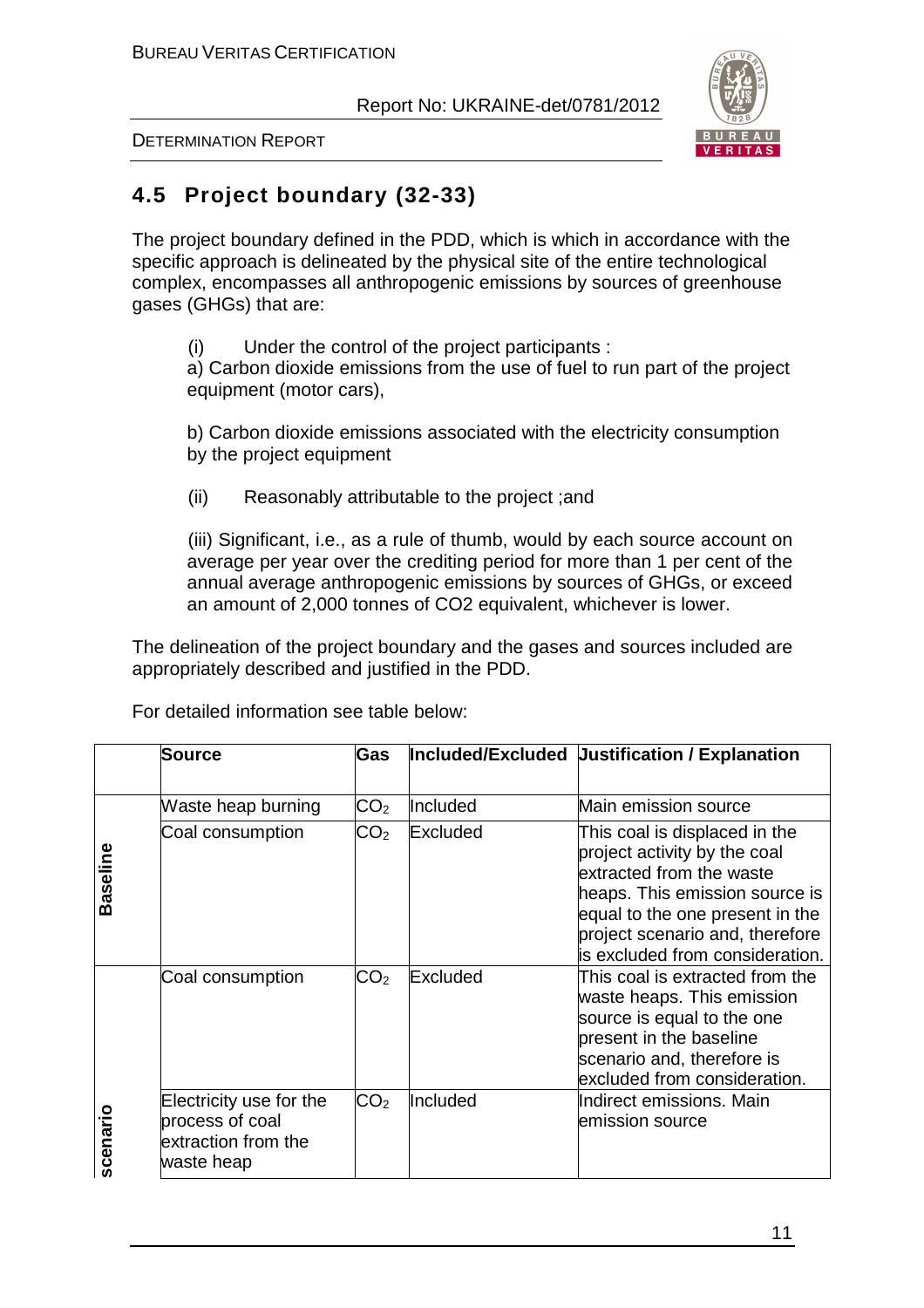## 4.5 Project boundary (32-33)

The project boundary defined in the PDD, which is which in accordance with the specific approach is delineated by the physical site of the entire technological complex, encompasses all anthropogenic emissions by sources of greenhouse gases (GHGs) that are:

(i) Under the control of the project participants :

a) Carbon dioxide emissions from the use of fuel to run part of the project equipment (motor cars),

b) Carbon dioxide emissions associated with the electricity consumption by the project equipment

(ii) Reasonably attributable to the project ;and

(iii) Significant, i.e., as a rule of thumb, would by each source account on average per year over the crediting period for more than 1 per cent of the annual average anthropogenic emissions by sources of GHGs, or exceed an amount of 2,000 tonnes of CO2 equivalent, whichever is lower.

The delineation of the project boundary and the gases and sources included are appropriately described and justified in the PDD.

For detailed information see table below:

| | Source | Gas | Included/Excluded | Justification / Explanation |
|---|---|---|---|---|
| Baseline | Waste heap burning | $CO_2$ | Included | Main emission source |
| | Coal consumption | $CO_2$ | Excluded | This coal is displaced in the project activity by the coal extracted from the waste heaps. This emission source is equal to the one present in the project scenario and, therefore is excluded from consideration. |
| scenario | Coal consumption | $CO_2$ | Excluded | This coal is extracted from the waste heaps. This emission source is equal to the one present in the baseline scenario and, therefore is excluded from consideration. |
| | Electricity use for the process of coal extraction from the waste heap | $CO_2$ | Included | Indirect emissions. Main emission source |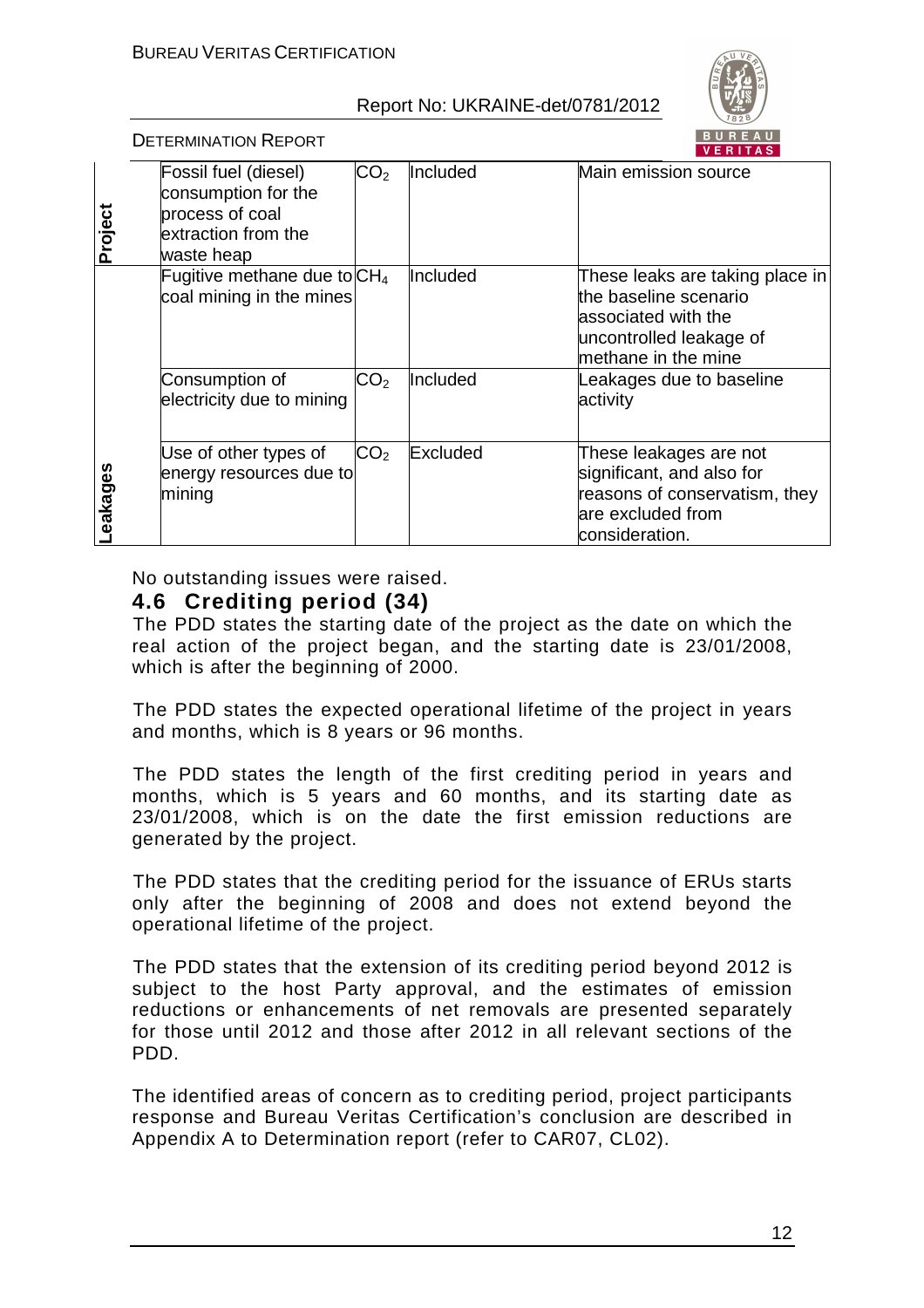| | | | | |
|---|---|---|---|---|
| Project | Fossil fuel (diesel) consumption for the process of coal extraction from the waste heap | $CO_2$ | Included | Main emission source |
| Leakages | Fugitive methane due to coal mining in the mines | $CH_4$ | Included | These leaks are taking place in the baseline scenario associated with the uncontrolled leakage of methane in the mine |
| | Consumption of electricity due to mining | $CO_2$ | Included | Leakages due to baseline activity |
| | Use of other types of energy resources due to mining | $CO_2$ | Excluded | These leakages are not significant, and also for reasons of conservatism, they are excluded from consideration. |

No outstanding issues were raised.

### 4.6 Crediting period (34)

The PDD states the starting date of the project as the date on which the real action of the project began, and the starting date is 23/01/2008, which is after the beginning of 2000.

The PDD states the expected operational lifetime of the project in years and months, which is 8 years or 96 months.

The PDD states the length of the first crediting period in years and months, which is 5 years and 60 months, and its starting date as 23/01/2008, which is on the date the first emission reductions are generated by the project.

The PDD states that the crediting period for the issuance of ERUs starts only after the beginning of 2008 and does not extend beyond the operational lifetime of the project.

The PDD states that the extension of its crediting period beyond 2012 is subject to the host Party approval, and the estimates of emission reductions or enhancements of net removals are presented separately for those until 2012 and those after 2012 in all relevant sections of the PDD.

The identified areas of concern as to crediting period, project participants response and Bureau Veritas Certification's conclusion are described in Appendix A to Determination report (refer to CAR07, CL02).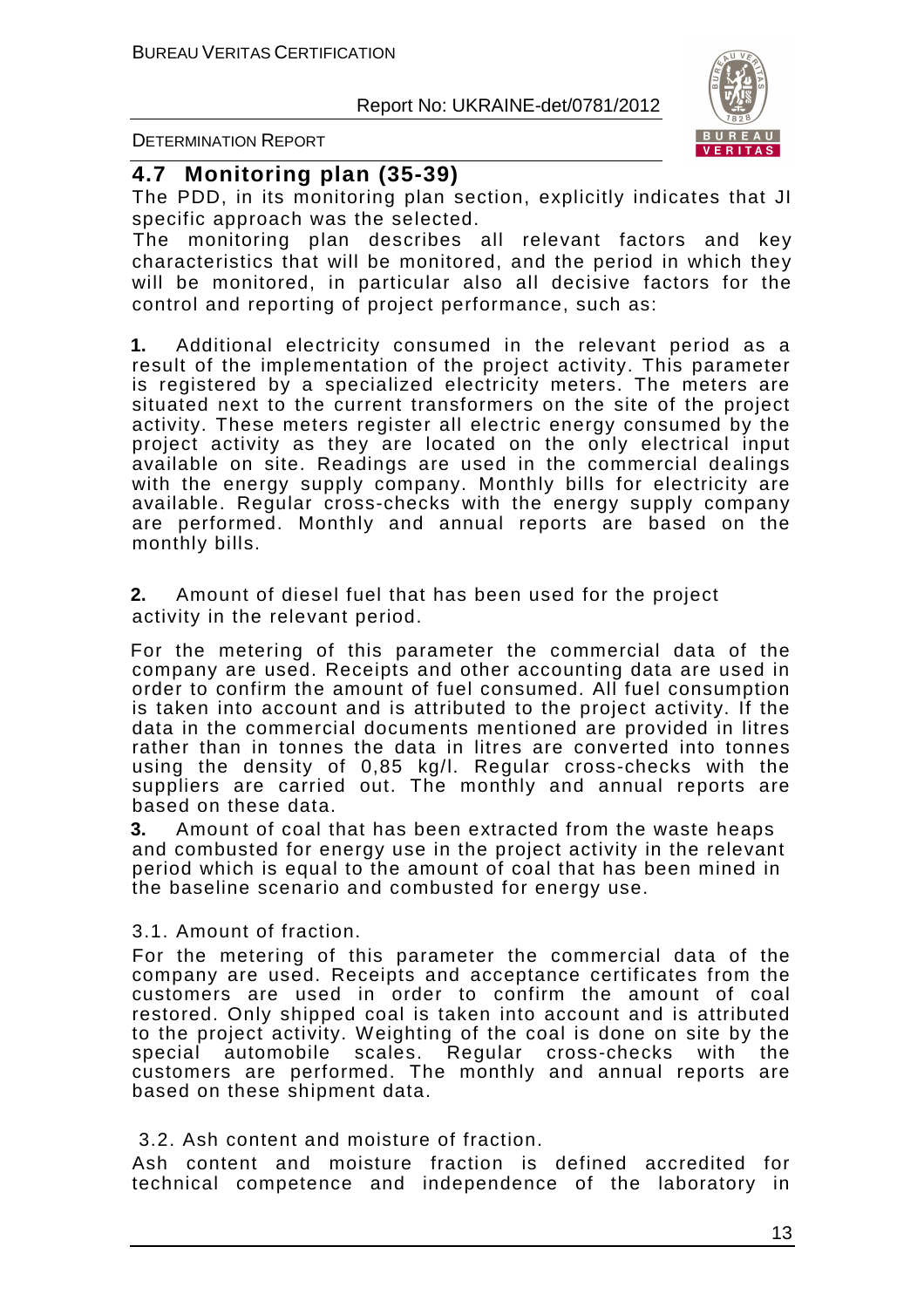## 4.7 Monitoring plan (35-39)

The PDD, in its monitoring plan section, explicitly indicates that JI specific approach was the selected.

The monitoring plan describes all relevant factors and key characteristics that will be monitored, and the period in which they will be monitored, in particular also all decisive factors for the control and reporting of project performance, such as:

**1.** Additional electricity consumed in the relevant period as a result of the implementation of the project activity. This parameter is registered by a specialized electricity meters. The meters are situated next to the current transformers on the site of the project activity. These meters register all electric energy consumed by the project activity as they are located on the only electrical input available on site. Readings are used in the commercial dealings with the energy supply company. Monthly bills for electricity are available. Regular cross-checks with the energy supply company are performed. Monthly and annual reports are based on the monthly bills.

**2.** Amount of diesel fuel that has been used for the project activity in the relevant period.

For the metering of this parameter the commercial data of the company are used. Receipts and other accounting data are used in order to confirm the amount of fuel consumed. All fuel consumption is taken into account and is attributed to the project activity. If the data in the commercial documents mentioned are provided in litres rather than in tonnes the data in litres are converted into tonnes using the density of 0,85 kg/l. Regular cross-checks with the suppliers are carried out. The monthly and annual reports are based on these data.

**3.** Amount of coal that has been extracted from the waste heaps and combusted for energy use in the project activity in the relevant period which is equal to the amount of coal that has been mined in the baseline scenario and combusted for energy use.

3.1. Amount of fraction.

For the metering of this parameter the commercial data of the company are used. Receipts and acceptance certificates from the customers are used in order to confirm the amount of coal restored. Only shipped coal is taken into account and is attributed to the project activity. Weighting of the coal is done on site by the special automobile scales. Regular cross-checks with the customers are performed. The monthly and annual reports are based on these shipment data.

3.2. Ash content and moisture of fraction.

Ash content and moisture fraction is defined accredited for technical competence and independence of the laboratory in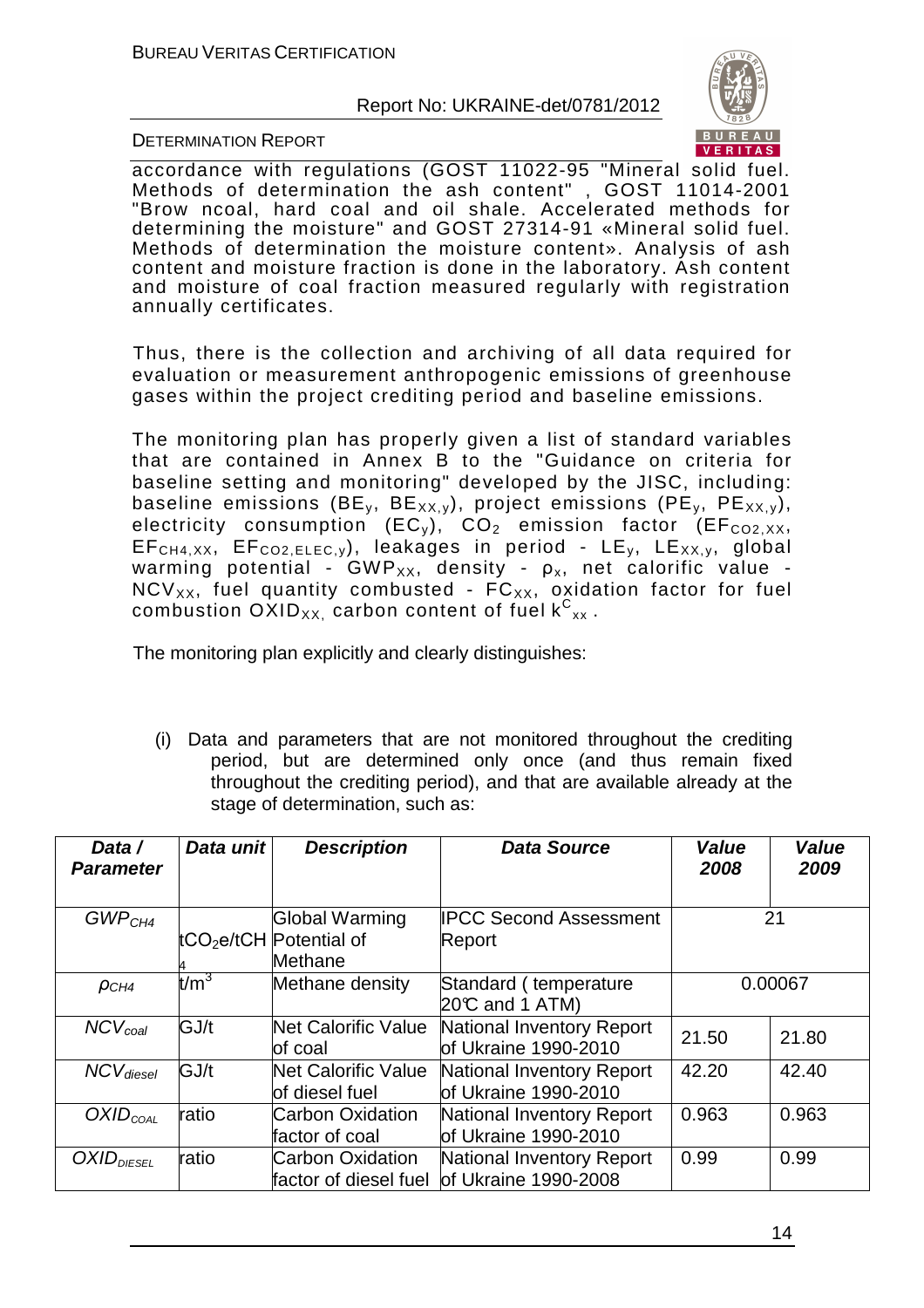accordance with regulations (GOST 11022-95 "Mineral solid fuel. Methods of determination the ash content" , GOST 11014-2001 "Brow ncoal, hard coal and oil shale. Accelerated methods for determining the moisture" and GOST 27314-91 «Mineral solid fuel. Methods of determination the moisture content». Analysis of ash content and moisture fraction is done in the laboratory. Ash content and moisture of coal fraction measured regularly with registration annually certificates.

Thus, there is the collection and archiving of all data required for evaluation or measurement anthropogenic emissions of greenhouse gases within the project crediting period and baseline emissions.

The monitoring plan has properly given a list of standard variables that are contained in Annex B to the "Guidance on criteria for baseline setting and monitoring" developed by the JISC, including: baseline emissions ($BE_y$, $BE_{XX,y}$), project emissions ($PE_y$, $PE_{XX,y}$), electricity consumption ($EC_y$), $CO_2$ emission factor ($EF_{CO2,XX}$, $EF_{CH4,XX}$, $EF_{CO2,ELEC,y}$), leakages in period - $LE_y$, $LE_{XX,y}$, global warming potential - $GWP_{XX}$, density - $\rho_x$, net calorific value - $NCV_{XX}$, fuel quantity combusted - $FC_{XX}$, oxidation factor for fuel combustion $OXID_{XX}$, carbon content of fuel $k^C_{xx}$.

The monitoring plan explicitly and clearly distinguishes:

(i) Data and parameters that are not monitored throughout the crediting period, but are determined only once (and thus remain fixed throughout the crediting period), and that are available already at the stage of determination, such as:

| ***Data / Parameter*** | ***Data unit*** | ***Description*** | ***Data Source*** | ***Value 2008*** | ***Value 2009*** |
|---|---|---|---|---|---|
| $GWP_{CH4}$ | $tCO_2e/tCH_4$ | Global Warming Potential of Methane | IPCC Second Assessment Report | 21 | |
| $\rho_{CH4}$ | $t/m^3$ | Methane density | Standard ( temperature 20℃ and 1 ATM) | 0.00067 | |
| $NCV_{coal}$ | GJ/t | Net Calorific Value of coal | National Inventory Report of Ukraine 1990-2010 | 21.50 | 21.80 |
| $NCV_{diesel}$ | GJ/t | Net Calorific Value of diesel fuel | National Inventory Report of Ukraine 1990-2010 | 42.20 | 42.40 |
| $OXID_{COAL}$ | ratio | Carbon Oxidation factor of coal | National Inventory Report of Ukraine 1990-2010 | 0.963 | 0.963 |
| $OXID_{DIESEL}$ | ratio | Carbon Oxidation factor of diesel fuel | National Inventory Report of Ukraine 1990-2008 | 0.99 | 0.99 |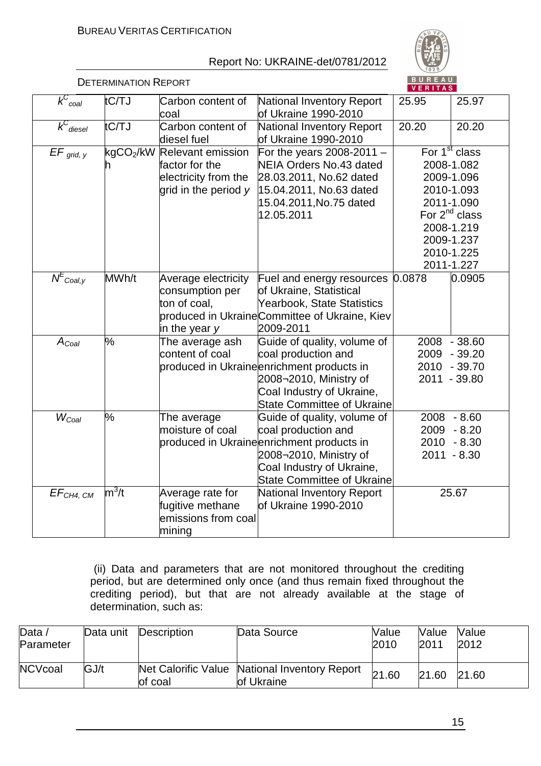| $k^C_{coal}$ | tC/TJ | Carbon content of coal | National Inventory Report of Ukraine 1990-2010 | 25.95 | 25.97 |
|---|---|---|---|---|---|
| $k^C_{diesel}$ | tC/TJ | Carbon content of diesel fuel | National Inventory Report of Ukraine 1990-2010 | 20.20 | 20.20 |
| $EF_{grid,y}$ | $kgCO_2/kWh$ | Relevant emission factor for the electricity from the grid in the period $y$ | For the years 2008-2011 – NEIA Orders No.43 dated 28.03.2011, No.62 dated 15.04.2011, No.63 dated 15.04.2011,No.75 dated 12.05.2011 | For 1[st] class 2008-1.082 2009-1.096 2010-1.093 2011-1.090 For 2[nd] class 2008-1.219 2009-1.237 2010-1.225 2011-1.227 | |
| $N^E_{Coal,y}$ | MWh/t | Average electricity consumption per ton of coal, produced in Ukraine in the year $y$ | Fuel and energy resources of Ukraine, Statistical Yearbook, State Statistics Committee of Ukraine, Kiev 2009-2011 | 0.0878 | 0.0905 |
| $A_{Coal}$ | % | The average ash content of coal produced in Ukraine | Guide of quality, volume of coal production and enrichment products in 2008¬2010, Ministry of Coal Industry of Ukraine, State Committee of Ukraine | 2008 - 38.60 2009 - 39.20 2010 - 39.70 2011 - 39.80 | |
| $W_{Coal}$ | % | The average moisture of coal produced in Ukraine | Guide of quality, volume of coal production and enrichment products in 2008¬2010, Ministry of Coal Industry of Ukraine, State Committee of Ukraine | 2008 - 8.60 2009 - 8.20 2010 - 8.30 2011 - 8.30 | |
| $EF_{CH4,CM}$ | $m^3/t$ | Average rate for fugitive methane emissions from coal mining | National Inventory Report of Ukraine 1990-2010 | 25.67 | |

(ii) Data and parameters that are not monitored throughout the crediting period, but are determined only once (and thus remain fixed throughout the crediting period), but that are not already available at the stage of determination, such as:

| Data / Parameter | Data unit | Description | Data Source | Value 2010 | Value 2011 | Value 2012 |
|---|---|---|---|---|---|---|
| NCVcoal | GJ/t | Net Calorific Value of coal | National Inventory Report of Ukraine | 21.60 | 21.60 | 21.60 |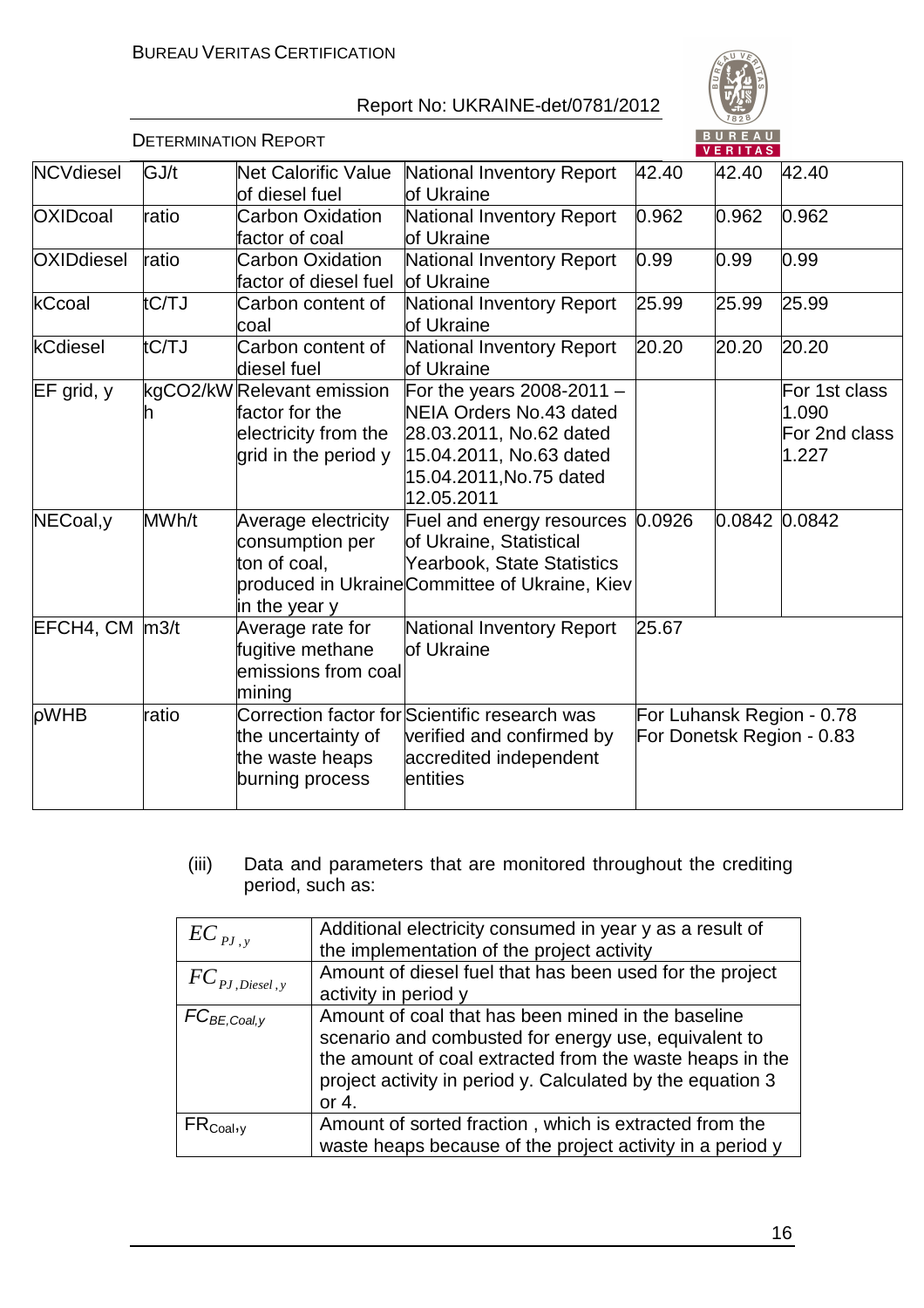| NCVdiesel | GJ/t | Net Calorific Value of diesel fuel | National Inventory Report of Ukraine | 42.40 | 42.40 | 42.40 |
|---|---|---|---|---|---|---|
| OXIDcoal | ratio | Carbon Oxidation factor of coal | National Inventory Report of Ukraine | 0.962 | 0.962 | 0.962 |
| OXIDdiesel | ratio | Carbon Oxidation factor of diesel fuel | National Inventory Report of Ukraine | 0.99 | 0.99 | 0.99 |
| kCcoal | tC/TJ | Carbon content of coal | National Inventory Report of Ukraine | 25.99 | 25.99 | 25.99 |
| kCdiesel | tC/TJ | Carbon content of diesel fuel | National Inventory Report of Ukraine | 20.20 | 20.20 | 20.20 |
| EF grid, y | kgCO2/kWh | Relevant emission factor for the electricity from the grid in the period y | For the years 2008-2011 – NEIA Orders No.43 dated 28.03.2011, No.62 dated 15.04.2011, No.63 dated 15.04.2011,No.75 dated 12.05.2011 | | | For 1st class 1.090 For 2nd class 1.227 |
| NECoal,y | MWh/t | Average electricity consumption per ton of coal, produced in Ukraine in the year y | Fuel and energy resources of Ukraine, Statistical Yearbook, State Statistics Committee of Ukraine, Kiev | 0.0926 | 0.0842 | 0.0842 |
| EFCH4, CM | m3/t | Average rate for fugitive methane emissions from coal mining | National Inventory Report of Ukraine | 25.67 | | |
| pWHB | ratio | Correction factor for the uncertainty of the waste heaps burning process | Scientific research was verified and confirmed by accredited independent entities | For Luhansk Region - 0.78 For Donetsk Region - 0.83 | | |

(iii) Data and parameters that are monitored throughout the crediting period, such as:

| | |
|---|---|
| $EC_{PJ,y}$ | Additional electricity consumed in year y as a result of the implementation of the project activity |
| $FC_{PJ,Diesel,y}$ | Amount of diesel fuel that has been used for the project activity in period y |
| $FC_{BE,Coal,y}$ | Amount of coal that has been mined in the baseline scenario and combusted for energy use, equivalent to the amount of coal extracted from the waste heaps in the project activity in period y. Calculated by the equation 3 or 4. |
| $FR_{Coal,y}$ | Amount of sorted fraction , which is extracted from the waste heaps because of the project activity in a period y |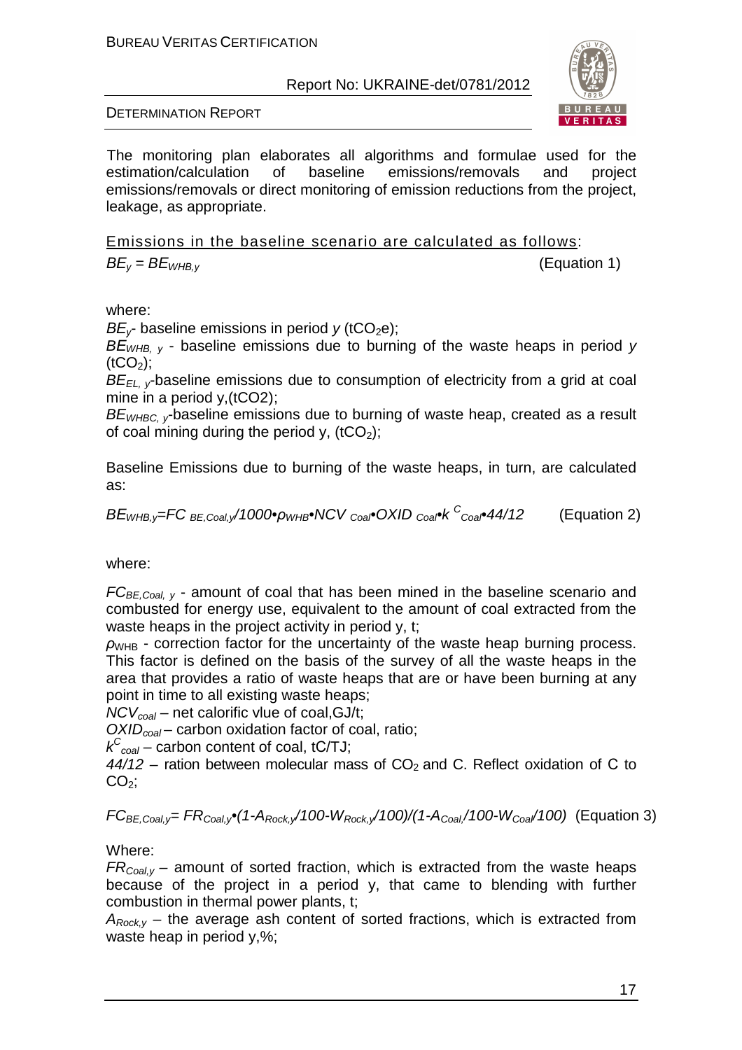The monitoring plan elaborates all algorithms and formulae used for the estimation/calculation of baseline emissions/removals and project emissions/removals or direct monitoring of emission reductions from the project, leakage, as appropriate.

<u>Emissions in the baseline scenario are calculated as follows</u>:

$$BE_y = BE_{WHB,y} \quad \text{(Equation 1)}$$

where:

$BE_y$- baseline emissions in period $y$ ($tCO_2e$);

$BE_{WHB,\ y}$ - baseline emissions due to burning of the waste heaps in period $y$ ($tCO_2$);

$BE_{EL,\ y}$-baseline emissions due to consumption of electricity from a grid at coal mine in a period y,(tCO2);

$BE_{WHBC,\ y}$-baseline emissions due to burning of waste heap, created as a result of coal mining during the period y, ($tCO_2$);

Baseline Emissions due to burning of the waste heaps, in turn, are calculated as:

$$BE_{WHB,y}=FC_{\ BE,Coal,y}/1000 \bullet \rho_{WHB} \bullet NCV_{\ Coal} \bullet OXID_{\ Coal} \bullet k^{\ C}_{\ Coal} \bullet 44/12 \quad \text{(Equation 2)}$$

where:

$FC_{BE,Coal,\ y}$ - amount of coal that has been mined in the baseline scenario and combusted for energy use, equivalent to the amount of coal extracted from the waste heaps in the project activity in period y, t;

$\rho_{WHB}$ - correction factor for the uncertainty of the waste heap burning process. This factor is defined on the basis of the survey of all the waste heaps in the area that provides a ratio of waste heaps that are or have been burning at any point in time to all existing waste heaps;

$NCV_{coal}$ – net calorific vlue of coal,GJ/t;

$OXID_{coal}$ – carbon oxidation factor of coal, ratio;

$k^{C}_{coal}$ – carbon content of coal, tC/TJ;

$44/12$ – ration between molecular mass of $CO_2$ and C. Reflect oxidation of C to $CO_2$;

$$FC_{BE,Coal,y}= FR_{Coal,y} \bullet (1-A_{Rock,y}/100-W_{Rock,y}/100)/(1-A_{Coal,}/100-W_{Coal}/100) \quad \text{(Equation 3)}$$

Where:

$FR_{Coal,y}$ – amount of sorted fraction, which is extracted from the waste heaps because of the project in a period y, that came to blending with further combustion in thermal power plants, t;

$A_{Rock,y}$ – the average ash content of sorted fractions, which is extracted from waste heap in period y,%;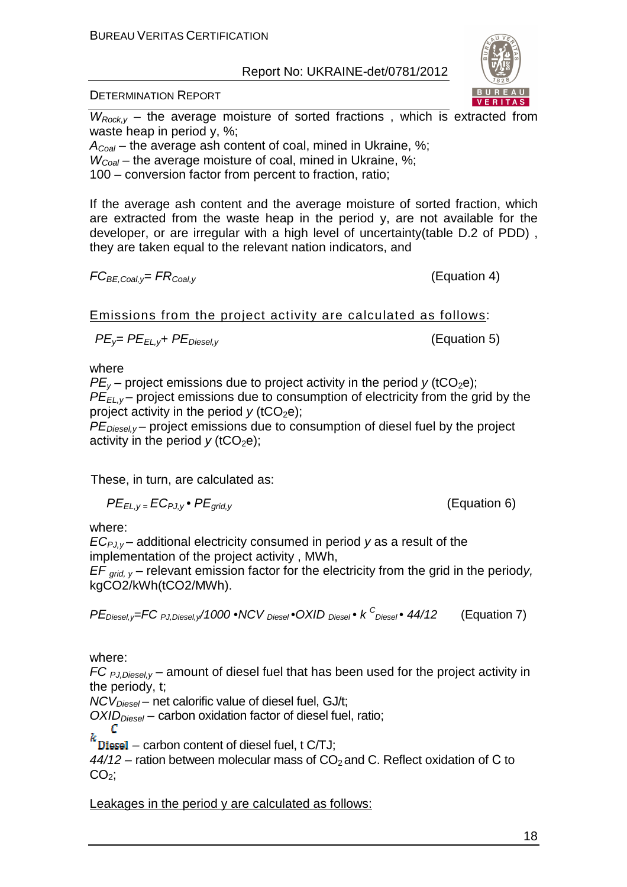$W_{Rock,y}$ – the average moisture of sorted fractions , which is extracted from waste heap in period y, %;
$A_{Coal}$ – the average ash content of coal, mined in Ukraine, %;
$W_{Coal}$ – the average moisture of coal, mined in Ukraine, %;
100 – conversion factor from percent to fraction, ratio;

If the average ash content and the average moisture of sorted fraction, which are extracted from the waste heap in the period y, are not available for the developer, or are irregular with a high level of uncertainty(table D.2 of PDD) , they are taken equal to the relevant nation indicators, and

$$FC_{BE,Coal,y}= FR_{Coal,y} \quad \text{(Equation 4)}$$

Emissions from the project activity are calculated as follows:

$$PE_y= PE_{EL,y}+ PE_{Diesel,y} \quad \text{(Equation 5)}$$

where
$PE_y$ – project emissions due to project activity in the period $y$ ($tCO_2e$);
$PE_{EL,y}$ – project emissions due to consumption of electricity from the grid by the project activity in the period $y$ ($tCO_2e$);
$PE_{Diesel,y}$ – project emissions due to consumption of diesel fuel by the project activity in the period $y$ ($tCO_2e$);

These, in turn, are calculated as:

$$PE_{EL,y} = EC_{PJ,y} \bullet PE_{grid,y} \quad \text{(Equation 6)}$$

where:
$EC_{PJ,y}$ – additional electricity consumed in period $y$ as a result of the implementation of the project activity , MWh,
$EF_{grid,y}$ – relevant emission factor for the electricity from the grid in the period$y$, kgCO2/kWh(tCO2/MWh).

$$PE_{Diesel,y}=FC_{PJ,Diesel,y}/1000 \bullet NCV_{Diesel} \bullet OXID_{Diesel} \bullet k^{C}_{Diesel} \bullet 44/12 \quad \text{(Equation 7)}$$

where:
$FC_{PJ,Diesel,y}$ – amount of diesel fuel that has been used for the project activity in the periody, t;
$NCV_{Diesel}$ – net calorific value of diesel fuel, GJ/t;
$OXID_{Diesel}$ – carbon oxidation factor of diesel fuel, ratio;
$k^{C}_{Diesel}$ – carbon content of diesel fuel, t C/TJ;
44/12 – ration between molecular mass of $CO_2$ and C. Reflect oxidation of C to $CO_2$;

Leakages in the period y are calculated as follows: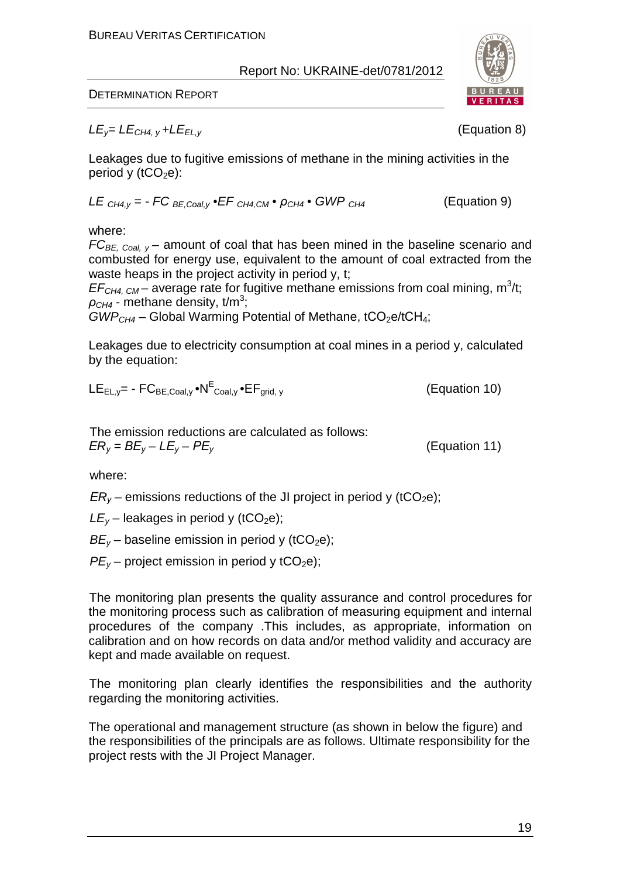$$LE_y = LE_{CH4,y} + LE_{EL,y} \qquad \text{(Equation 8)}$$

Leakages due to fugitive emissions of methane in the mining activities in the period y ($tCO_2e$):

$$LE_{CH4,y} = - FC_{BE,Coal,y} \cdot EF_{CH4,CM} \cdot \rho_{CH4} \cdot GWP_{CH4} \qquad \text{(Equation 9)}$$

where:

$FC_{BE,\ Coal,\ y}$ – amount of coal that has been mined in the baseline scenario and combusted for energy use, equivalent to the amount of coal extracted from the waste heaps in the project activity in period y, t;

$EF_{CH4,\ CM}$ – average rate for fugitive methane emissions from coal mining, $m^3/t$;

$\rho_{CH4}$ - methane density, $t/m^3$;

$GWP_{CH4}$ – Global Warming Potential of Methane, $tCO_2e/tCH_4$;

Leakages due to electricity consumption at coal mines in a period y, calculated by the equation:

$$LE_{EL,y} = - FC_{BE,Coal,y} \cdot N^{E}_{Coal,y} \cdot EF_{grid,\ y} \qquad \text{(Equation 10)}$$

The emission reductions are calculated as follows:

$$ER_y = BE_y - LE_y - PE_y \qquad \text{(Equation 11)}$$

where:

$ER_y$ – emissions reductions of the JI project in period y ($tCO_2e$);

$LE_y$ – leakages in period y ($tCO_2e$);

$BE_y$ – baseline emission in period y ($tCO_2e$);

$PE_y$ – project emission in period y $tCO_2e$);

The monitoring plan presents the quality assurance and control procedures for the monitoring process such as calibration of measuring equipment and internal procedures of the company .This includes, as appropriate, information on calibration and on how records on data and/or method validity and accuracy are kept and made available on request.

The monitoring plan clearly identifies the responsibilities and the authority regarding the monitoring activities.

The operational and management structure (as shown in below the figure) and the responsibilities of the principals are as follows. Ultimate responsibility for the project rests with the JI Project Manager.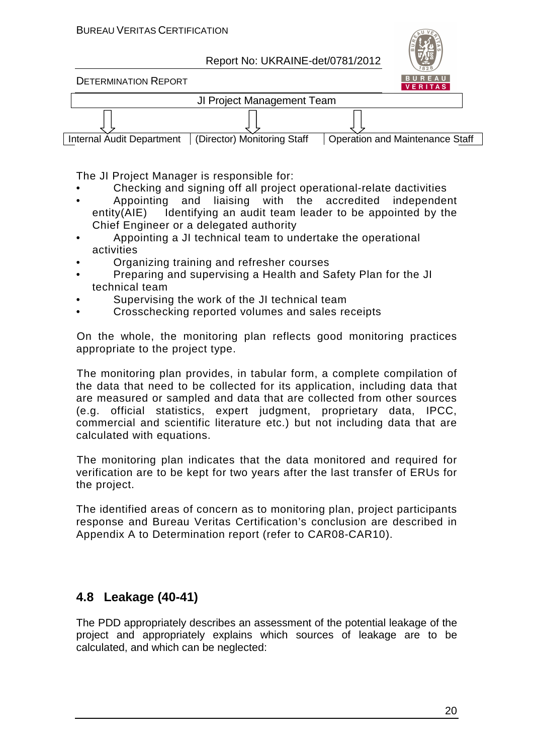JI Project Management Team

| Internal Audit Department | (Director) Monitoring Staff | Operation and Maintenance Staff |
|---|---|---|

The JI Project Manager is responsible for:

- Checking and signing off all project operational-relate dactivities
- Appointing and liaising with the accredited independent entity(AIE) Identifying an audit team leader to be appointed by the Chief Engineer or a delegated authority
- Appointing a JI technical team to undertake the operational activities
- Organizing training and refresher courses
- Preparing and supervising a Health and Safety Plan for the JI technical team
- Supervising the work of the JI technical team
- Crosschecking reported volumes and sales receipts

On the whole, the monitoring plan reflects good monitoring practices appropriate to the project type.

The monitoring plan provides, in tabular form, a complete compilation of the data that need to be collected for its application, including data that are measured or sampled and data that are collected from other sources (e.g. official statistics, expert judgment, proprietary data, IPCC, commercial and scientific literature etc.) but not including data that are calculated with equations.

The monitoring plan indicates that the data monitored and required for verification are to be kept for two years after the last transfer of ERUs for the project.

The identified areas of concern as to monitoring plan, project participants response and Bureau Veritas Certification's conclusion are described in Appendix A to Determination report (refer to CAR08-CAR10).

## 4.8 Leakage (40-41)

The PDD appropriately describes an assessment of the potential leakage of the project and appropriately explains which sources of leakage are to be calculated, and which can be neglected: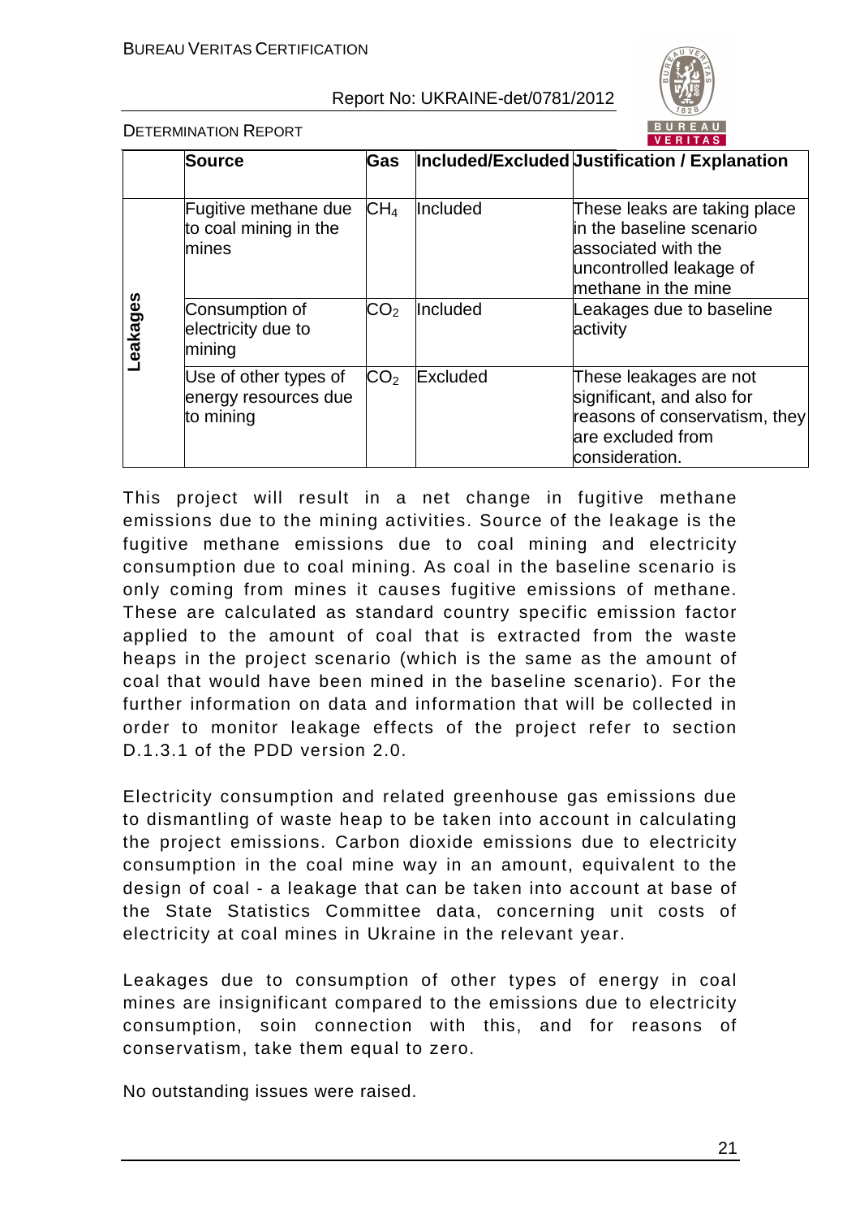| | Source | Gas | Included/Excluded | Justification / Explanation |
|---|---|---|---|---|
| Leakages | Fugitive methane due to coal mining in the mines | $CH_4$ | Included | These leaks are taking place in the baseline scenario associated with the uncontrolled leakage of methane in the mine |
| | Consumption of electricity due to mining | $CO_2$ | Included | Leakages due to baseline activity |
| | Use of other types of energy resources due to mining | $CO_2$ | Excluded | These leakages are not significant, and also for reasons of conservatism, they are excluded from consideration. |

This project will result in a net change in fugitive methane emissions due to the mining activities. Source of the leakage is the fugitive methane emissions due to coal mining and electricity consumption due to coal mining. As coal in the baseline scenario is only coming from mines it causes fugitive emissions of methane. These are calculated as standard country specific emission factor applied to the amount of coal that is extracted from the waste heaps in the project scenario (which is the same as the amount of coal that would have been mined in the baseline scenario). For the further information on data and information that will be collected in order to monitor leakage effects of the project refer to section D.1.3.1 of the PDD version 2.0.

Electricity consumption and related greenhouse gas emissions due to dismantling of waste heap to be taken into account in calculating the project emissions. Carbon dioxide emissions due to electricity consumption in the coal mine way in an amount, equivalent to the design of coal - a leakage that can be taken into account at base of the State Statistics Committee data, concerning unit costs of electricity at coal mines in Ukraine in the relevant year.

Leakages due to consumption of other types of energy in coal mines are insignificant compared to the emissions due to electricity consumption, soin connection with this, and for reasons of conservatism, take them equal to zero.

No outstanding issues were raised.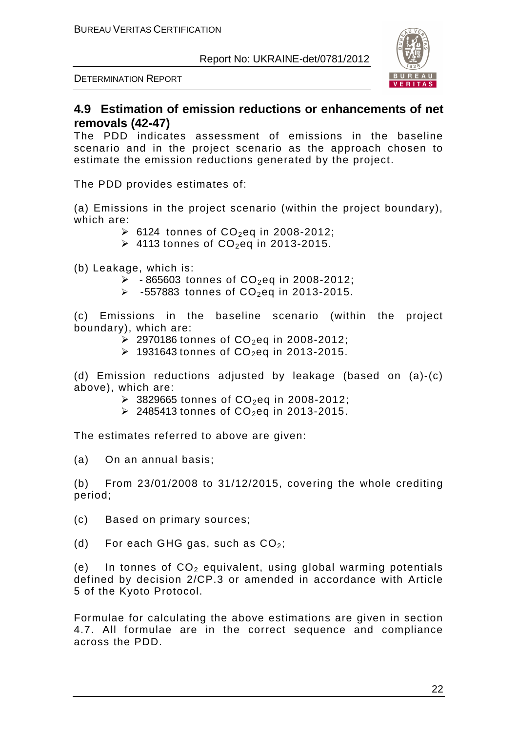## 4.9 Estimation of emission reductions or enhancements of net removals (42-47)

The PDD indicates assessment of emissions in the baseline scenario and in the project scenario as the approach chosen to estimate the emission reductions generated by the project.

The PDD provides estimates of:

(a) Emissions in the project scenario (within the project boundary), which are:

- 6124 tonnes of $CO_2$eq in 2008-2012;
- 4113 tonnes of $CO_2$eq in 2013-2015.

(b) Leakage, which is:

- - 865603 tonnes of $CO_2$eq in 2008-2012;
- -557883 tonnes of $CO_2$eq in 2013-2015.

(c) Emissions in the baseline scenario (within the project boundary), which are:

- 2970186 tonnes of $CO_2$eq in 2008-2012;
- 1931643 tonnes of $CO_2$eq in 2013-2015.

(d) Emission reductions adjusted by leakage (based on (a)-(c) above), which are:

- 3829665 tonnes of $CO_2$eq in 2008-2012;
- 2485413 tonnes of $CO_2$eq in 2013-2015.

The estimates referred to above are given:

(a) On an annual basis;

(b) From 23/01/2008 to 31/12/2015, covering the whole crediting period;

(c) Based on primary sources;

(d) For each GHG gas, such as $CO_2$;

(e) In tonnes of $CO_2$ equivalent, using global warming potentials defined by decision 2/CP.3 or amended in accordance with Article 5 of the Kyoto Protocol.

Formulae for calculating the above estimations are given in section 4.7. All formulae are in the correct sequence and compliance across the PDD.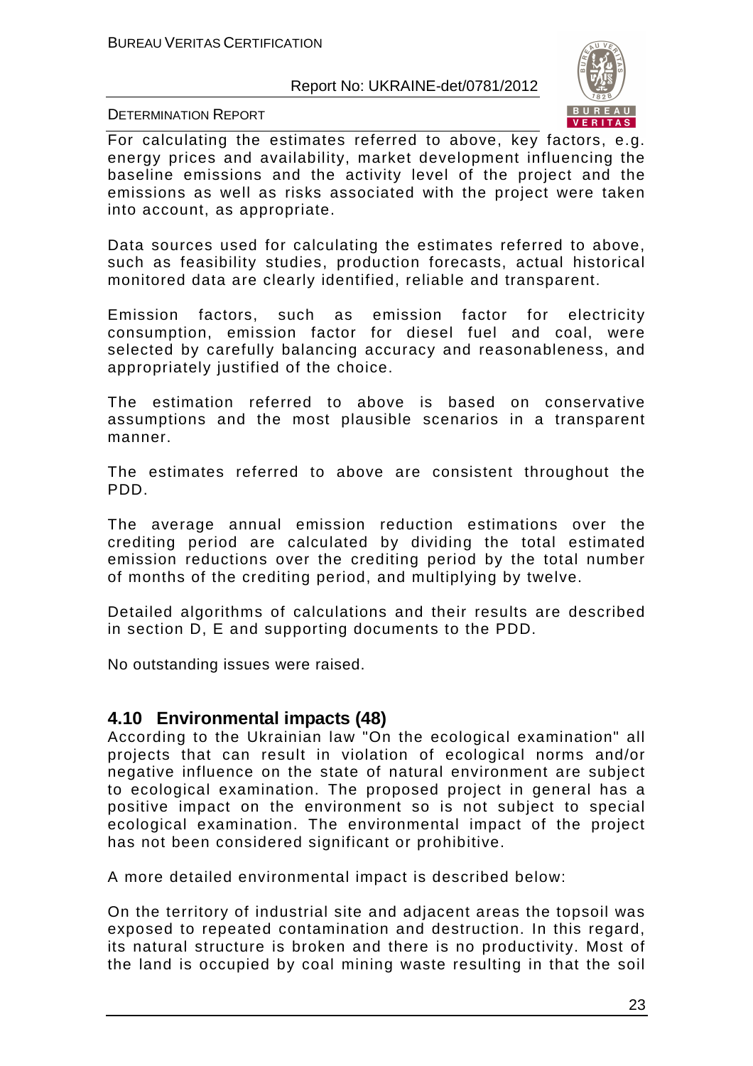For calculating the estimates referred to above, key factors, e.g. energy prices and availability, market development influencing the baseline emissions and the activity level of the project and the emissions as well as risks associated with the project were taken into account, as appropriate.

Data sources used for calculating the estimates referred to above, such as feasibility studies, production forecasts, actual historical monitored data are clearly identified, reliable and transparent.

Emission factors, such as emission factor for electricity consumption, emission factor for diesel fuel and coal, were selected by carefully balancing accuracy and reasonableness, and appropriately justified of the choice.

The estimation referred to above is based on conservative assumptions and the most plausible scenarios in a transparent manner.

The estimates referred to above are consistent throughout the PDD.

The average annual emission reduction estimations over the crediting period are calculated by dividing the total estimated emission reductions over the crediting period by the total number of months of the crediting period, and multiplying by twelve.

Detailed algorithms of calculations and their results are described in section D, E and supporting documents to the PDD.

No outstanding issues were raised.

## 4.10 Environmental impacts (48)

According to the Ukrainian law "On the ecological examination" all projects that can result in violation of ecological norms and/or negative influence on the state of natural environment are subject to ecological examination. The proposed project in general has a positive impact on the environment so is not subject to special ecological examination. The environmental impact of the project has not been considered significant or prohibitive.

A more detailed environmental impact is described below:

On the territory of industrial site and adjacent areas the topsoil was exposed to repeated contamination and destruction. In this regard, its natural structure is broken and there is no productivity. Most of the land is occupied by coal mining waste resulting in that the soil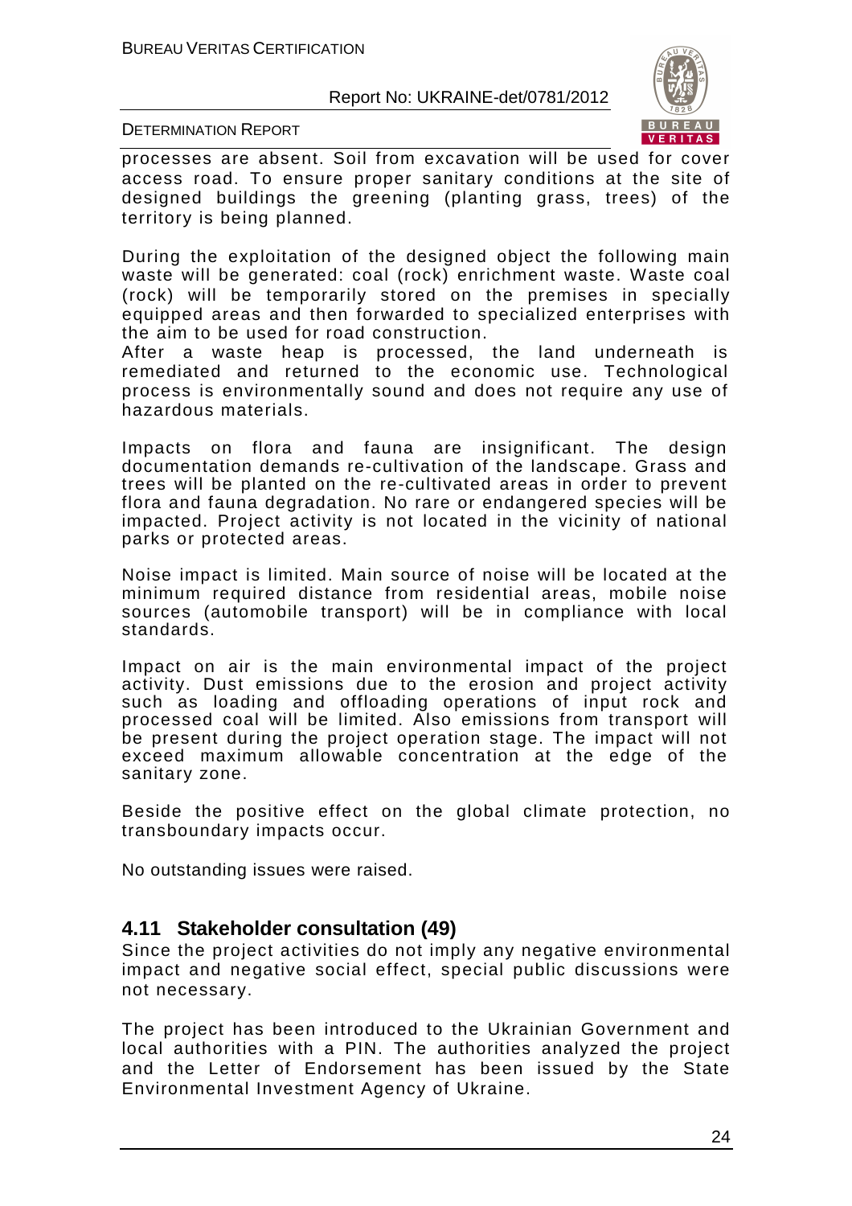processes are absent. Soil from excavation will be used for cover access road. To ensure proper sanitary conditions at the site of designed buildings the greening (planting grass, trees) of the territory is being planned.

During the exploitation of the designed object the following main waste will be generated: coal (rock) enrichment waste. Waste coal (rock) will be temporarily stored on the premises in specially equipped areas and then forwarded to specialized enterprises with the aim to be used for road construction.
After a waste heap is processed, the land underneath is remediated and returned to the economic use. Technological process is environmentally sound and does not require any use of hazardous materials.

Impacts on flora and fauna are insignificant. The design documentation demands re-cultivation of the landscape. Grass and trees will be planted on the re-cultivated areas in order to prevent flora and fauna degradation. No rare or endangered species will be impacted. Project activity is not located in the vicinity of national parks or protected areas.

Noise impact is limited. Main source of noise will be located at the minimum required distance from residential areas, mobile noise sources (automobile transport) will be in compliance with local standards.

Impact on air is the main environmental impact of the project activity. Dust emissions due to the erosion and project activity such as loading and offloading operations of input rock and processed coal will be limited. Also emissions from transport will be present during the project operation stage. The impact will not exceed maximum allowable concentration at the edge of the sanitary zone.

Beside the positive effect on the global climate protection, no transboundary impacts occur.

No outstanding issues were raised.

## 4.11 Stakeholder consultation (49)

Since the project activities do not imply any negative environmental impact and negative social effect, special public discussions were not necessary.

The project has been introduced to the Ukrainian Government and local authorities with a PIN. The authorities analyzed the project and the Letter of Endorsement has been issued by the State Environmental Investment Agency of Ukraine.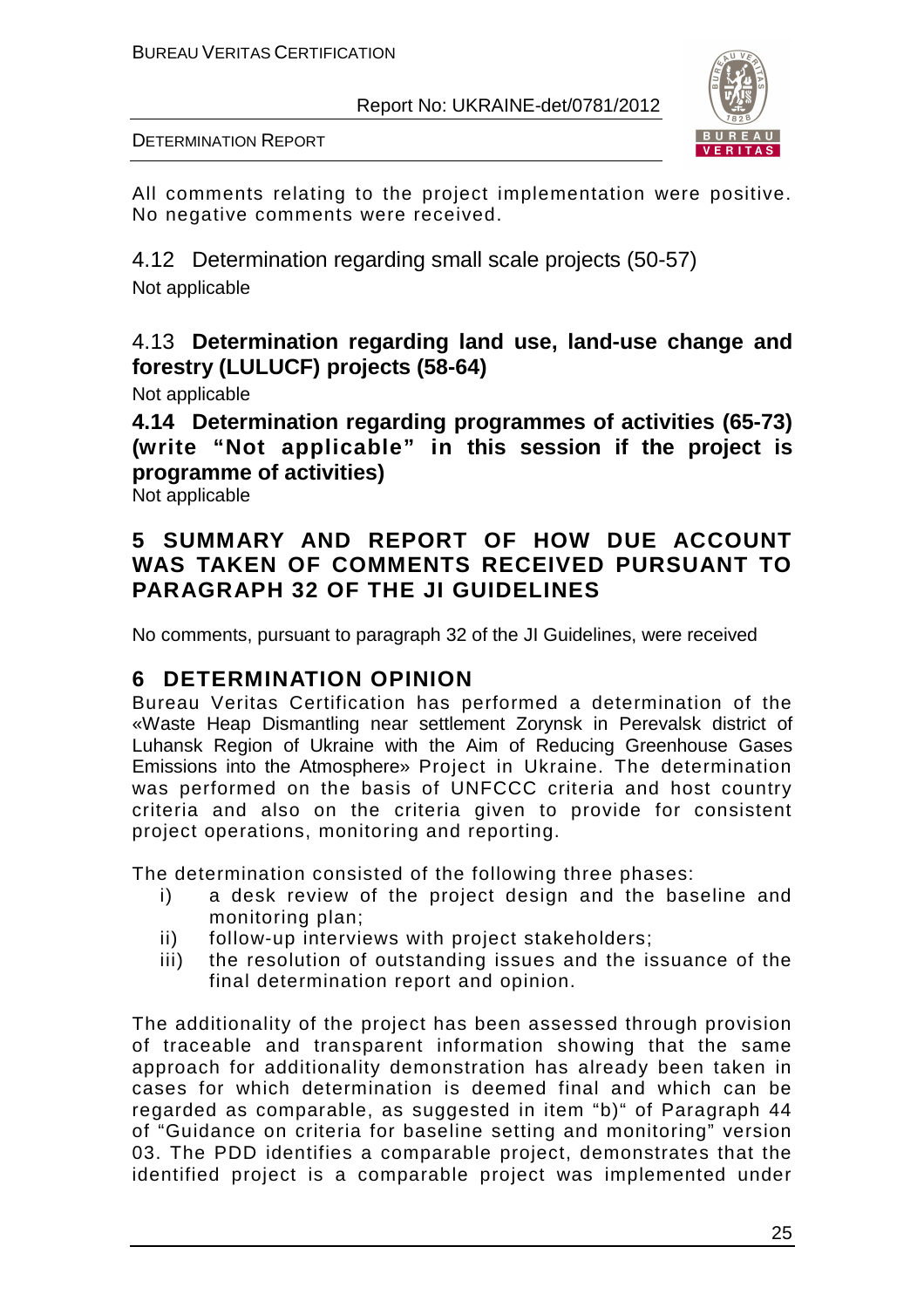All comments relating to the project implementation were positive. No negative comments were received.

## 4.12 Determination regarding small scale projects (50-57)

Not applicable

## 4.13 **Determination regarding land use, land-use change and forestry (LULUCF) projects (58-64)**

Not applicable

## **4.14 Determination regarding programmes of activities (65-73) (write "Not applicable" in this session if the project is programme of activities)**

Not applicable

# **5 SUMMARY AND REPORT OF HOW DUE ACCOUNT WAS TAKEN OF COMMENTS RECEIVED PURSUANT TO PARAGRAPH 32 OF THE JI GUIDELINES**

No comments, pursuant to paragraph 32 of the JI Guidelines, were received

# **6 DETERMINATION OPINION**

Bureau Veritas Certification has performed a determination of the «Waste Heap Dismantling near settlement Zorynsk in Perevalsk district of Luhansk Region of Ukraine with the Aim of Reducing Greenhouse Gases Emissions into the Atmosphere» Project in Ukraine. The determination was performed on the basis of UNFCCC criteria and host country criteria and also on the criteria given to provide for consistent project operations, monitoring and reporting.

The determination consisted of the following three phases:

i) a desk review of the project design and the baseline and monitoring plan;
ii) follow-up interviews with project stakeholders;
iii) the resolution of outstanding issues and the issuance of the final determination report and opinion.

The additionality of the project has been assessed through provision of traceable and transparent information showing that the same approach for additionality demonstration has already been taken in cases for which determination is deemed final and which can be regarded as comparable, as suggested in item "b)" of Paragraph 44 of "Guidance on criteria for baseline setting and monitoring" version 03. The PDD identifies a comparable project, demonstrates that the identified project is a comparable project was implemented under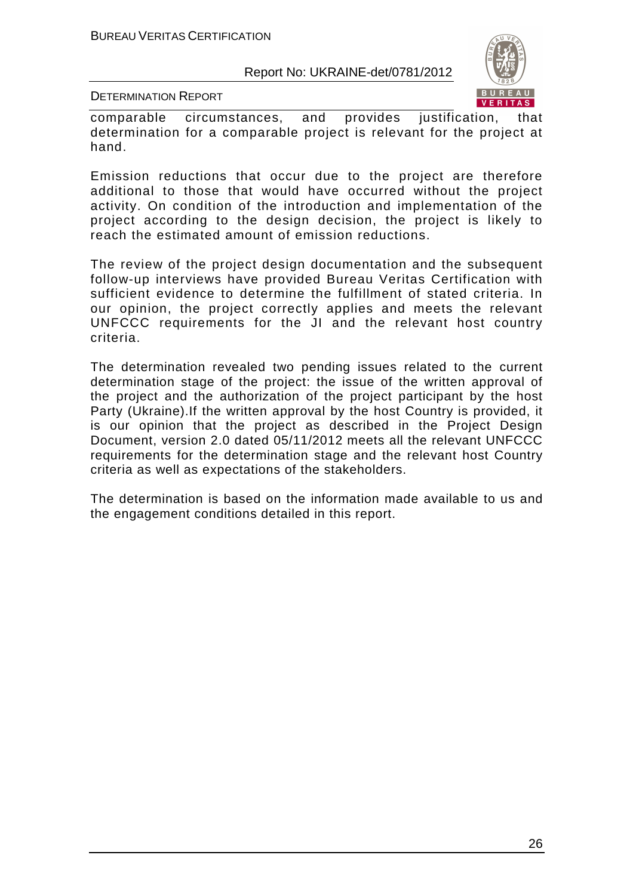comparable circumstances, and provides justification, that determination for a comparable project is relevant for the project at hand.

Emission reductions that occur due to the project are therefore additional to those that would have occurred without the project activity. On condition of the introduction and implementation of the project according to the design decision, the project is likely to reach the estimated amount of emission reductions.

The review of the project design documentation and the subsequent follow-up interviews have provided Bureau Veritas Certification with sufficient evidence to determine the fulfillment of stated criteria. In our opinion, the project correctly applies and meets the relevant UNFCCC requirements for the JI and the relevant host country criteria.

The determination revealed two pending issues related to the current determination stage of the project: the issue of the written approval of the project and the authorization of the project participant by the host Party (Ukraine).If the written approval by the host Country is provided, it is our opinion that the project as described in the Project Design Document, version 2.0 dated 05/11/2012 meets all the relevant UNFCCC requirements for the determination stage and the relevant host Country criteria as well as expectations of the stakeholders.

The determination is based on the information made available to us and the engagement conditions detailed in this report.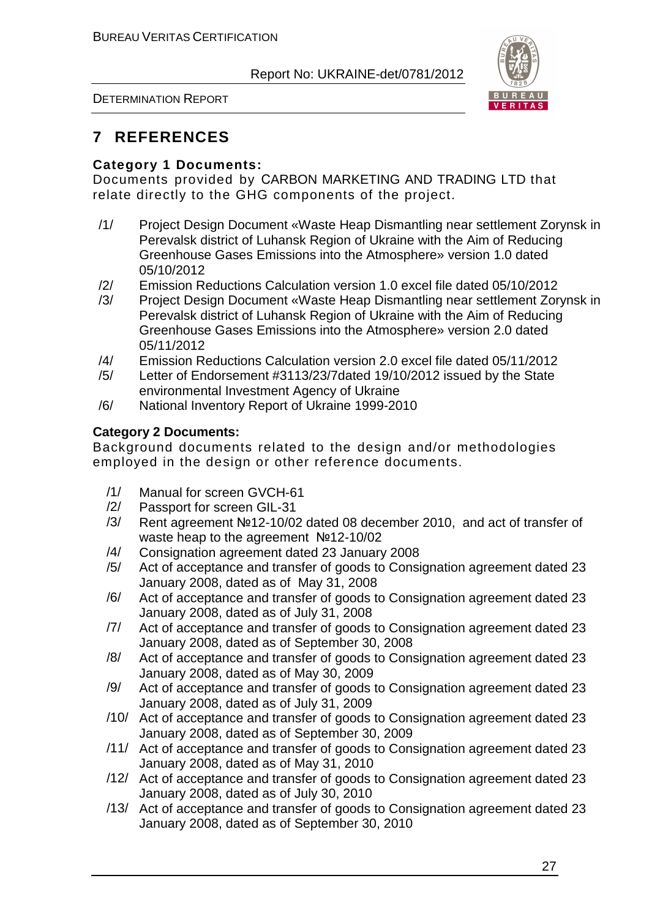# 7 REFERENCES

**Category 1 Documents:**

Documents provided by CARBON MARKETING AND TRADING LTD that relate directly to the GHG components of the project.

/1/ Project Design Document «Waste Heap Dismantling near settlement Zorynsk in Perevalsk district of Luhansk Region of Ukraine with the Aim of Reducing Greenhouse Gases Emissions into the Atmosphere» version 1.0 dated 05/10/2012

/2/ Emission Reductions Calculation version 1.0 excel file dated 05/10/2012

/3/ Project Design Document «Waste Heap Dismantling near settlement Zorynsk in Perevalsk district of Luhansk Region of Ukraine with the Aim of Reducing Greenhouse Gases Emissions into the Atmosphere» version 2.0 dated 05/11/2012

/4/ Emission Reductions Calculation version 2.0 excel file dated 05/11/2012

/5/ Letter of Endorsement #3113/23/7dated 19/10/2012 issued by the State environmental Investment Agency of Ukraine

/6/ National Inventory Report of Ukraine 1999-2010

**Category 2 Documents:**

Background documents related to the design and/or methodologies employed in the design or other reference documents.

/1/ Manual for screen GVCH-61

/2/ Passport for screen GIL-31

/3/ Rent agreement №12-10/02 dated 08 december 2010, and act of transfer of waste heap to the agreement №12-10/02

/4/ Consignation agreement dated 23 January 2008

/5/ Act of acceptance and transfer of goods to Consignation agreement dated 23 January 2008, dated as of May 31, 2008

/6/ Act of acceptance and transfer of goods to Consignation agreement dated 23 January 2008, dated as of July 31, 2008

/7/ Act of acceptance and transfer of goods to Consignation agreement dated 23 January 2008, dated as of September 30, 2008

/8/ Act of acceptance and transfer of goods to Consignation agreement dated 23 January 2008, dated as of May 30, 2009

/9/ Act of acceptance and transfer of goods to Consignation agreement dated 23 January 2008, dated as of July 31, 2009

/10/ Act of acceptance and transfer of goods to Consignation agreement dated 23 January 2008, dated as of September 30, 2009

/11/ Act of acceptance and transfer of goods to Consignation agreement dated 23 January 2008, dated as of May 31, 2010

/12/ Act of acceptance and transfer of goods to Consignation agreement dated 23 January 2008, dated as of July 30, 2010

/13/ Act of acceptance and transfer of goods to Consignation agreement dated 23 January 2008, dated as of September 30, 2010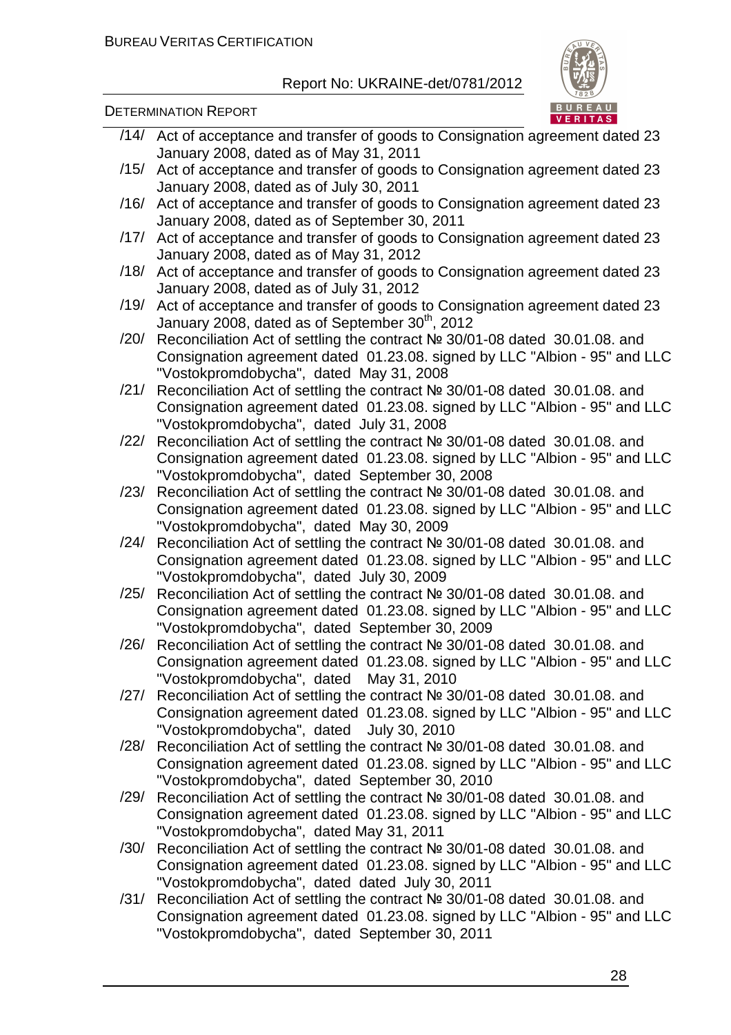/14/ Act of acceptance and transfer of goods to Consignation agreement dated 23 January 2008, dated as of May 31, 2011

/15/ Act of acceptance and transfer of goods to Consignation agreement dated 23 January 2008, dated as of July 30, 2011

/16/ Act of acceptance and transfer of goods to Consignation agreement dated 23 January 2008, dated as of September 30, 2011

/17/ Act of acceptance and transfer of goods to Consignation agreement dated 23 January 2008, dated as of May 31, 2012

/18/ Act of acceptance and transfer of goods to Consignation agreement dated 23 January 2008, dated as of July 31, 2012

/19/ Act of acceptance and transfer of goods to Consignation agreement dated 23 January 2008, dated as of September 30th, 2012

/20/ Reconciliation Act of settling the contract № 30/01-08 dated 30.01.08. and Consignation agreement dated 01.23.08. signed by LLC "Albion - 95" and LLC "Vostokpromdobycha", dated May 31, 2008

/21/ Reconciliation Act of settling the contract № 30/01-08 dated 30.01.08. and Consignation agreement dated 01.23.08. signed by LLC "Albion - 95" and LLC "Vostokpromdobycha", dated July 31, 2008

/22/ Reconciliation Act of settling the contract № 30/01-08 dated 30.01.08. and Consignation agreement dated 01.23.08. signed by LLC "Albion - 95" and LLC "Vostokpromdobycha", dated September 30, 2008

/23/ Reconciliation Act of settling the contract № 30/01-08 dated 30.01.08. and Consignation agreement dated 01.23.08. signed by LLC "Albion - 95" and LLC "Vostokpromdobycha", dated May 30, 2009

/24/ Reconciliation Act of settling the contract № 30/01-08 dated 30.01.08. and Consignation agreement dated 01.23.08. signed by LLC "Albion - 95" and LLC "Vostokpromdobycha", dated July 30, 2009

/25/ Reconciliation Act of settling the contract № 30/01-08 dated 30.01.08. and Consignation agreement dated 01.23.08. signed by LLC "Albion - 95" and LLC "Vostokpromdobycha", dated September 30, 2009

/26/ Reconciliation Act of settling the contract № 30/01-08 dated 30.01.08. and Consignation agreement dated 01.23.08. signed by LLC "Albion - 95" and LLC "Vostokpromdobycha", dated May 31, 2010

/27/ Reconciliation Act of settling the contract № 30/01-08 dated 30.01.08. and Consignation agreement dated 01.23.08. signed by LLC "Albion - 95" and LLC "Vostokpromdobycha", dated July 30, 2010

/28/ Reconciliation Act of settling the contract № 30/01-08 dated 30.01.08. and Consignation agreement dated 01.23.08. signed by LLC "Albion - 95" and LLC "Vostokpromdobycha", dated September 30, 2010

/29/ Reconciliation Act of settling the contract № 30/01-08 dated 30.01.08. and Consignation agreement dated 01.23.08. signed by LLC "Albion - 95" and LLC "Vostokpromdobycha", dated May 31, 2011

/30/ Reconciliation Act of settling the contract № 30/01-08 dated 30.01.08. and Consignation agreement dated 01.23.08. signed by LLC "Albion - 95" and LLC "Vostokpromdobycha", dated dated July 30, 2011

/31/ Reconciliation Act of settling the contract № 30/01-08 dated 30.01.08. and Consignation agreement dated 01.23.08. signed by LLC "Albion - 95" and LLC "Vostokpromdobycha", dated September 30, 2011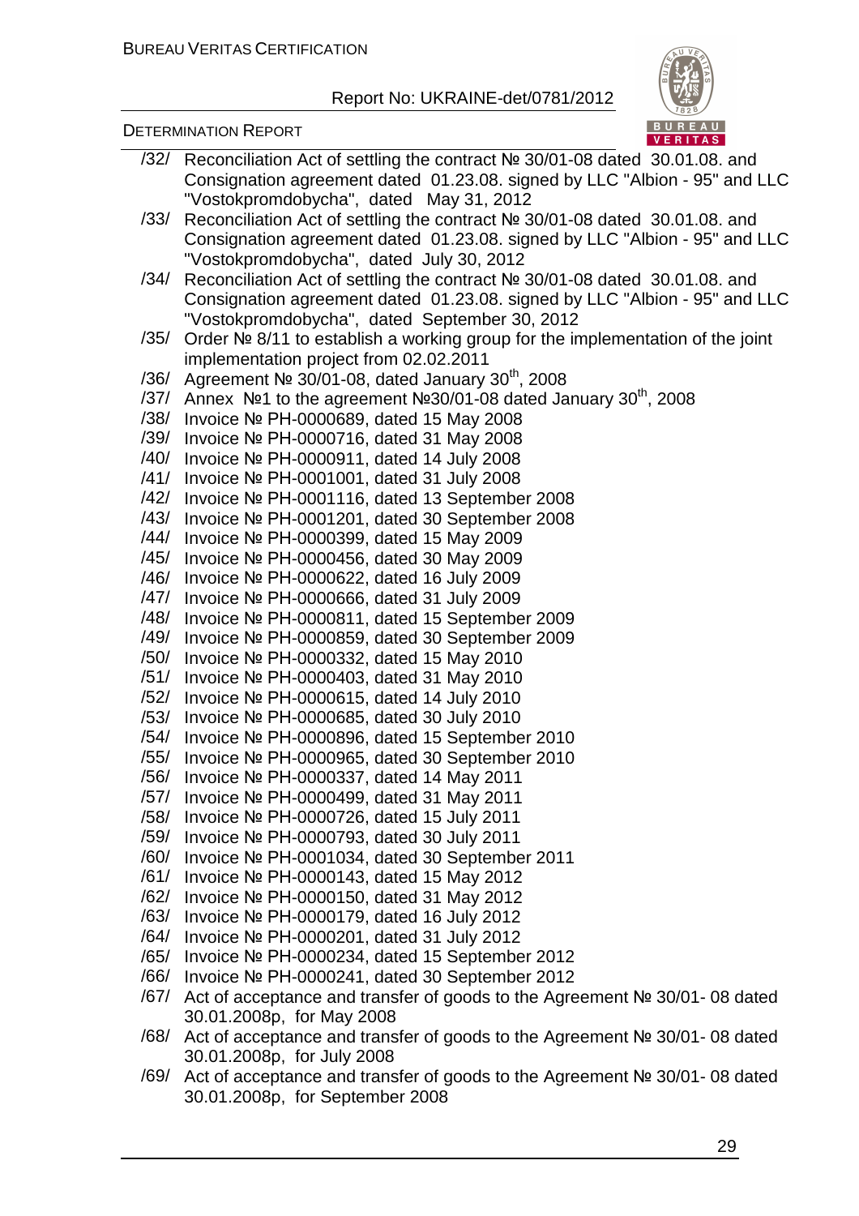/32/ Reconciliation Act of settling the contract № 30/01-08 dated 30.01.08. and Consignation agreement dated 01.23.08. signed by LLC "Albion - 95" and LLC "Vostokpromdobycha", dated May 31, 2012

/33/ Reconciliation Act of settling the contract № 30/01-08 dated 30.01.08. and Consignation agreement dated 01.23.08. signed by LLC "Albion - 95" and LLC "Vostokpromdobycha", dated July 30, 2012

/34/ Reconciliation Act of settling the contract № 30/01-08 dated 30.01.08. and Consignation agreement dated 01.23.08. signed by LLC "Albion - 95" and LLC "Vostokpromdobycha", dated September 30, 2012

/35/ Order № 8/11 to establish a working group for the implementation of the joint implementation project from 02.02.2011

/36/ Agreement № 30/01-08, dated January 30th, 2008

/37/ Annex №1 to the agreement №30/01-08 dated January 30th, 2008

/38/ Invoice № PH-0000689, dated 15 May 2008

/39/ Invoice № PH-0000716, dated 31 May 2008

/40/ Invoice № PH-0000911, dated 14 July 2008

/41/ Invoice № PH-0001001, dated 31 July 2008

/42/ Invoice № PH-0001116, dated 13 September 2008

/43/ Invoice № PH-0001201, dated 30 September 2008

/44/ Invoice № PH-0000399, dated 15 May 2009

/45/ Invoice № PH-0000456, dated 30 May 2009

/46/ Invoice № PH-0000622, dated 16 July 2009

/47/ Invoice № PH-0000666, dated 31 July 2009

/48/ Invoice № PH-0000811, dated 15 September 2009

/49/ Invoice № PH-0000859, dated 30 September 2009

/50/ Invoice № PH-0000332, dated 15 May 2010

/51/ Invoice № PH-0000403, dated 31 May 2010

/52/ Invoice № PH-0000615, dated 14 July 2010

/53/ Invoice № PH-0000685, dated 30 July 2010

/54/ Invoice № PH-0000896, dated 15 September 2010

/55/ Invoice № PH-0000965, dated 30 September 2010

/56/ Invoice № PH-0000337, dated 14 May 2011

/57/ Invoice № PH-0000499, dated 31 May 2011

/58/ Invoice № PH-0000726, dated 15 July 2011

/59/ Invoice № PH-0000793, dated 30 July 2011

/60/ Invoice № PH-0001034, dated 30 September 2011

/61/ Invoice № PH-0000143, dated 15 May 2012

/62/ Invoice № PH-0000150, dated 31 May 2012

/63/ Invoice № PH-0000179, dated 16 July 2012

/64/ Invoice № PH-0000201, dated 31 July 2012

/65/ Invoice № PH-0000234, dated 15 September 2012

/66/ Invoice № PH-0000241, dated 30 September 2012

/67/ Act of acceptance and transfer of goods to the Agreement № 30/01- 08 dated 30.01.2008p, for May 2008

/68/ Act of acceptance and transfer of goods to the Agreement № 30/01- 08 dated 30.01.2008p, for July 2008

/69/ Act of acceptance and transfer of goods to the Agreement № 30/01- 08 dated 30.01.2008p, for September 2008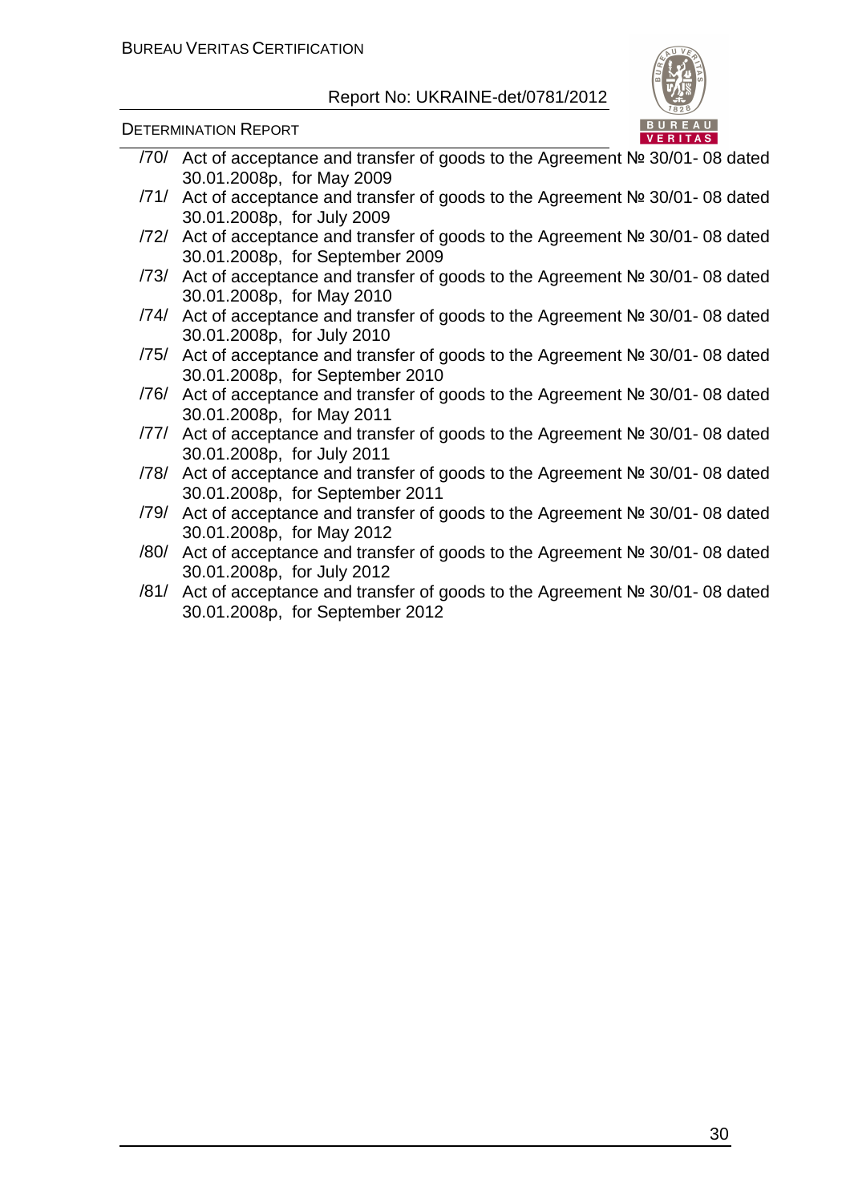/70/ Act of acceptance and transfer of goods to the Agreement № 30/01- 08 dated 30.01.2008p, for May 2009

/71/ Act of acceptance and transfer of goods to the Agreement № 30/01- 08 dated 30.01.2008p, for July 2009

/72/ Act of acceptance and transfer of goods to the Agreement № 30/01- 08 dated 30.01.2008p, for September 2009

/73/ Act of acceptance and transfer of goods to the Agreement № 30/01- 08 dated 30.01.2008p, for May 2010

/74/ Act of acceptance and transfer of goods to the Agreement № 30/01- 08 dated 30.01.2008p, for July 2010

/75/ Act of acceptance and transfer of goods to the Agreement № 30/01- 08 dated 30.01.2008p, for September 2010

/76/ Act of acceptance and transfer of goods to the Agreement № 30/01- 08 dated 30.01.2008p, for May 2011

/77/ Act of acceptance and transfer of goods to the Agreement № 30/01- 08 dated 30.01.2008p, for July 2011

/78/ Act of acceptance and transfer of goods to the Agreement № 30/01- 08 dated 30.01.2008p, for September 2011

/79/ Act of acceptance and transfer of goods to the Agreement № 30/01- 08 dated 30.01.2008p, for May 2012

/80/ Act of acceptance and transfer of goods to the Agreement № 30/01- 08 dated 30.01.2008p, for July 2012

/81/ Act of acceptance and transfer of goods to the Agreement № 30/01- 08 dated 30.01.2008p, for September 2012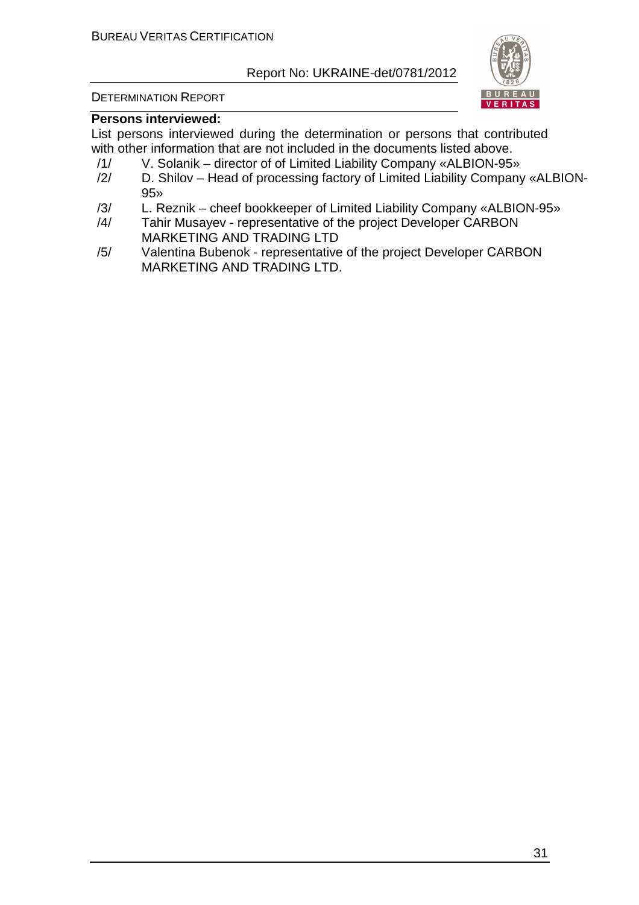**Persons interviewed:**

List persons interviewed during the determination or persons that contributed with other information that are not included in the documents listed above.

/1/ V. Solanik – director of of Limited Liability Company «ALBION-95»

/2/ D. Shilov – Head of processing factory of Limited Liability Company «ALBION-95»

/3/ L. Reznik – cheef bookkeeper of Limited Liability Company «ALBION-95»

/4/ Tahir Musayev - representative of the project Developer CARBON MARKETING AND TRADING LTD

/5/ Valentina Bubenok - representative of the project Developer CARBON MARKETING AND TRADING LTD.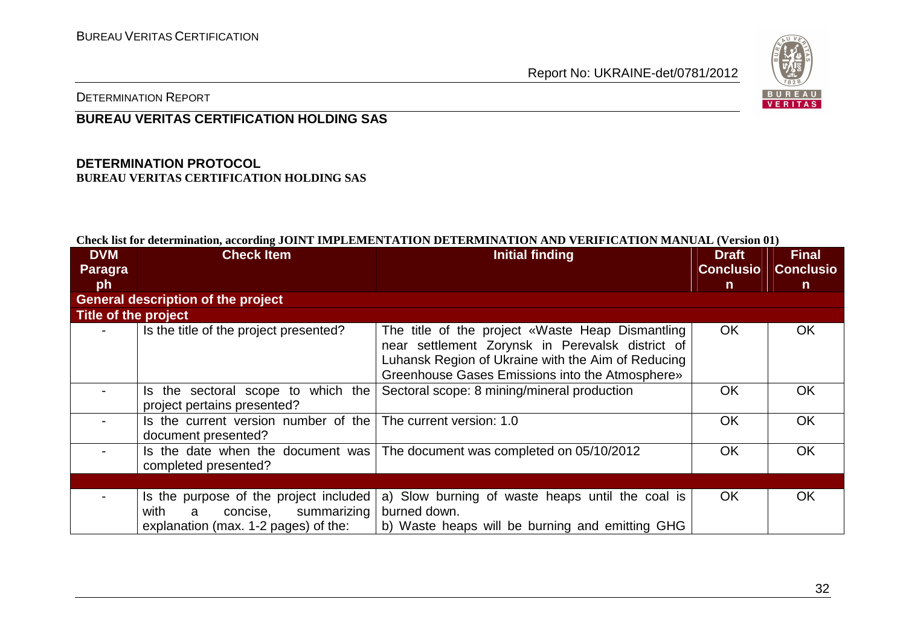**BUREAU VERITAS CERTIFICATION HOLDING SAS**

**DETERMINATION PROTOCOL**
**BUREAU VERITAS CERTIFICATION HOLDING SAS**

**Check list for determination, according JOINT IMPLEMENTATION DETERMINATION AND VERIFICATION MANUAL (Version 01)**

| DVM Paragraph | Check Item | Initial finding | Draft Conclusion | Final Conclusion |
|---|---|---|---|---|
| **General description of the project** | | | | |
| **Title of the project** | | | | |
| - | Is the title of the project presented? | The title of the project «Waste Heap Dismantling near settlement Zorynsk in Perevalsk district of Luhansk Region of Ukraine with the Aim of Reducing Greenhouse Gases Emissions into the Atmosphere» | OK | OK |
| - | Is the sectoral scope to which the project pertains presented? | Sectoral scope: 8 mining/mineral production | OK | OK |
| - | Is the current version number of the document presented? | The current version: 1.0 | OK | OK |
| - | Is the date when the document was completed presented? | The document was completed on 05/10/2012 | OK | OK |
| | | | | |
| - | Is the purpose of the project included with a concise, summarizing explanation (max. 1-2 pages) of the: | a) Slow burning of waste heaps until the coal is burned down.<br>b) Waste heaps will be burning and emitting GHG | OK | OK |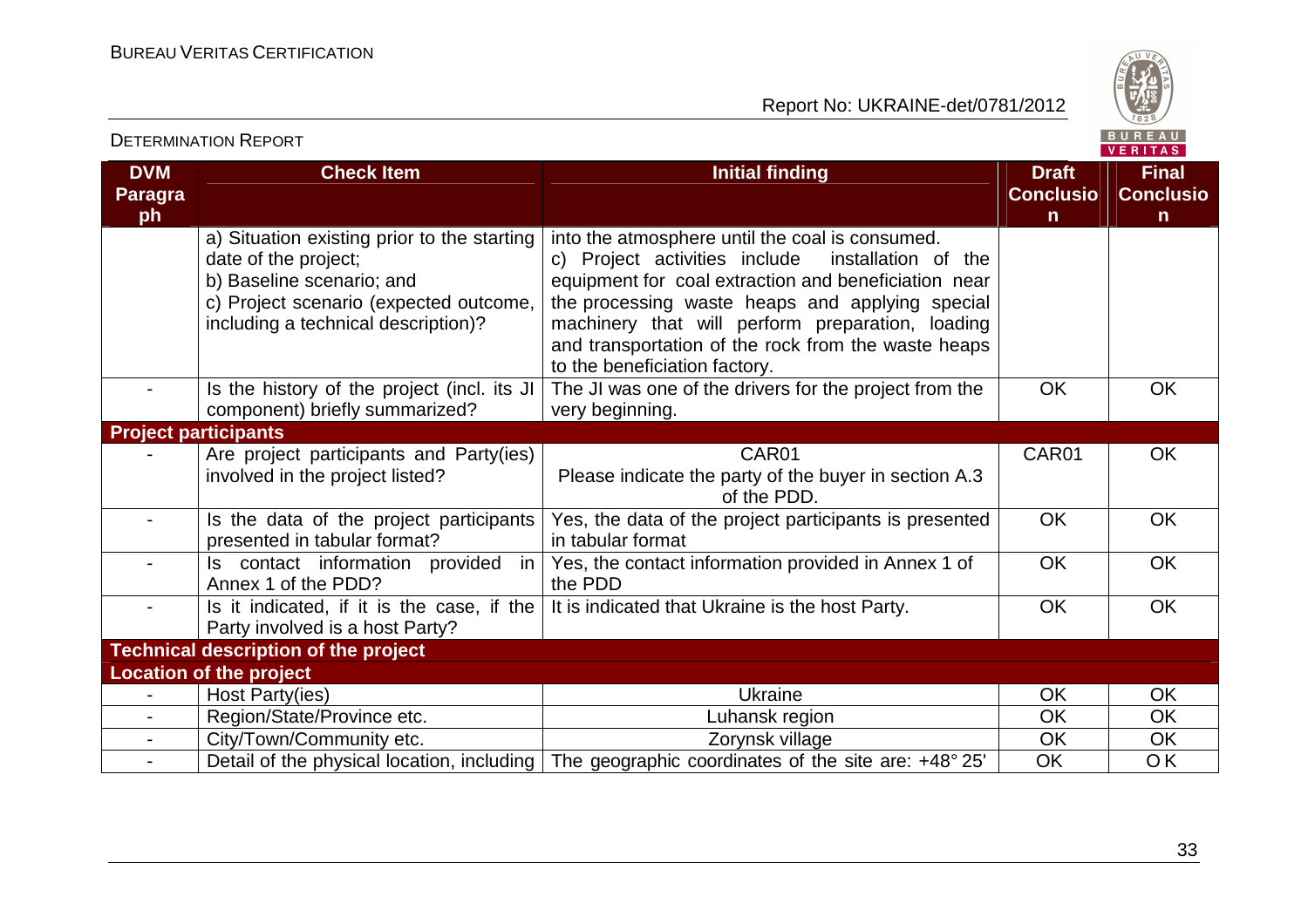| DVM Paragraph | Check Item | Initial finding | Draft Conclusion | Final Conclusion |
|---|---|---|---|---|
| | a) Situation existing prior to the starting date of the project;<br>b) Baseline scenario; and<br>c) Project scenario (expected outcome, including a technical description)? | into the atmosphere until the coal is consumed.<br>c) Project activities include installation of the equipment for coal extraction and beneficiation near the processing waste heaps and applying special machinery that will perform preparation, loading and transportation of the rock from the waste heaps to the beneficiation factory. | | |
| - | Is the history of the project (incl. its JI component) briefly summarized? | The JI was one of the drivers for the project from the very beginning. | OK | OK |
| **Project participants** | | | | |
| - | Are project participants and Party(ies) involved in the project listed? | CAR01<br>Please indicate the party of the buyer in section A.3 of the PDD. | CAR01 | OK |
| - | Is the data of the project participants presented in tabular format? | Yes, the data of the project participants is presented in tabular format | OK | OK |
| - | Is contact information provided in Annex 1 of the PDD? | Yes, the contact information provided in Annex 1 of the PDD | OK | OK |
| - | Is it indicated, if it is the case, if the Party involved is a host Party? | It is indicated that Ukraine is the host Party. | OK | OK |
| **Technical description of the project** | | | | |
| **Location of the project** | | | | |
| - | Host Party(ies) | Ukraine | OK | OK |
| - | Region/State/Province etc. | Luhansk region | OK | OK |
| - | City/Town/Community etc. | Zorynsk village | OK | OK |
| - | Detail of the physical location, including | The geographic coordinates of the site are: +48° 25' | OK | OK |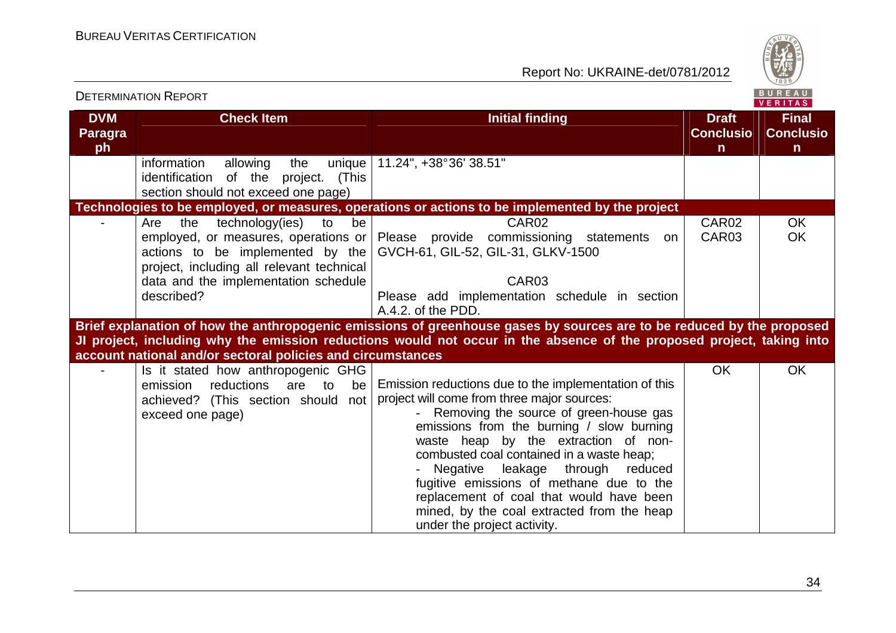| DVM Paragraph | Check Item | Initial finding | Draft Conclusion | Final Conclusion |
|---|---|---|---|---|
| | information allowing the unique identification of the project. (This section should not exceed one page) | 11.24", +38°36' 38.51" | | |
| **Technologies to be employed, or measures, operations or actions to be implemented by the project** | | | | |
| - | Are the technology(ies) to be employed, or measures, operations or actions to be implemented by the project, including all relevant technical data and the implementation schedule described? | CAR02<br>Please provide commissioning statements on GVCH-61, GIL-52, GIL-31, GLKV-1500<br><br>CAR03<br>Please add implementation schedule in section A.4.2. of the PDD. | CAR02<br>CAR03 | OK<br>OK |
| **Brief explanation of how the anthropogenic emissions of greenhouse gases by sources are to be reduced by the proposed JI project, including why the emission reductions would not occur in the absence of the proposed project, taking into account national and/or sectoral policies and circumstances** | | | | |
| - | Is it stated how anthropogenic GHG emission reductions are to be achieved? (This section should not exceed one page) | Emission reductions due to the implementation of this project will come from three major sources:<br>- Removing the source of green-house gas emissions from the burning / slow burning waste heap by the extraction of non-combusted coal contained in a waste heap;<br>- Negative leakage through reduced fugitive emissions of methane due to the replacement of coal that would have been mined, by the coal extracted from the heap under the project activity. | OK | OK |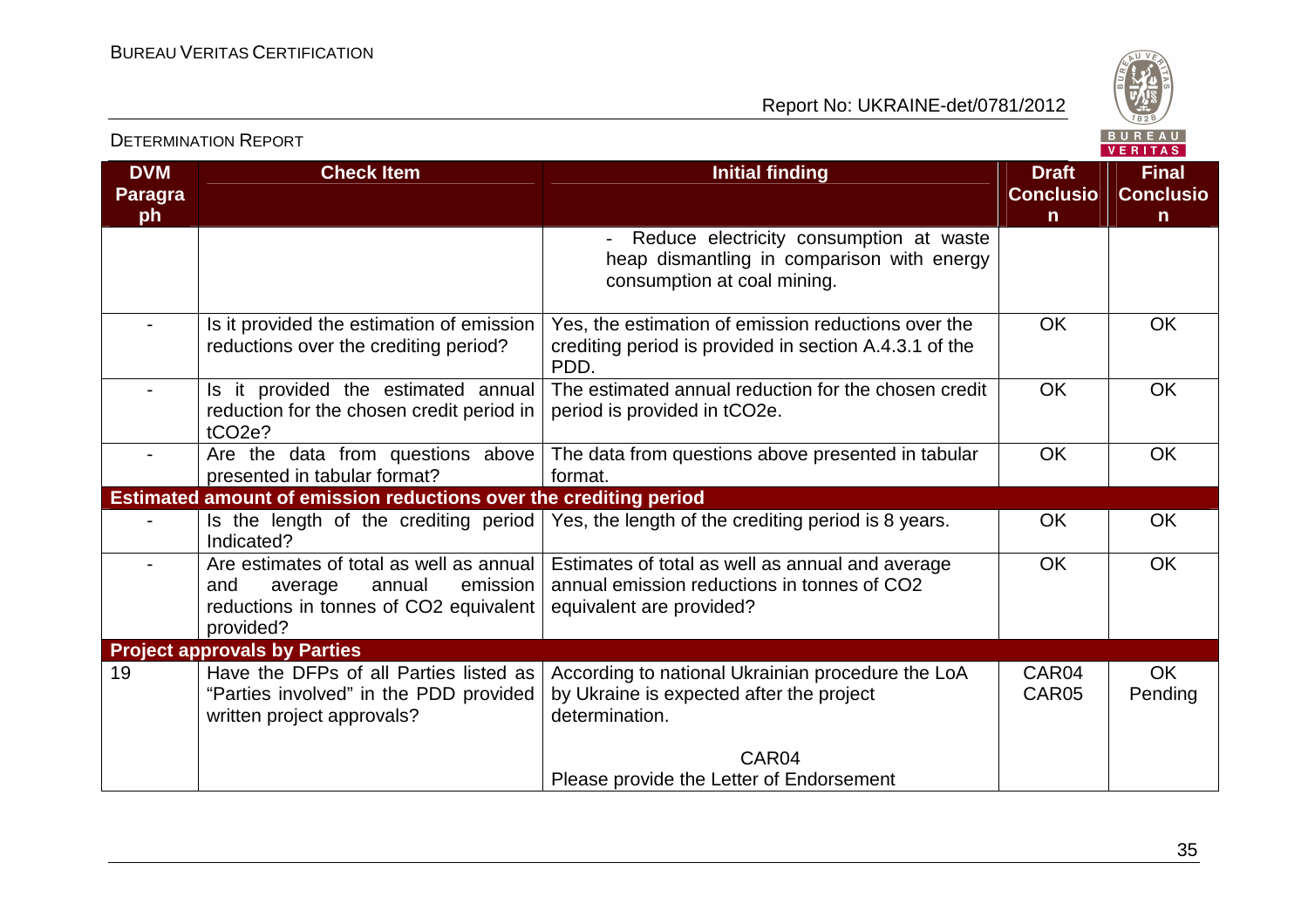| DVM Paragraph | Check Item | Initial finding | Draft Conclusion | Final Conclusion |
|---|---|---|---|---|
| | | - Reduce electricity consumption at waste heap dismantling in comparison with energy consumption at coal mining. | | |
| - | Is it provided the estimation of emission reductions over the crediting period? | Yes, the estimation of emission reductions over the crediting period is provided in section A.4.3.1 of the PDD. | OK | OK |
| - | Is it provided the estimated annual reduction for the chosen credit period in $tCO_2e$? | The estimated annual reduction for the chosen credit period is provided in $tCO_2e$. | OK | OK |
| - | Are the data from questions above presented in tabular format? | The data from questions above presented in tabular format. | OK | OK |
| **Estimated amount of emission reductions over the crediting period** | | | | |
| - | Is the length of the crediting period Indicated? | Yes, the length of the crediting period is 8 years. | OK | OK |
| - | Are estimates of total as well as annual and average annual emission reductions in tonnes of $CO_2$ equivalent provided? | Estimates of total as well as annual and average annual emission reductions in tonnes of $CO_2$ equivalent are provided? | OK | OK |
| **Project approvals by Parties** | | | | |
| 19 | Have the DFPs of all Parties listed as "Parties involved" in the PDD provided written project approvals? | According to national Ukrainian procedure the LoA by Ukraine is expected after the project determination.<br><br>CAR04<br>Please provide the Letter of Endorsement | CAR04<br>CAR05 | OK<br>Pending |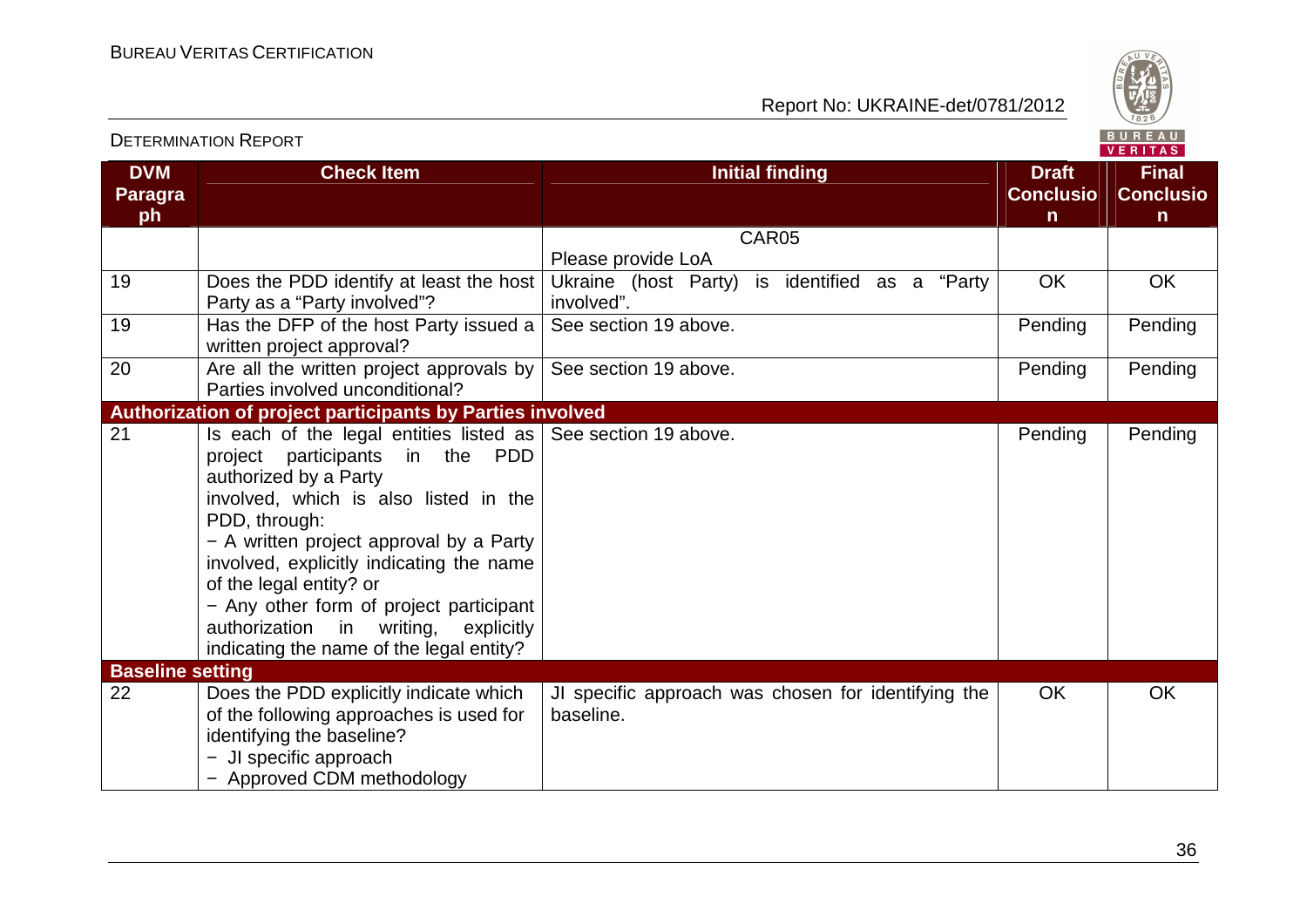| DVM Paragraph | Check Item | Initial finding | Draft Conclusion | Final Conclusion |
|---|---|---|---|---|
| | | CAR05<br>Please provide LoA | | |
| 19 | Does the PDD identify at least the host Party as a "Party involved"? | Ukraine (host Party) is identified as a "Party involved". | OK | OK |
| 19 | Has the DFP of the host Party issued a written project approval? | See section 19 above. | Pending | Pending |
| 20 | Are all the written project approvals by Parties involved unconditional? | See section 19 above. | Pending | Pending |
| **Authorization of project participants by Parties involved** | | | | |
| 21 | Is each of the legal entities listed as project participants in the PDD authorized by a Party involved, which is also listed in the PDD, through:<br>− A written project approval by a Party involved, explicitly indicating the name of the legal entity? or<br>− Any other form of project participant authorization in writing, explicitly indicating the name of the legal entity? | See section 19 above. | Pending | Pending |
| **Baseline setting** | | | | |
| 22 | Does the PDD explicitly indicate which of the following approaches is used for identifying the baseline?<br>− JI specific approach<br>− Approved CDM methodology | JI specific approach was chosen for identifying the baseline. | OK | OK |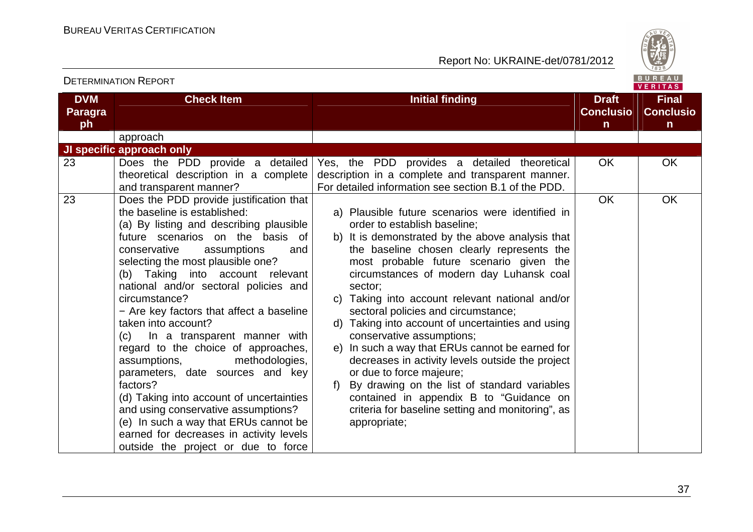| DVM Paragraph | Check Item | Initial finding | Draft Conclusion | Final Conclusion |
|---|---|---|---|---|
| | approach | | | |
| **JI specific approach only** | | | | |
| 23 | Does the PDD provide a detailed theoretical description in a complete and transparent manner? | Yes, the PDD provides a detailed theoretical description in a complete and transparent manner. For detailed information see section B.1 of the PDD. | OK | OK |
| 23 | Does the PDD provide justification that the baseline is established:<br>(a) By listing and describing plausible future scenarios on the basis of conservative assumptions and selecting the most plausible one?<br>(b) Taking into account relevant national and/or sectoral policies and circumstance?<br>− Are key factors that affect a baseline taken into account?<br>(c) In a transparent manner with regard to the choice of approaches, assumptions, methodologies, parameters, date sources and key factors?<br>(d) Taking into account of uncertainties and using conservative assumptions?<br>(e) In such a way that ERUs cannot be earned for decreases in activity levels outside the project or due to force | a) Plausible future scenarios were identified in order to establish baseline;<br>b) It is demonstrated by the above analysis that the baseline chosen clearly represents the most probable future scenario given the circumstances of modern day Luhansk coal sector;<br>c) Taking into account relevant national and/or sectoral policies and circumstance;<br>d) Taking into account of uncertainties and using conservative assumptions;<br>e) In such a way that ERUs cannot be earned for decreases in activity levels outside the project or due to force majeure;<br>f) By drawing on the list of standard variables contained in appendix B to "Guidance on criteria for baseline setting and monitoring", as appropriate; | OK | OK |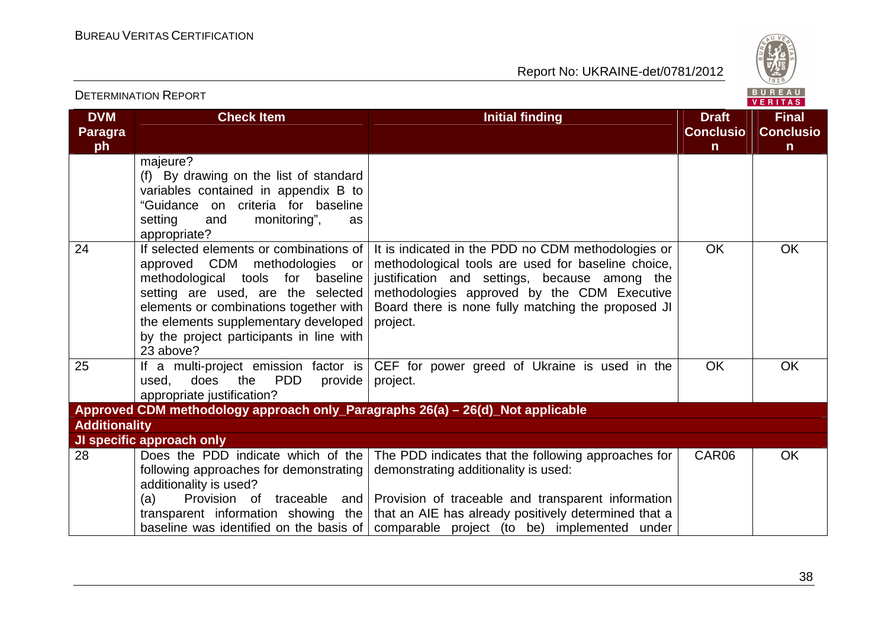| DVM Paragraph | Check Item | Initial finding | Draft Conclusion | Final Conclusion |
|---|---|---|---|---|
| | majeure?<br>(f) By drawing on the list of standard variables contained in appendix B to "Guidance on criteria for baseline setting and monitoring", as appropriate? | | | |
| 24 | If selected elements or combinations of approved CDM methodologies or methodological tools for baseline setting are used, are the selected elements or combinations together with the elements supplementary developed by the project participants in line with 23 above? | It is indicated in the PDD no CDM methodologies or methodological tools are used for baseline choice, justification and settings, because among the methodologies approved by the CDM Executive Board there is none fully matching the proposed JI project. | OK | OK |
| 25 | If a multi-project emission factor is used, does the PDD provide appropriate justification? | CEF for power greed of Ukraine is used in the project. | OK | OK |
| **Approved CDM methodology approach only_Paragraphs 26(a) – 26(d)_Not applicable** | | | | |
| **Additionality** | | | | |
| **JI specific approach only** | | | | |
| 28 | Does the PDD indicate which of the following approaches for demonstrating additionality is used?<br>(a) Provision of traceable and transparent information showing the baseline was identified on the basis of | The PDD indicates that the following approaches for demonstrating additionality is used:<br><br>Provision of traceable and transparent information that an AIE has already positively determined that a comparable project (to be) implemented under | CAR06 | OK |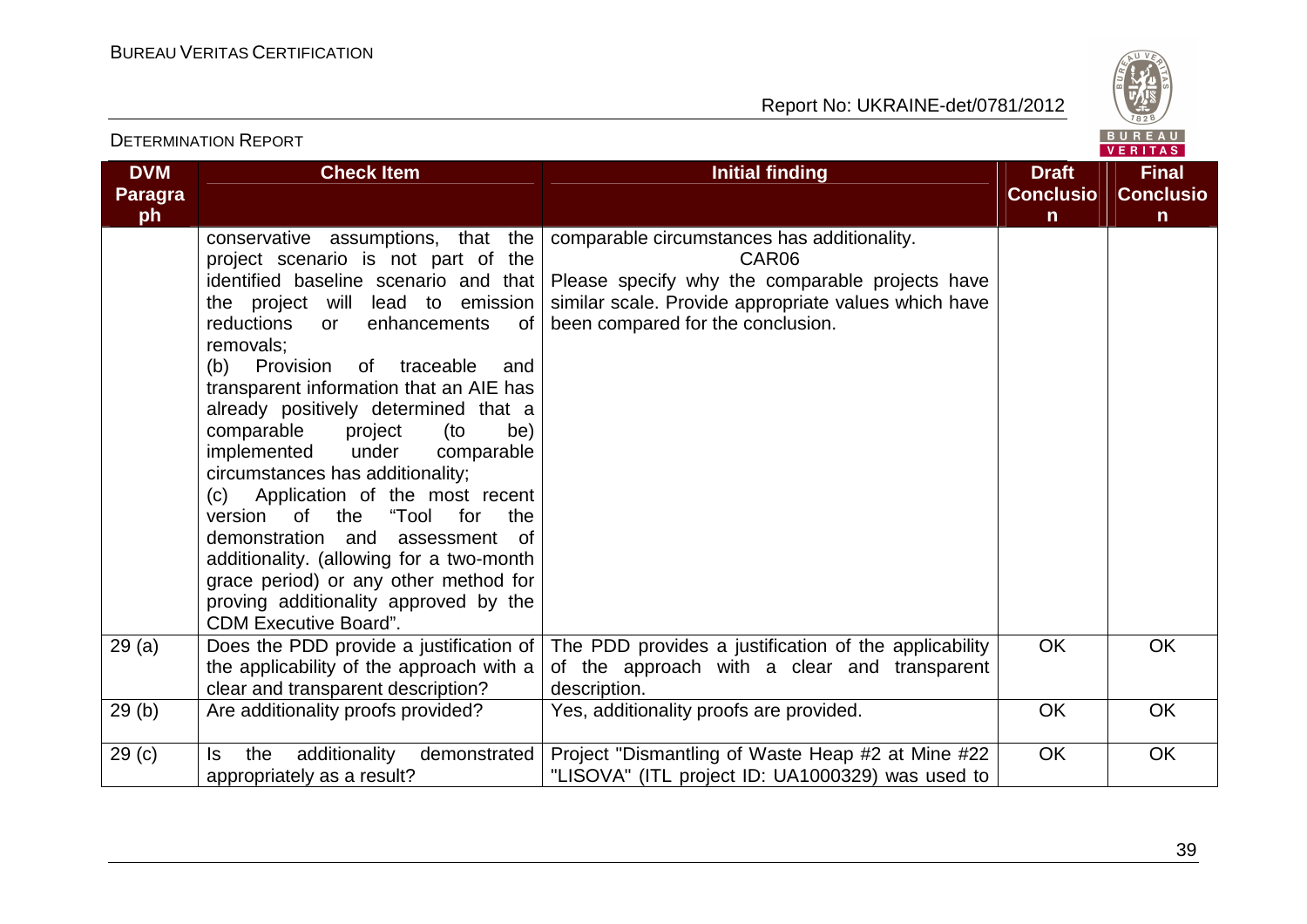| DVM Paragraph | Check Item | Initial finding | Draft Conclusion | Final Conclusion |
|---|---|---|---|---|
| | conservative assumptions, that the project scenario is not part of the identified baseline scenario and that the project will lead to emission reductions or enhancements of removals;<br>(b) Provision of traceable and transparent information that an AIE has already positively determined that a comparable project (to be) implemented under comparable circumstances has additionality;<br>(c) Application of the most recent version of the "Tool for the demonstration and assessment of additionality. (allowing for a two-month grace period) or any other method for proving additionality approved by the CDM Executive Board". | comparable circumstances has additionality.<br>CAR06<br>Please specify why the comparable projects have similar scale. Provide appropriate values which have been compared for the conclusion. | | |
| 29 (a) | Does the PDD provide a justification of the applicability of the approach with a clear and transparent description? | The PDD provides a justification of the applicability of the approach with a clear and transparent description. | OK | OK |
| 29 (b) | Are additionality proofs provided? | Yes, additionality proofs are provided. | OK | OK |
| 29 (c) | Is the additionality demonstrated appropriately as a result? | Project "Dismantling of Waste Heap #2 at Mine #22 "LISOVA" (ITL project ID: UA1000329) was used to | OK | OK |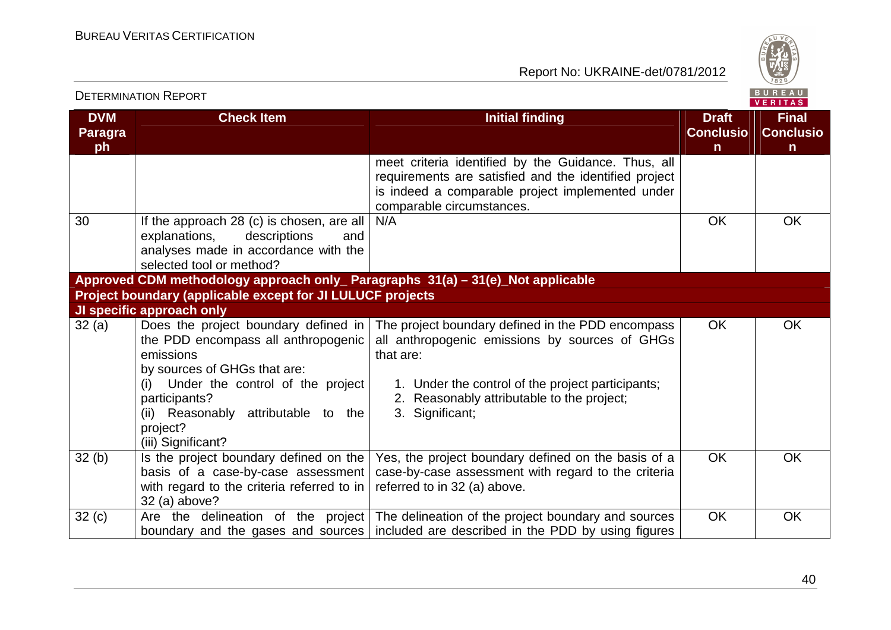| DVM Paragraph | Check Item | Initial finding | Draft Conclusion | Final Conclusion |
|---|---|---|---|---|
| | | meet criteria identified by the Guidance. Thus, all requirements are satisfied and the identified project is indeed a comparable project implemented under comparable circumstances. | | |
| 30 | If the approach 28 (c) is chosen, are all explanations, descriptions and analyses made in accordance with the selected tool or method? | N/A | OK | OK |
| **Approved CDM methodology approach only_ Paragraphs 31(a) – 31(e)_Not applicable** | | | | |
| **Project boundary (applicable except for JI LULUCF projects** | | | | |
| **JI specific approach only** | | | | |
| 32 (a) | Does the project boundary defined in the PDD encompass all anthropogenic emissions by sources of GHGs that are: (i) Under the control of the project participants? (ii) Reasonably attributable to the project? (iii) Significant? | The project boundary defined in the PDD encompass all anthropogenic emissions by sources of GHGs that are: 1. Under the control of the project participants; 2. Reasonably attributable to the project; 3. Significant; | OK | OK |
| 32 (b) | Is the project boundary defined on the basis of a case-by-case assessment with regard to the criteria referred to in 32 (a) above? | Yes, the project boundary defined on the basis of a case-by-case assessment with regard to the criteria referred to in 32 (a) above. | OK | OK |
| 32 (c) | Are the delineation of the project boundary and the gases and sources | The delineation of the project boundary and sources included are described in the PDD by using figures | OK | OK |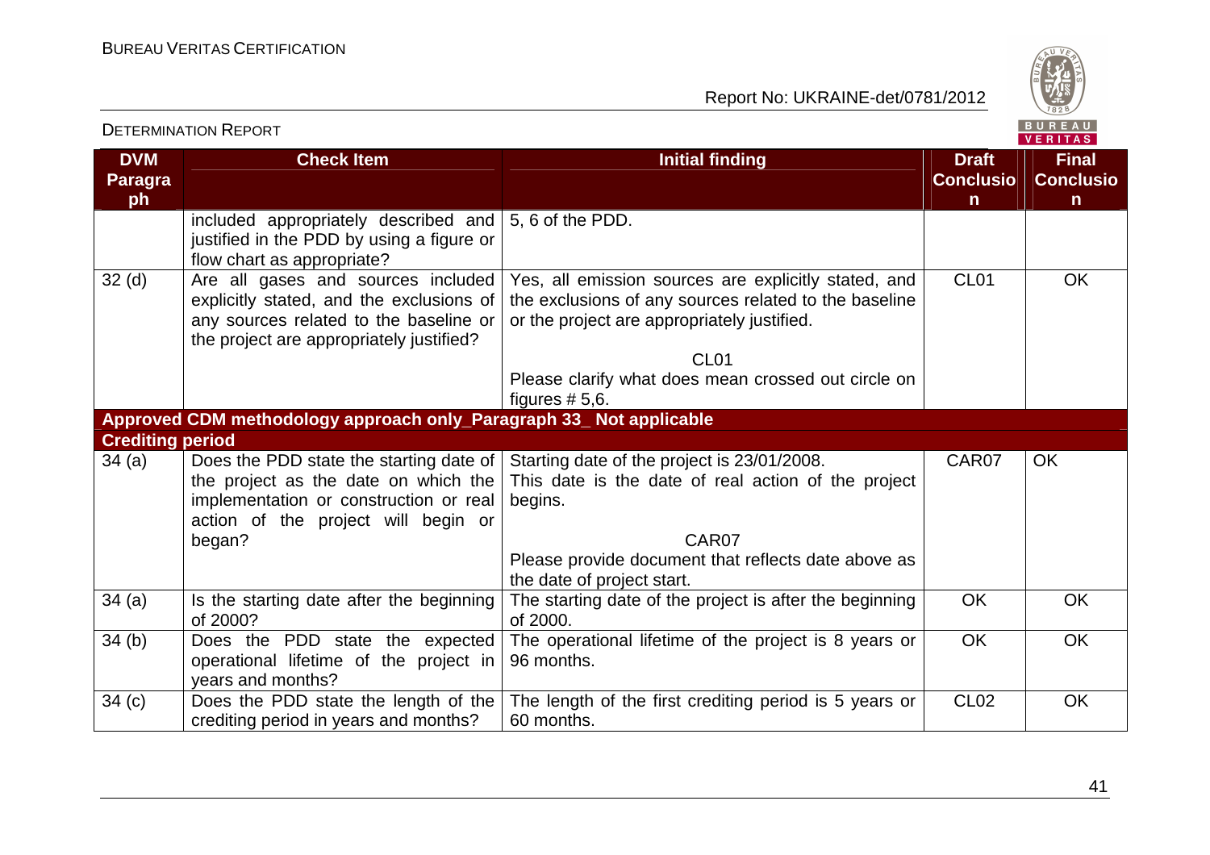| DVM Paragraph | Check Item | Initial finding | Draft Conclusion | Final Conclusion |
|---|---|---|---|---|
| | included appropriately described and justified in the PDD by using a figure or flow chart as appropriate? | 5, 6 of the PDD. | | |
| 32 (d) | Are all gases and sources included explicitly stated, and the exclusions of any sources related to the baseline or the project are appropriately justified? | Yes, all emission sources are explicitly stated, and the exclusions of any sources related to the baseline or the project are appropriately justified.<br><br>CL01<br>Please clarify what does mean crossed out circle on figures # 5,6. | CL01 | OK |
| **Approved CDM methodology approach only_Paragraph 33_ Not applicable** | | | | |
| **Crediting period** | | | | |
| 34 (a) | Does the PDD state the starting date of the project as the date on which the implementation or construction or real action of the project will begin or began? | Starting date of the project is 23/01/2008. This date is the date of real action of the project begins.<br><br>CAR07<br>Please provide document that reflects date above as the date of project start. | CAR07 | OK |
| 34 (a) | Is the starting date after the beginning of 2000? | The starting date of the project is after the beginning of 2000. | OK | OK |
| 34 (b) | Does the PDD state the expected operational lifetime of the project in years and months? | The operational lifetime of the project is 8 years or 96 months. | OK | OK |
| 34 (c) | Does the PDD state the length of the crediting period in years and months? | The length of the first crediting period is 5 years or 60 months. | CL02 | OK |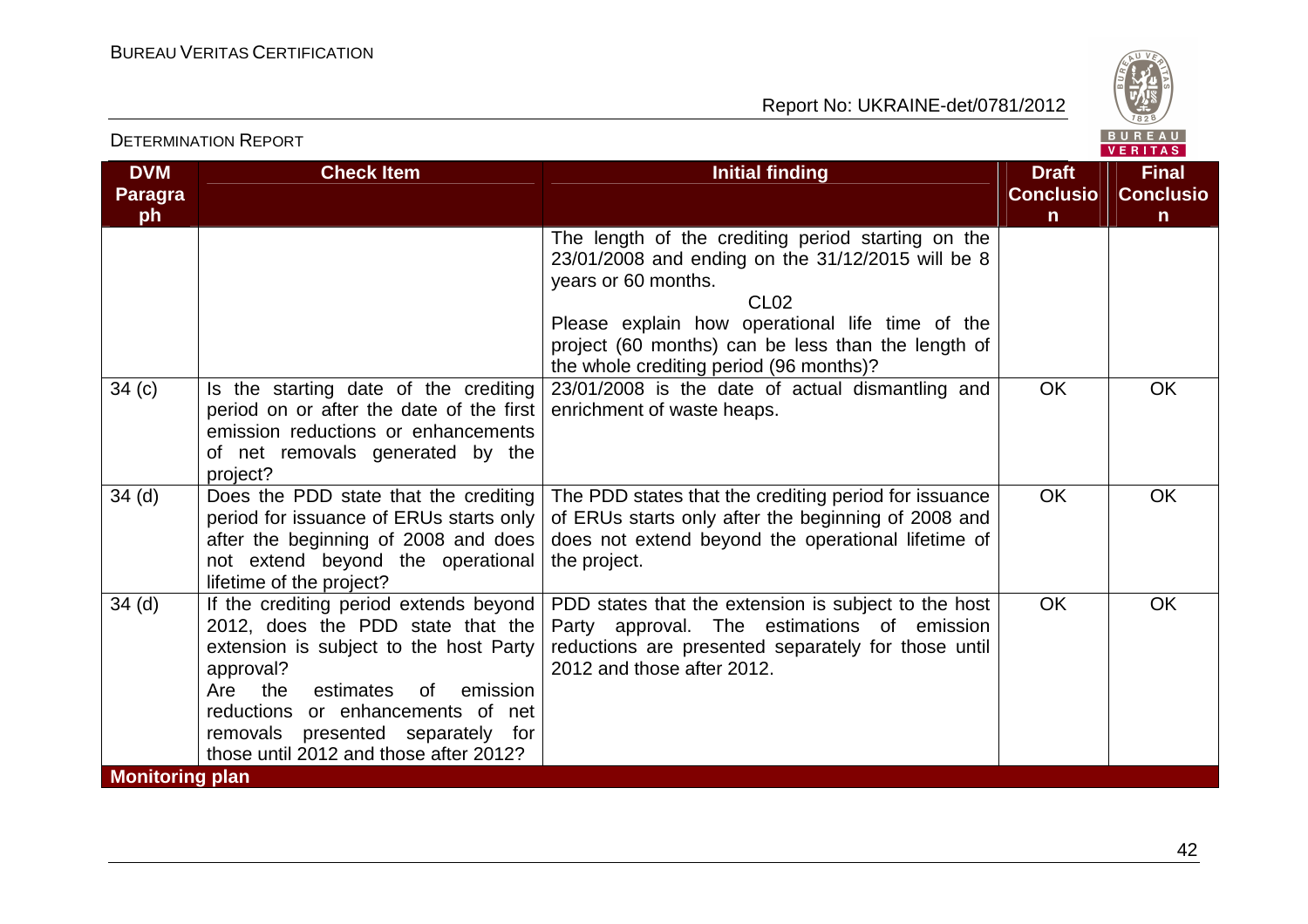| DVM Paragraph | Check Item | Initial finding | Draft Conclusion | Final Conclusion |
|---|---|---|---|---|
| | | The length of the crediting period starting on the 23/01/2008 and ending on the 31/12/2015 will be 8 years or 60 months.<br>CL02<br>Please explain how operational life time of the project (60 months) can be less than the length of the whole crediting period (96 months)? | | |
| 34 (c) | Is the starting date of the crediting period on or after the date of the first emission reductions or enhancements of net removals generated by the project? | 23/01/2008 is the date of actual dismantling and enrichment of waste heaps. | OK | OK |
| 34 (d) | Does the PDD state that the crediting period for issuance of ERUs starts only after the beginning of 2008 and does not extend beyond the operational lifetime of the project? | The PDD states that the crediting period for issuance of ERUs starts only after the beginning of 2008 and does not extend beyond the operational lifetime of the project. | OK | OK |
| 34 (d) | If the crediting period extends beyond 2012, does the PDD state that the extension is subject to the host Party approval?<br>Are the estimates of emission reductions or enhancements of net removals presented separately for those until 2012 and those after 2012? | PDD states that the extension is subject to the host Party approval. The estimations of emission reductions are presented separately for those until 2012 and those after 2012. | OK | OK |
| **Monitoring plan** | | | | |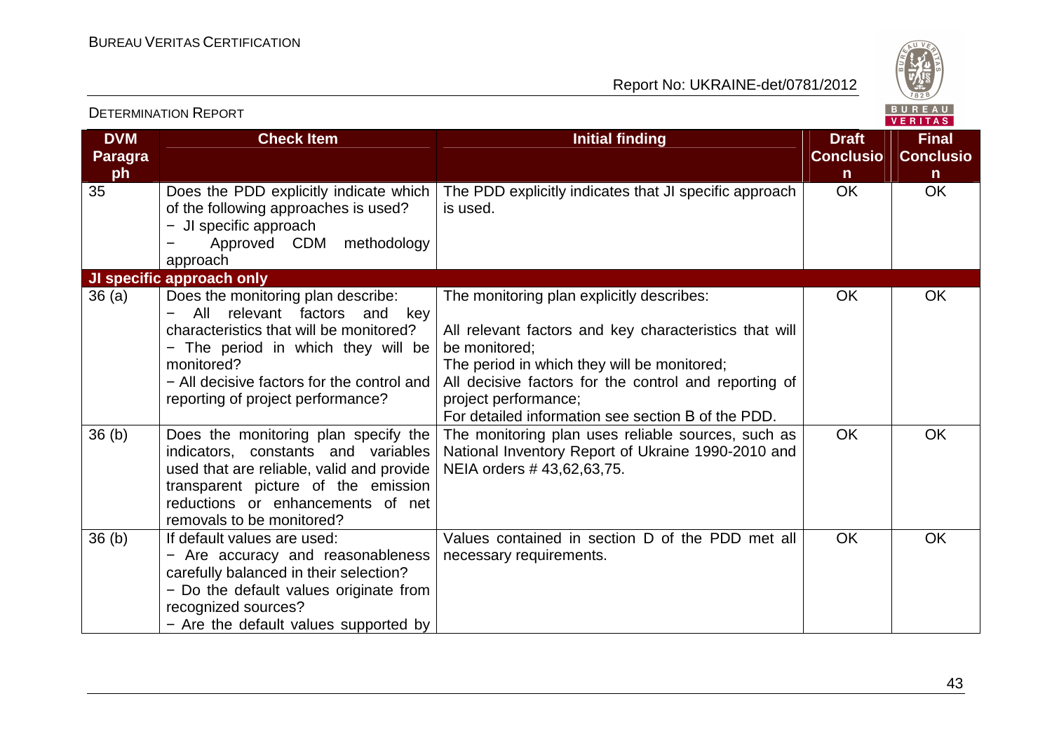| DVM Paragraph | Check Item | Initial finding | Draft Conclusion | Final Conclusion |
|---|---|---|---|---|
| 35 | Does the PDD explicitly indicate which of the following approaches is used?<br>− JI specific approach<br>− Approved CDM methodology approach | The PDD explicitly indicates that JI specific approach is used. | OK | OK |
| **JI specific approach only** | | | | |
| 36 (a) | Does the monitoring plan describe:<br>− All relevant factors and key characteristics that will be monitored?<br>− The period in which they will be monitored?<br>− All decisive factors for the control and reporting of project performance? | The monitoring plan explicitly describes:<br><br>All relevant factors and key characteristics that will be monitored;<br>The period in which they will be monitored;<br>All decisive factors for the control and reporting of project performance;<br>For detailed information see section B of the PDD. | OK | OK |
| 36 (b) | Does the monitoring plan specify the indicators, constants and variables used that are reliable, valid and provide transparent picture of the emission reductions or enhancements of net removals to be monitored? | The monitoring plan uses reliable sources, such as National Inventory Report of Ukraine 1990-2010 and NEIA orders # 43,62,63,75. | OK | OK |
| 36 (b) | If default values are used:<br>− Are accuracy and reasonableness carefully balanced in their selection?<br>− Do the default values originate from recognized sources?<br>− Are the default values supported by | Values contained in section D of the PDD met all necessary requirements. | OK | OK |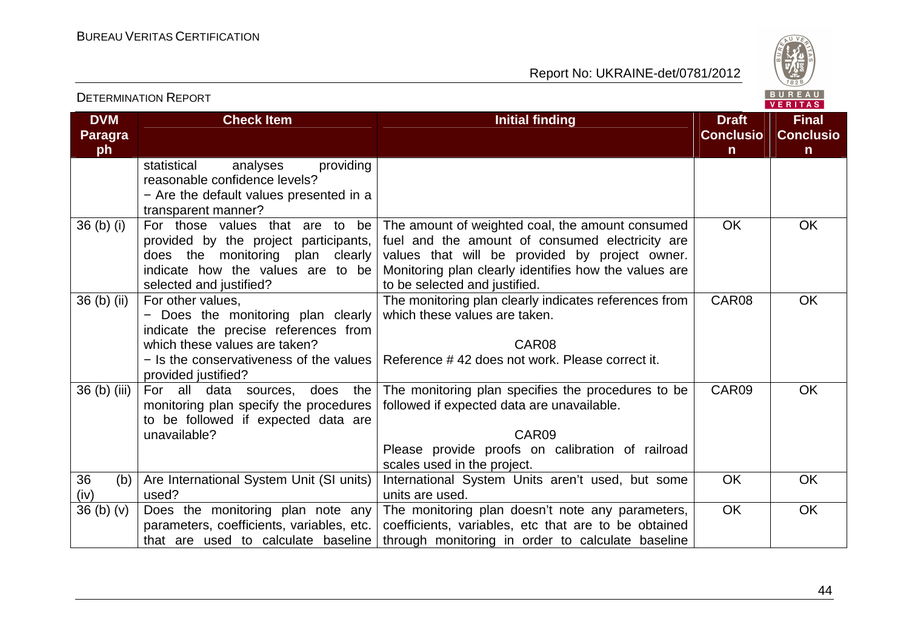| DVM Paragraph | Check Item | Initial finding | Draft Conclusion | Final Conclusion |
|---|---|---|---|---|
| | statistical analyses providing reasonable confidence levels?<br>− Are the default values presented in a transparent manner? | | | |
| 36 (b) (i) | For those values that are to be provided by the project participants, does the monitoring plan clearly indicate how the values are to be selected and justified? | The amount of weighted coal, the amount consumed fuel and the amount of consumed electricity are values that will be provided by project owner. Monitoring plan clearly identifies how the values are to be selected and justified. | OK | OK |
| 36 (b) (ii) | For other values,<br>− Does the monitoring plan clearly indicate the precise references from which these values are taken?<br>− Is the conservativeness of the values provided justified? | The monitoring plan clearly indicates references from which these values are taken.<br><br>CAR08<br>Reference # 42 does not work. Please correct it. | CAR08 | OK |
| 36 (b) (iii) | For all data sources, does the monitoring plan specify the procedures to be followed if expected data are unavailable? | The monitoring plan specifies the procedures to be followed if expected data are unavailable.<br><br>CAR09<br>Please provide proofs on calibration of railroad scales used in the project. | CAR09 | OK |
| 36 (b) (iv) | Are International System Unit (SI units) used? | International System Units aren't used, but some units are used. | OK | OK |
| 36 (b) (v) | Does the monitoring plan note any parameters, coefficients, variables, etc. that are used to calculate baseline | The monitoring plan doesn't note any parameters, coefficients, variables, etc that are to be obtained through monitoring in order to calculate baseline | OK | OK |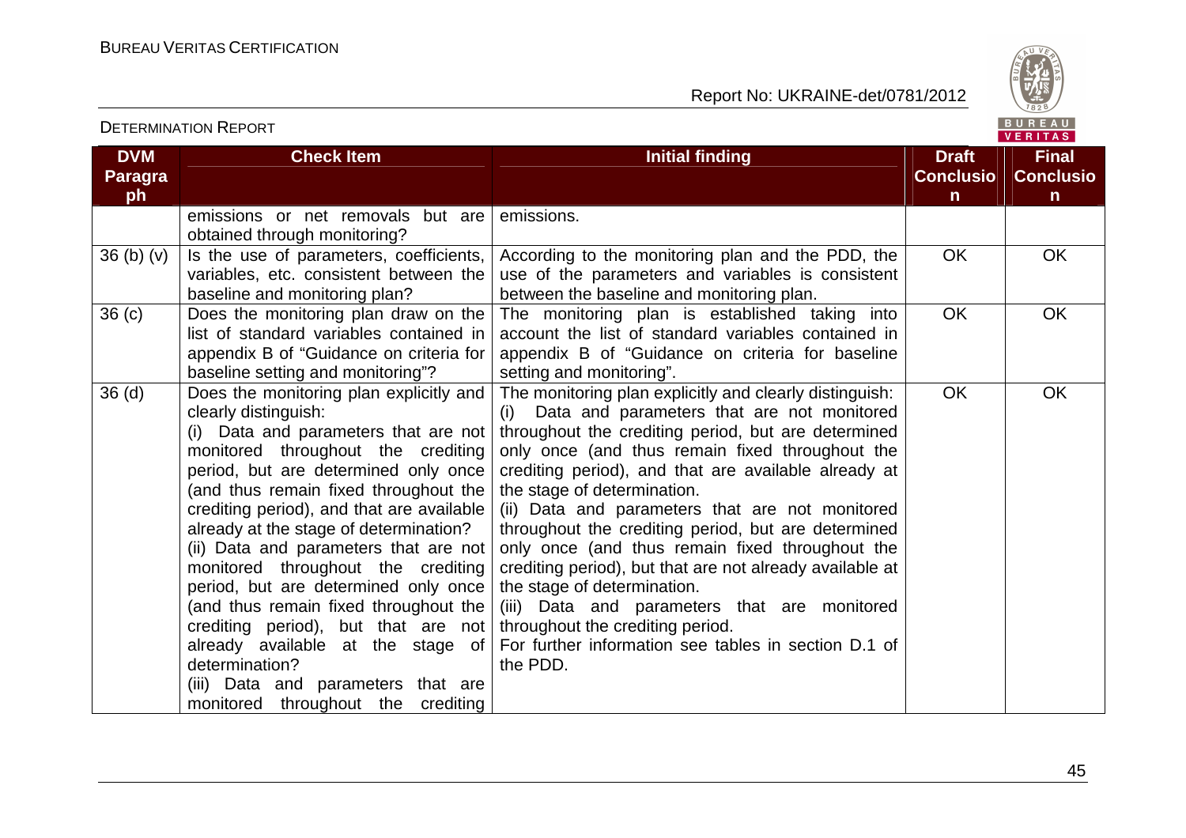| DVM Paragraph | Check Item | Initial finding | Draft Conclusion | Final Conclusion |
|---|---|---|---|---|
| | emissions or net removals but are obtained through monitoring? | emissions. | | |
| 36 (b) (v) | Is the use of parameters, coefficients, variables, etc. consistent between the baseline and monitoring plan? | According to the monitoring plan and the PDD, the use of the parameters and variables is consistent between the baseline and monitoring plan. | OK | OK |
| 36 (c) | Does the monitoring plan draw on the list of standard variables contained in appendix B of "Guidance on criteria for baseline setting and monitoring"? | The monitoring plan is established taking into account the list of standard variables contained in appendix B of "Guidance on criteria for baseline setting and monitoring". | OK | OK |
| 36 (d) | Does the monitoring plan explicitly and clearly distinguish:<br>(i) Data and parameters that are not monitored throughout the crediting period, but are determined only once (and thus remain fixed throughout the crediting period), and that are available already at the stage of determination?<br>(ii) Data and parameters that are not monitored throughout the crediting period, but are determined only once (and thus remain fixed throughout the crediting period), but that are not already available at the stage of determination?<br>(iii) Data and parameters that are monitored throughout the crediting | The monitoring plan explicitly and clearly distinguish:<br>(i) Data and parameters that are not monitored throughout the crediting period, but are determined only once (and thus remain fixed throughout the crediting period), and that are available already at the stage of determination.<br>(ii) Data and parameters that are not monitored throughout the crediting period, but are determined only once (and thus remain fixed throughout the crediting period), but that are not already available at the stage of determination.<br>(iii) Data and parameters that are monitored throughout the crediting period.<br>For further information see tables in section D.1 of the PDD. | OK | OK |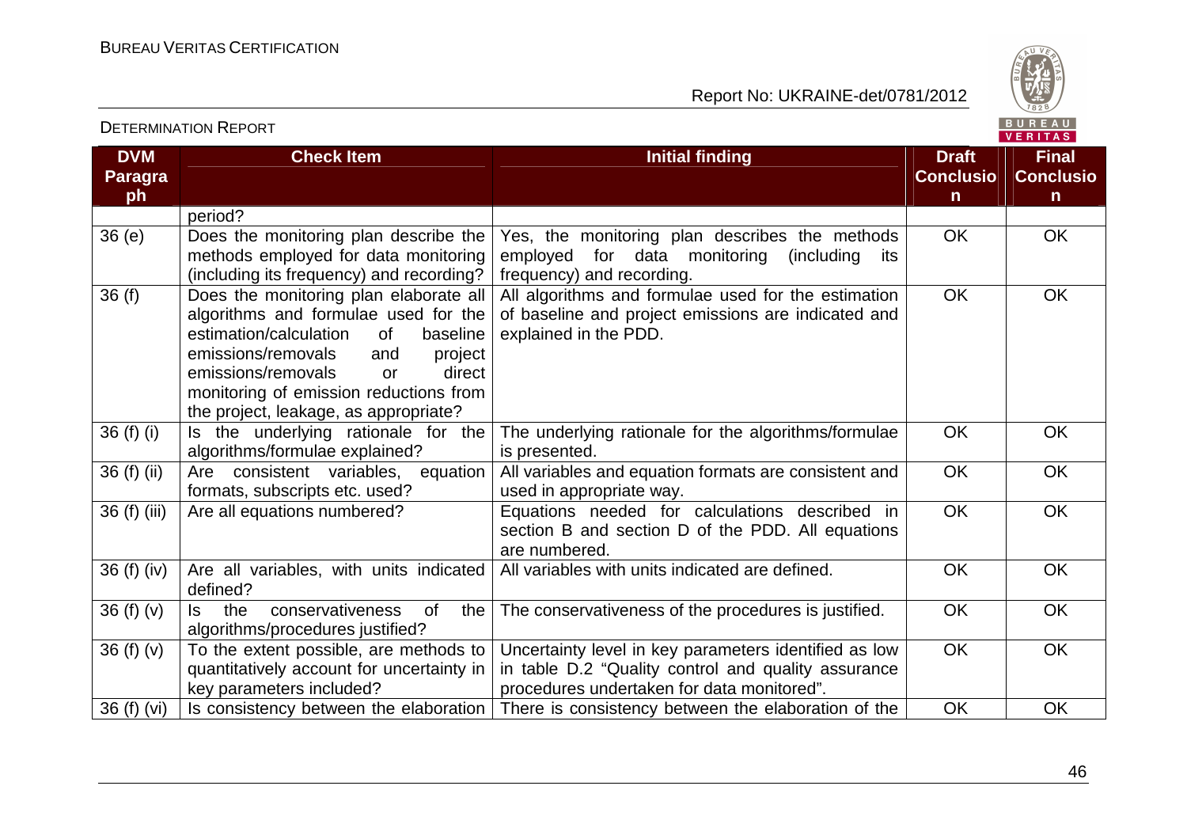| DVM Paragraph | Check Item | Initial finding | Draft Conclusion | Final Conclusion |
|---|---|---|---|---|
| | period? | | | |
| 36 (e) | Does the monitoring plan describe the methods employed for data monitoring (including its frequency) and recording? | Yes, the monitoring plan describes the methods employed for data monitoring (including its frequency) and recording. | OK | OK |
| 36 (f) | Does the monitoring plan elaborate all algorithms and formulae used for the estimation/calculation of baseline emissions/removals and project emissions/removals or direct monitoring of emission reductions from the project, leakage, as appropriate? | All algorithms and formulae used for the estimation of baseline and project emissions are indicated and explained in the PDD. | OK | OK |
| 36 (f) (i) | Is the underlying rationale for the algorithms/formulae explained? | The underlying rationale for the algorithms/formulae is presented. | OK | OK |
| 36 (f) (ii) | Are consistent variables, equation formats, subscripts etc. used? | All variables and equation formats are consistent and used in appropriate way. | OK | OK |
| 36 (f) (iii) | Are all equations numbered? | Equations needed for calculations described in section B and section D of the PDD. All equations are numbered. | OK | OK |
| 36 (f) (iv) | Are all variables, with units indicated defined? | All variables with units indicated are defined. | OK | OK |
| 36 (f) (v) | Is the conservativeness of the algorithms/procedures justified? | The conservativeness of the procedures is justified. | OK | OK |
| 36 (f) (v) | To the extent possible, are methods to quantitatively account for uncertainty in key parameters included? | Uncertainty level in key parameters identified as low in table D.2 "Quality control and quality assurance procedures undertaken for data monitored". | OK | OK |
| 36 (f) (vi) | Is consistency between the elaboration | There is consistency between the elaboration of the | OK | OK |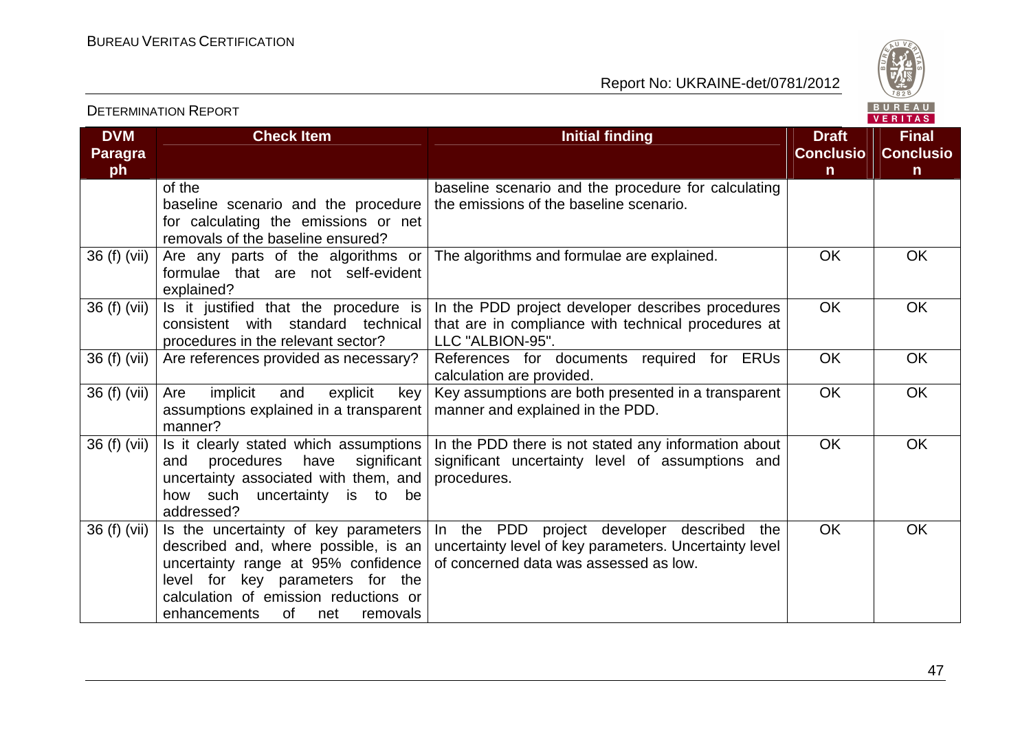| DVM Paragraph | Check Item | Initial finding | Draft Conclusion | Final Conclusion |
|---|---|---|---|---|
| | of the baseline scenario and the procedure for calculating the emissions or net removals of the baseline ensured? | baseline scenario and the procedure for calculating the emissions of the baseline scenario. | | |
| 36 (f) (vii) | Are any parts of the algorithms or formulae that are not self-evident explained? | The algorithms and formulae are explained. | OK | OK |
| 36 (f) (vii) | Is it justified that the procedure is consistent with standard technical procedures in the relevant sector? | In the PDD project developer describes procedures that are in compliance with technical procedures at LLC "ALBION-95". | OK | OK |
| 36 (f) (vii) | Are references provided as necessary? | References for documents required for ERUs calculation are provided. | OK | OK |
| 36 (f) (vii) | Are implicit and explicit key assumptions explained in a transparent manner? | Key assumptions are both presented in a transparent manner and explained in the PDD. | OK | OK |
| 36 (f) (vii) | Is it clearly stated which assumptions and procedures have significant uncertainty associated with them, and how such uncertainty is to be addressed? | In the PDD there is not stated any information about significant uncertainty level of assumptions and procedures. | OK | OK |
| 36 (f) (vii) | Is the uncertainty of key parameters described and, where possible, is an uncertainty range at 95% confidence level for key parameters for the calculation of emission reductions or enhancements of net removals | In the PDD project developer described the uncertainty level of key parameters. Uncertainty level of concerned data was assessed as low. | OK | OK |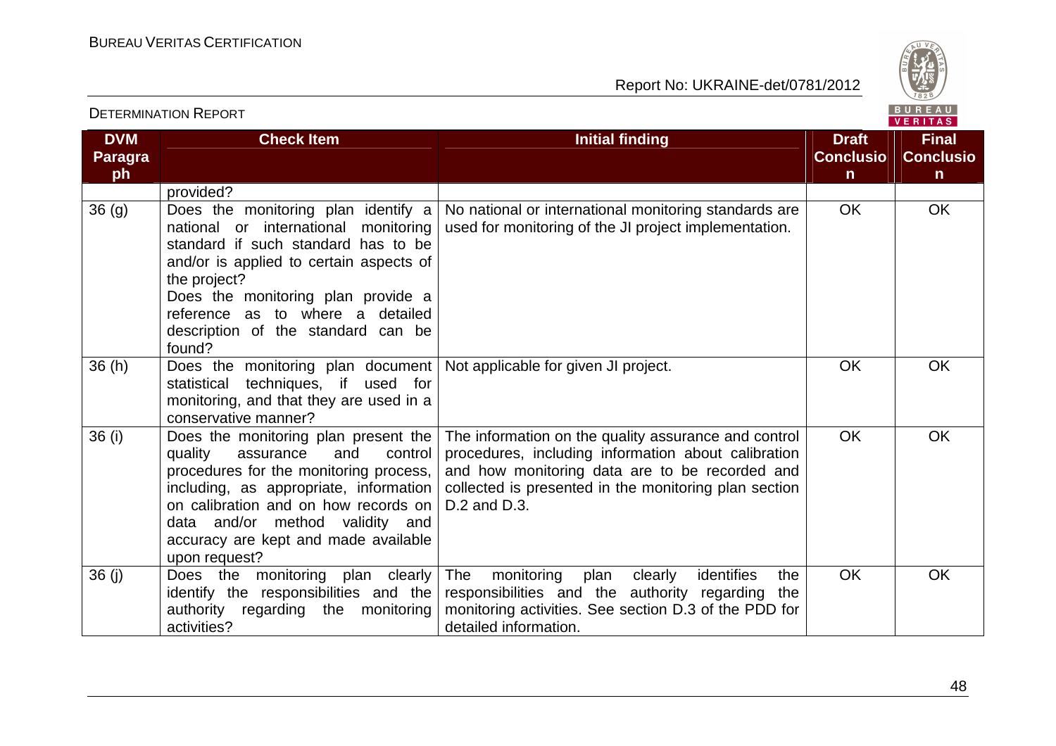| DVM Paragraph | Check Item | Initial finding | Draft Conclusion | Final Conclusion |
|---|---|---|---|---|
| | provided? | | | |
| 36 (g) | Does the monitoring plan identify a national or international monitoring standard if such standard has to be and/or is applied to certain aspects of the project? Does the monitoring plan provide a reference as to where a detailed description of the standard can be found? | No national or international monitoring standards are used for monitoring of the JI project implementation. | OK | OK |
| 36 (h) | Does the monitoring plan document statistical techniques, if used for monitoring, and that they are used in a conservative manner? | Not applicable for given JI project. | OK | OK |
| 36 (i) | Does the monitoring plan present the quality assurance and control procedures for the monitoring process, including, as appropriate, information on calibration and on how records on data and/or method validity and accuracy are kept and made available upon request? | The information on the quality assurance and control procedures, including information about calibration and how monitoring data are to be recorded and collected is presented in the monitoring plan section D.2 and D.3. | OK | OK |
| 36 (j) | Does the monitoring plan clearly identify the responsibilities and the authority regarding the monitoring activities? | The monitoring plan clearly identifies the responsibilities and the authority regarding the monitoring activities. See section D.3 of the PDD for detailed information. | OK | OK |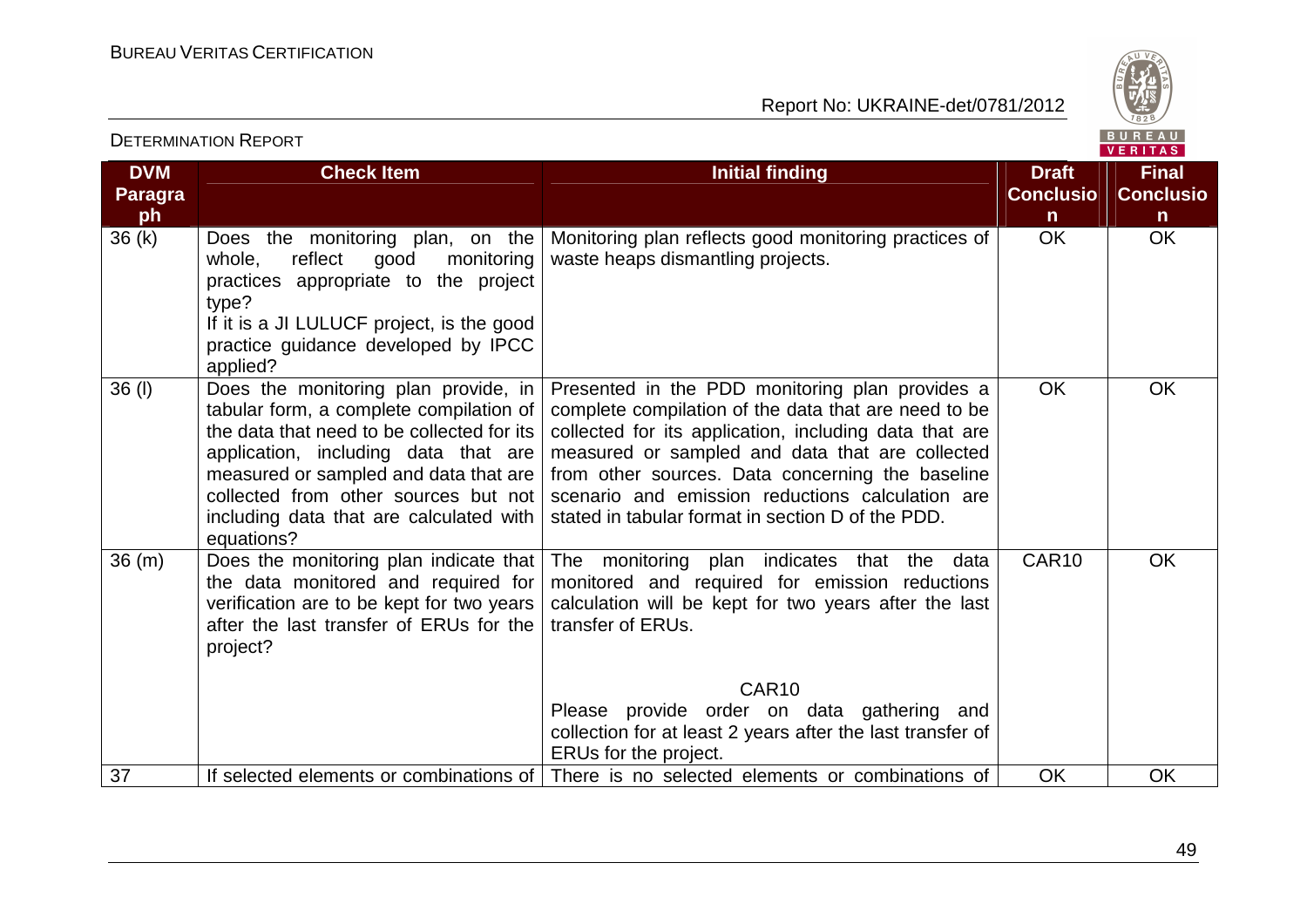| DVM Paragraph | Check Item | Initial finding | Draft Conclusion | Final Conclusion |
|---|---|---|---|---|
| 36 (k) | Does the monitoring plan, on the whole, reflect good monitoring practices appropriate to the project type?<br>If it is a JI LULUCF project, is the good practice guidance developed by IPCC applied? | Monitoring plan reflects good monitoring practices of waste heaps dismantling projects. | OK | OK |
| 36 (l) | Does the monitoring plan provide, in tabular form, a complete compilation of the data that need to be collected for its application, including data that are measured or sampled and data that are collected from other sources but not including data that are calculated with equations? | Presented in the PDD monitoring plan provides a complete compilation of the data that are need to be collected for its application, including data that are measured or sampled and data that are collected from other sources. Data concerning the baseline scenario and emission reductions calculation are stated in tabular format in section D of the PDD. | OK | OK |
| 36 (m) | Does the monitoring plan indicate that the data monitored and required for verification are to be kept for two years after the last transfer of ERUs for the project? | The monitoring plan indicates that the data monitored and required for emission reductions calculation will be kept for two years after the last transfer of ERUs.<br><br>CAR10<br>Please provide order on data gathering and collection for at least 2 years after the last transfer of ERUs for the project. | CAR10 | OK |
| 37 | If selected elements or combinations of | There is no selected elements or combinations of | OK | OK |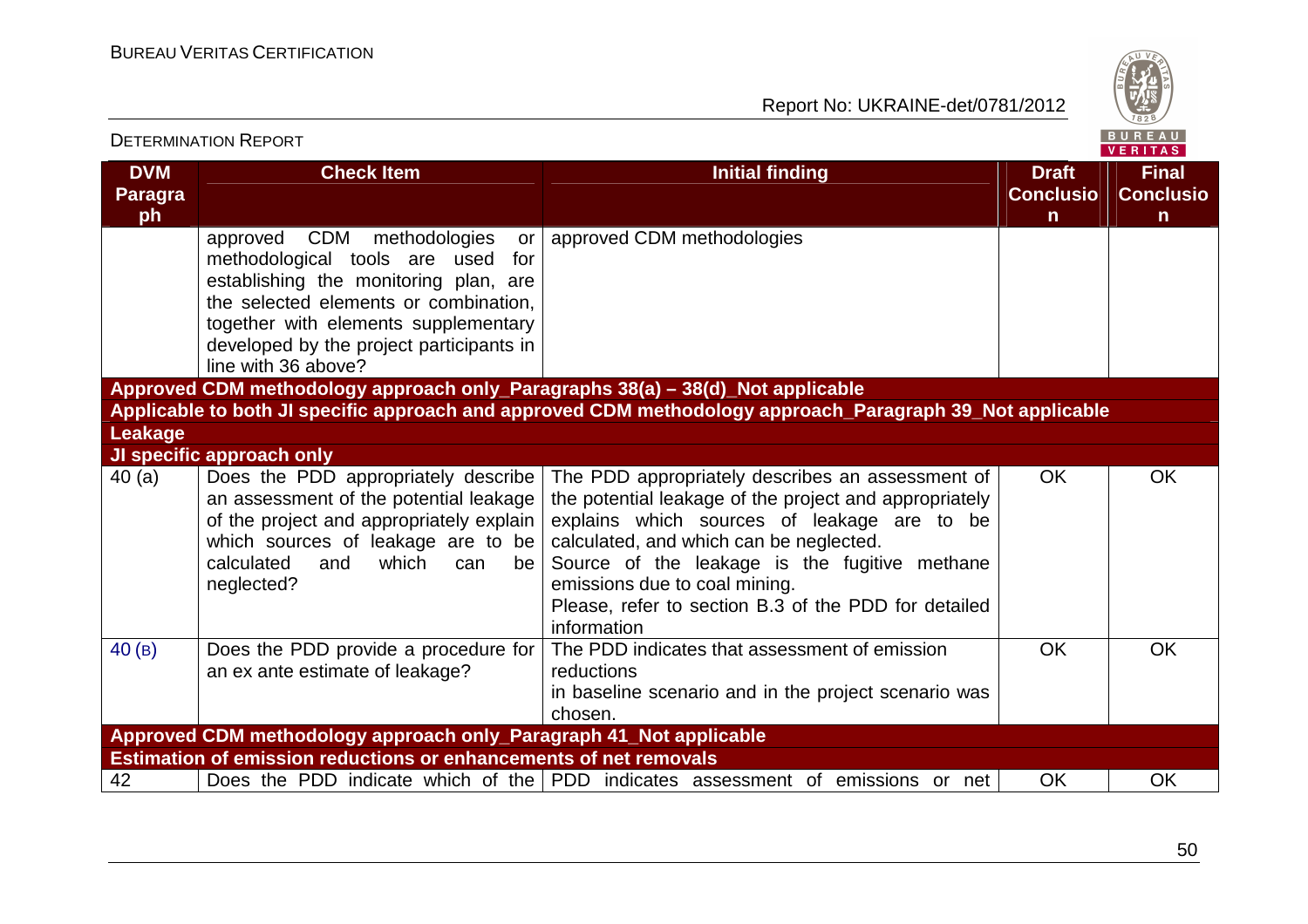| DVM Paragraph | Check Item | Initial finding | Draft Conclusion | Final Conclusion |
|---|---|---|---|---|
| | approved CDM methodologies or methodological tools are used for establishing the monitoring plan, are the selected elements or combination, together with elements supplementary developed by the project participants in line with 36 above? | approved CDM methodologies | | |
| **Approved CDM methodology approach only_Paragraphs 38(a) – 38(d)_Not applicable** | | | | |
| **Applicable to both JI specific approach and approved CDM methodology approach_Paragraph 39_Not applicable** | | | | |
| **Leakage** | | | | |
| **JI specific approach only** | | | | |
| 40 (a) | Does the PDD appropriately describe an assessment of the potential leakage of the project and appropriately explain which sources of leakage are to be calculated and which can be neglected? | The PDD appropriately describes an assessment of the potential leakage of the project and appropriately explains which sources of leakage are to be calculated, and which can be neglected. Source of the leakage is the fugitive methane emissions due to coal mining. Please, refer to section B.3 of the PDD for detailed information | OK | OK |
| 40 (в) | Does the PDD provide a procedure for an ex ante estimate of leakage? | The PDD indicates that assessment of emission reductions in baseline scenario and in the project scenario was chosen. | OK | OK |
| **Approved CDM methodology approach only_Paragraph 41_Not applicable** | | | | |
| **Estimation of emission reductions or enhancements of net removals** | | | | |
| 42 | Does the PDD indicate which of the | PDD indicates assessment of emissions or net | OK | OK |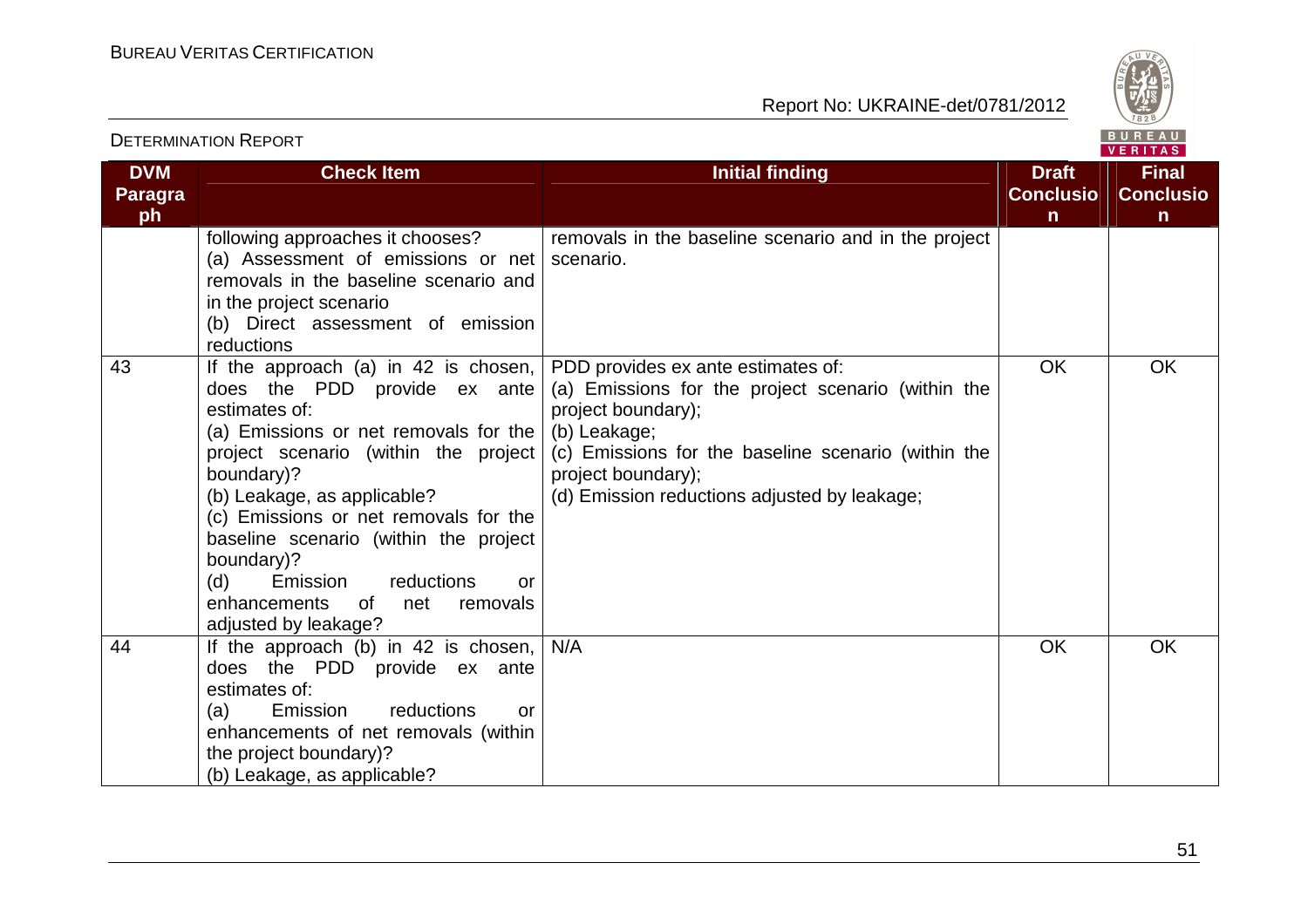| DVM Paragraph | Check Item | Initial finding | Draft Conclusion | Final Conclusion |
|---|---|---|---|---|
| | following approaches it chooses? (a) Assessment of emissions or net removals in the baseline scenario and in the project scenario (b) Direct assessment of emission reductions | removals in the baseline scenario and in the project scenario. | | |
| 43 | If the approach (a) in 42 is chosen, does the PDD provide ex ante estimates of: (a) Emissions or net removals for the project scenario (within the project boundary)? (b) Leakage, as applicable? (c) Emissions or net removals for the baseline scenario (within the project boundary)? (d) Emission reductions or enhancements of net removals adjusted by leakage? | PDD provides ex ante estimates of: (a) Emissions for the project scenario (within the project boundary); (b) Leakage; (c) Emissions for the baseline scenario (within the project boundary); (d) Emission reductions adjusted by leakage; | OK | OK |
| 44 | If the approach (b) in 42 is chosen, does the PDD provide ex ante estimates of: (a) Emission reductions or enhancements of net removals (within the project boundary)? (b) Leakage, as applicable? | N/A | OK | OK |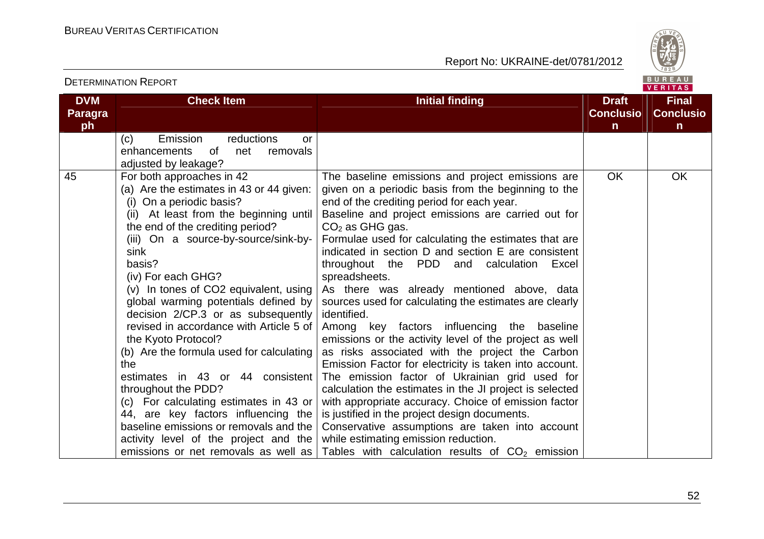| DVM Paragraph | Check Item | Initial finding | Draft Conclusion | Final Conclusion |
|---|---|---|---|---|
| | (c) Emission reductions or enhancements of net removals adjusted by leakage? | | | |
| 45 | For both approaches in 42<br>(a) Are the estimates in 43 or 44 given:<br>(i) On a periodic basis?<br>(ii) At least from the beginning until the end of the crediting period?<br>(iii) On a source-by-source/sink-by-sink basis?<br>(iv) For each GHG?<br>(v) In tones of CO2 equivalent, using global warming potentials defined by decision 2/CP.3 or as subsequently revised in accordance with Article 5 of the Kyoto Protocol?<br>(b) Are the formula used for calculating the estimates in 43 or 44 consistent throughout the PDD?<br>(c) For calculating estimates in 43 or 44, are key factors influencing the baseline emissions or removals and the activity level of the project and the emissions or net removals as well as | The baseline emissions and project emissions are given on a periodic basis from the beginning to the end of the crediting period for each year.<br>Baseline and project emissions are carried out for $CO_2$ as GHG gas.<br>Formulae used for calculating the estimates that are indicated in section D and section E are consistent throughout the PDD and calculation Excel spreadsheets.<br>As there was already mentioned above, data sources used for calculating the estimates are clearly identified.<br>Among key factors influencing the baseline emissions or the activity level of the project as well as risks associated with the project the Carbon Emission Factor for electricity is taken into account. The emission factor of Ukrainian grid used for calculation the estimates in the JI project is selected with appropriate accuracy. Choice of emission factor is justified in the project design documents.<br>Conservative assumptions are taken into account while estimating emission reduction.<br>Tables with calculation results of $CO_2$ emission | OK | OK |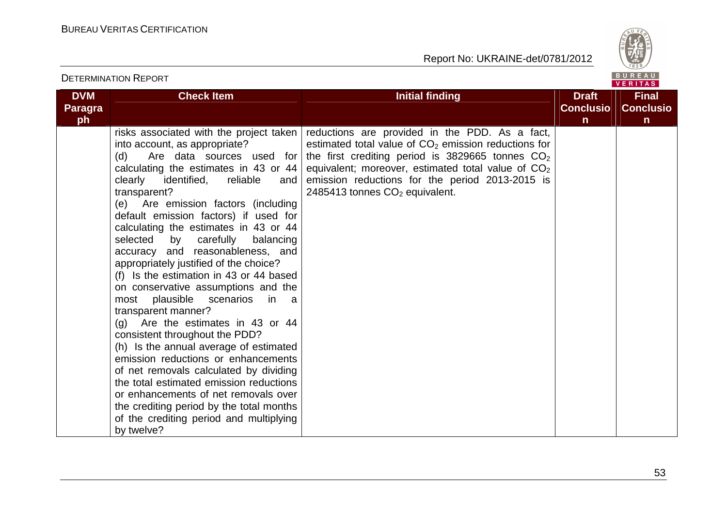| DVM Paragraph | Check Item | Initial finding | Draft Conclusion | Final Conclusion |
|---|---|---|---|---|
| | risks associated with the project taken into account, as appropriate?<br>(d) Are data sources used for calculating the estimates in 43 or 44 clearly identified, reliable and transparent?<br>(e) Are emission factors (including default emission factors) if used for calculating the estimates in 43 or 44 selected by carefully balancing accuracy and reasonableness, and appropriately justified of the choice?<br>(f) Is the estimation in 43 or 44 based on conservative assumptions and the most plausible scenarios in a transparent manner?<br>(g) Are the estimates in 43 or 44 consistent throughout the PDD?<br>(h) Is the annual average of estimated emission reductions or enhancements of net removals calculated by dividing the total estimated emission reductions or enhancements of net removals over the crediting period by the total months of the crediting period and multiplying by twelve? | reductions are provided in the PDD. As a fact, estimated total value of $CO_2$ emission reductions for the first crediting period is 3829665 tonnes $CO_2$ equivalent; moreover, estimated total value of $CO_2$ emission reductions for the period 2013-2015 is 2485413 tonnes $CO_2$ equivalent. | | |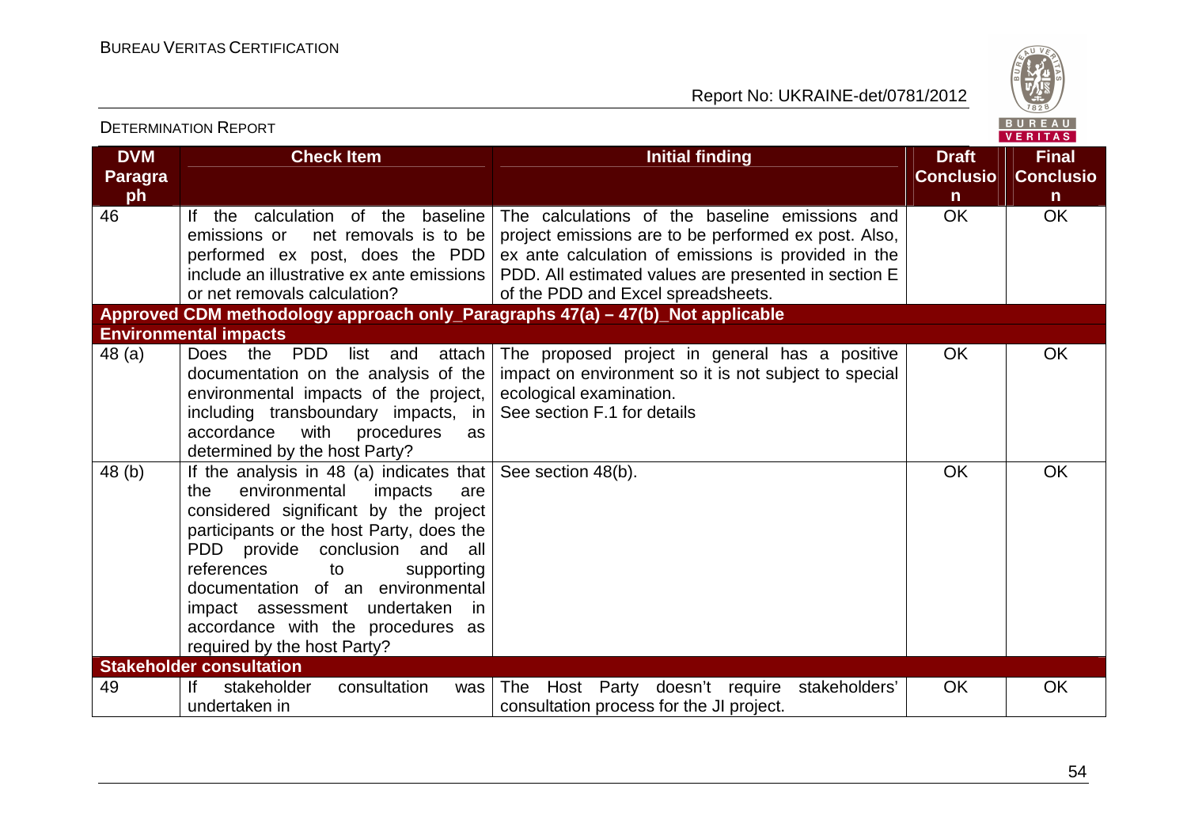| DVM Paragraph | Check Item | Initial finding | Draft Conclusion | Final Conclusion |
|---|---|---|---|---|
| 46 | If the calculation of the baseline emissions or net removals is to be performed ex post, does the PDD include an illustrative ex ante emissions or net removals calculation? | The calculations of the baseline emissions and project emissions are to be performed ex post. Also, ex ante calculation of emissions is provided in the PDD. All estimated values are presented in section E of the PDD and Excel spreadsheets. | OK | OK |
| **Approved CDM methodology approach only_Paragraphs 47(a) – 47(b)_Not applicable** | | | | |
| **Environmental impacts** | | | | |
| 48 (a) | Does the PDD list and attach documentation on the analysis of the environmental impacts of the project, including transboundary impacts, in accordance with procedures as determined by the host Party? | The proposed project in general has a positive impact on environment so it is not subject to special ecological examination. See section F.1 for details | OK | OK |
| 48 (b) | If the analysis in 48 (a) indicates that the environmental impacts are considered significant by the project participants or the host Party, does the PDD provide conclusion and all references to supporting documentation of an environmental impact assessment undertaken in accordance with the procedures as required by the host Party? | See section 48(b). | OK | OK |
| **Stakeholder consultation** | | | | |
| 49 | If stakeholder consultation was undertaken in | The Host Party doesn't require stakeholders' consultation process for the JI project. | OK | OK |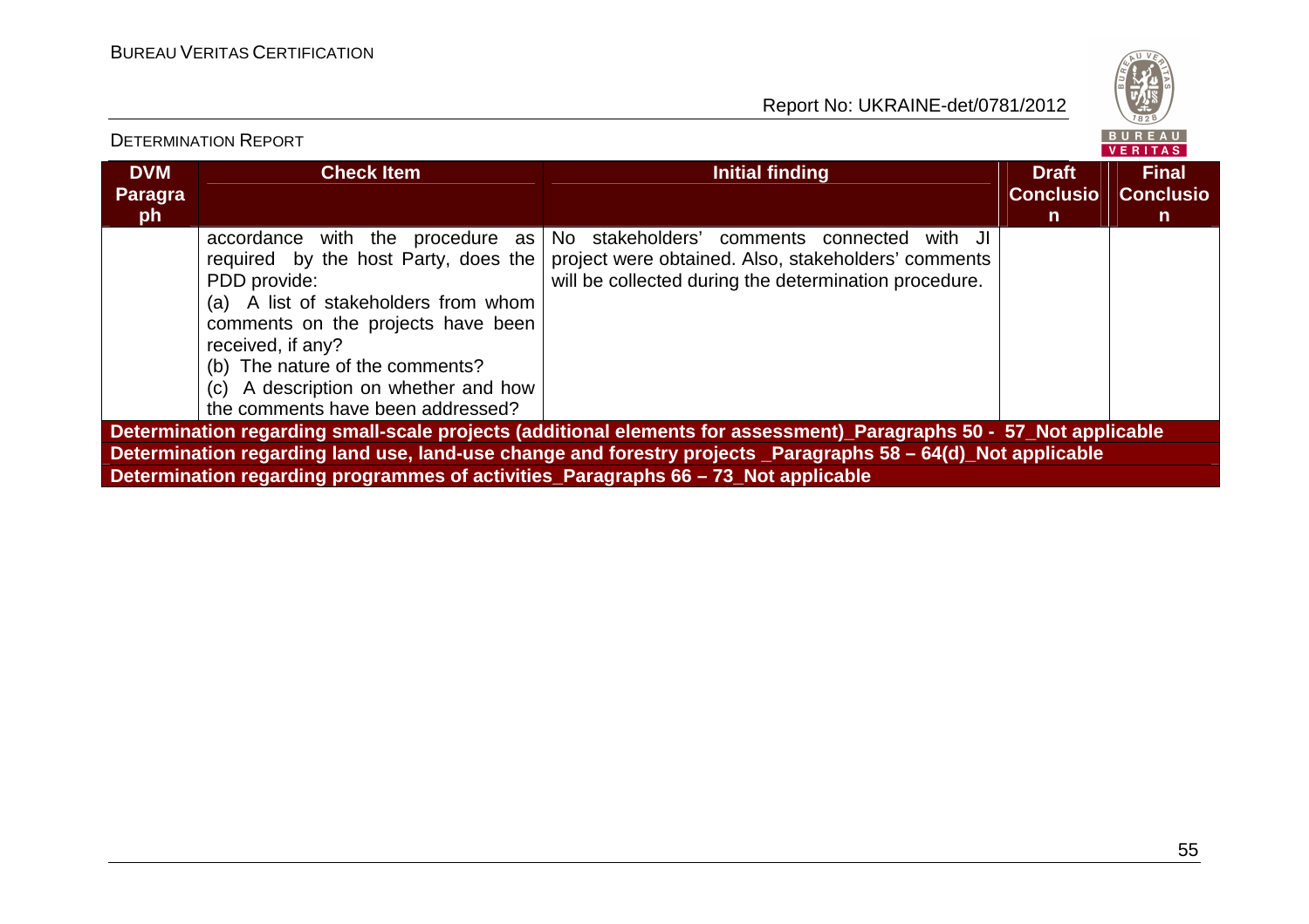| DVM Paragraph | Check Item | Initial finding | Draft Conclusion | Final Conclusion |
|---|---|---|---|---|
| | accordance with the procedure as required by the host Party, does the PDD provide:<br>(a) A list of stakeholders from whom comments on the projects have been received, if any?<br>(b) The nature of the comments?<br>(c) A description on whether and how the comments have been addressed? | No stakeholders' comments connected with JI project were obtained. Also, stakeholders' comments will be collected during the determination procedure. | | |
| **Determination regarding small-scale projects (additional elements for assessment)_Paragraphs 50 - 57_Not applicable** | | | | |
| **Determination regarding land use, land-use change and forestry projects _Paragraphs 58 – 64(d)_Not applicable** | | | | |
| **Determination regarding programmes of activities_Paragraphs 66 – 73_Not applicable** | | | | |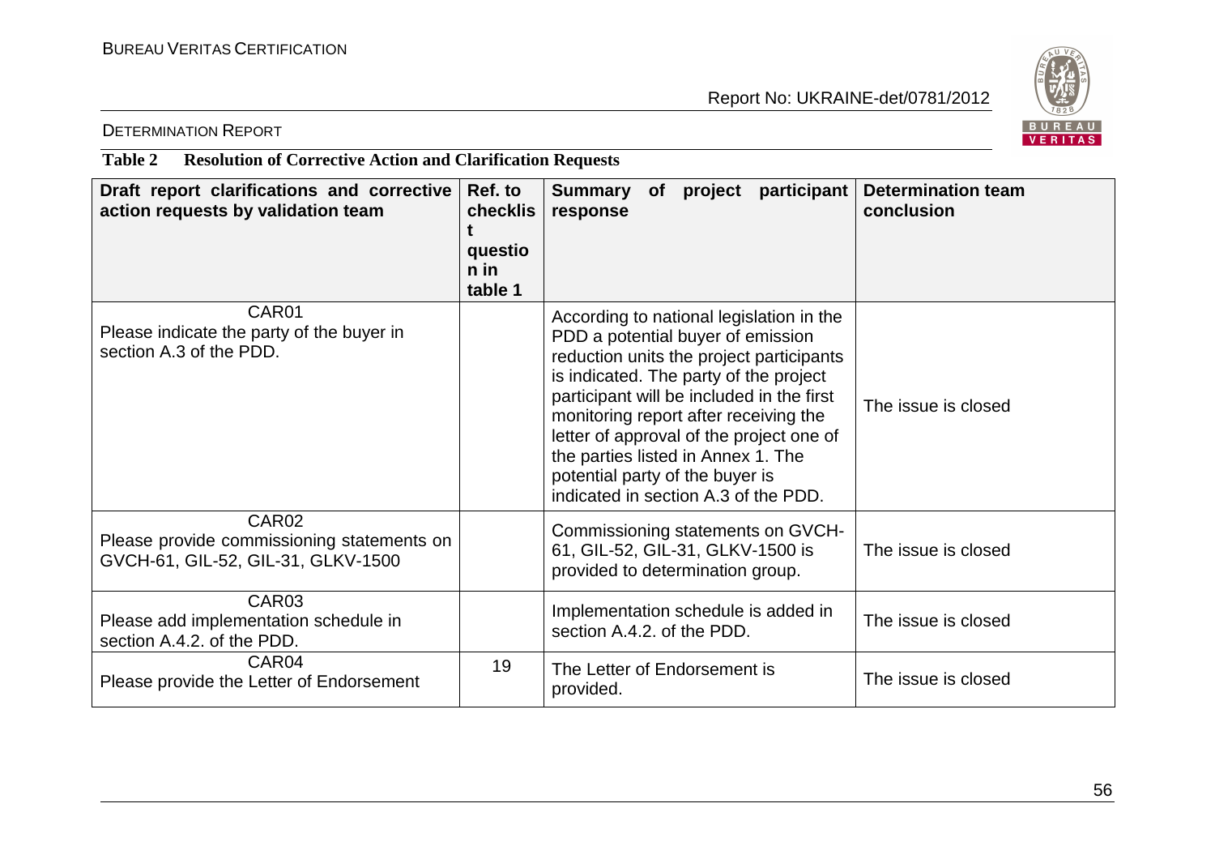**Table 2 Resolution of Corrective Action and Clarification Requests**

| Draft report clarifications and corrective action requests by validation team | Ref. to checklist question in table 1 | Summary of project participant response | Determination team conclusion |
|---|---|---|---|
| CAR01<br>Please indicate the party of the buyer in section A.3 of the PDD. | | According to national legislation in the PDD a potential buyer of emission reduction units the project participants is indicated. The party of the project participant will be included in the first monitoring report after receiving the letter of approval of the project one of the parties listed in Annex 1. The potential party of the buyer is indicated in section A.3 of the PDD. | The issue is closed |
| CAR02<br>Please provide commissioning statements on GVCH-61, GIL-52, GIL-31, GLKV-1500 | | Commissioning statements on GVCH-61, GIL-52, GIL-31, GLKV-1500 is provided to determination group. | The issue is closed |
| CAR03<br>Please add implementation schedule in section A.4.2. of the PDD. | | Implementation schedule is added in section A.4.2. of the PDD. | The issue is closed |
| CAR04<br>Please provide the Letter of Endorsement | 19 | The Letter of Endorsement is provided. | The issue is closed |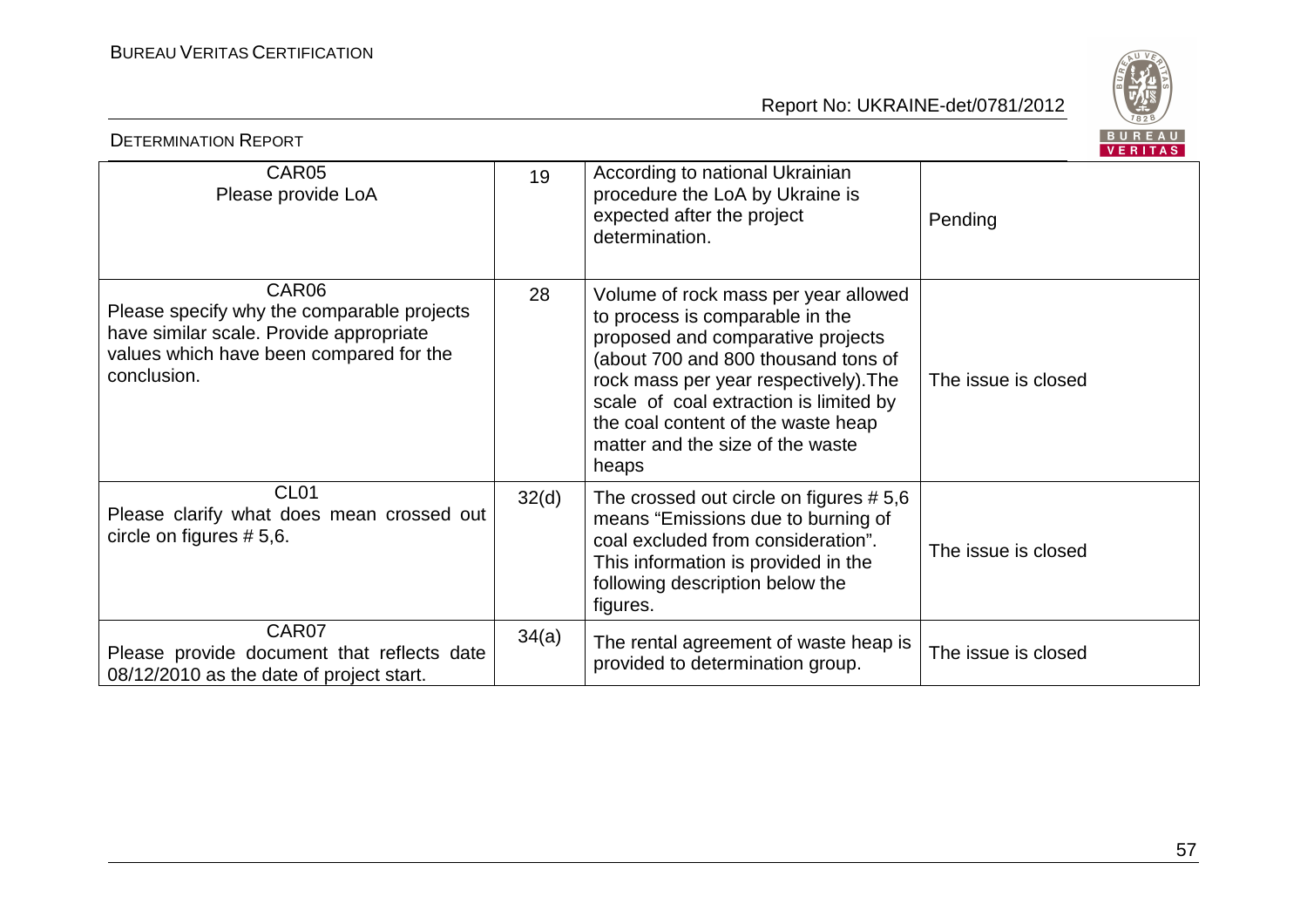| | | | |
|---|---|---|---|
| CAR05<br>Please provide LoA | 19 | According to national Ukrainian procedure the LoA by Ukraine is expected after the project determination. | Pending |
| CAR06<br>Please specify why the comparable projects have similar scale. Provide appropriate values which have been compared for the conclusion. | 28 | Volume of rock mass per year allowed to process is comparable in the proposed and comparative projects (about 700 and 800 thousand tons of rock mass per year respectively).The scale of coal extraction is limited by the coal content of the waste heap matter and the size of the waste heaps | The issue is closed |
| CL01<br>Please clarify what does mean crossed out circle on figures # 5,6. | 32(d) | The crossed out circle on figures # 5,6 means "Emissions due to burning of coal excluded from consideration". This information is provided in the following description below the figures. | The issue is closed |
| CAR07<br>Please provide document that reflects date 08/12/2010 as the date of project start. | 34(a) | The rental agreement of waste heap is provided to determination group. | The issue is closed |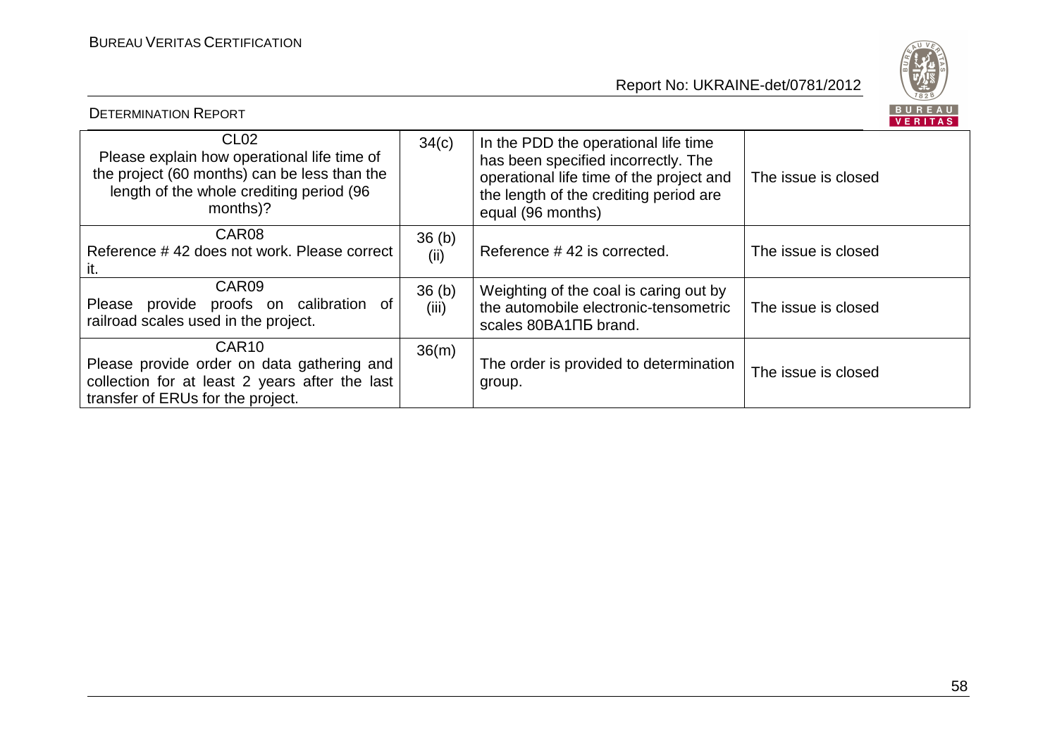| | | | |
|---|---|---|---|
| CL02<br>Please explain how operational life time of the project (60 months) can be less than the length of the whole crediting period (96 months)? | 34(c) | In the PDD the operational life time has been specified incorrectly. The operational life time of the project and the length of the crediting period are equal (96 months) | The issue is closed |
| CAR08<br>Reference # 42 does not work. Please correct it. | 36 (b) (ii) | Reference # 42 is corrected. | The issue is closed |
| CAR09<br>Please provide proofs on calibration of railroad scales used in the project. | 36 (b) (iii) | Weighting of the coal is caring out by the automobile electronic-tensometric scales 80ВА1ПБ brand. | The issue is closed |
| CAR10<br>Please provide order on data gathering and collection for at least 2 years after the last transfer of ERUs for the project. | 36(m) | The order is provided to determination group. | The issue is closed |